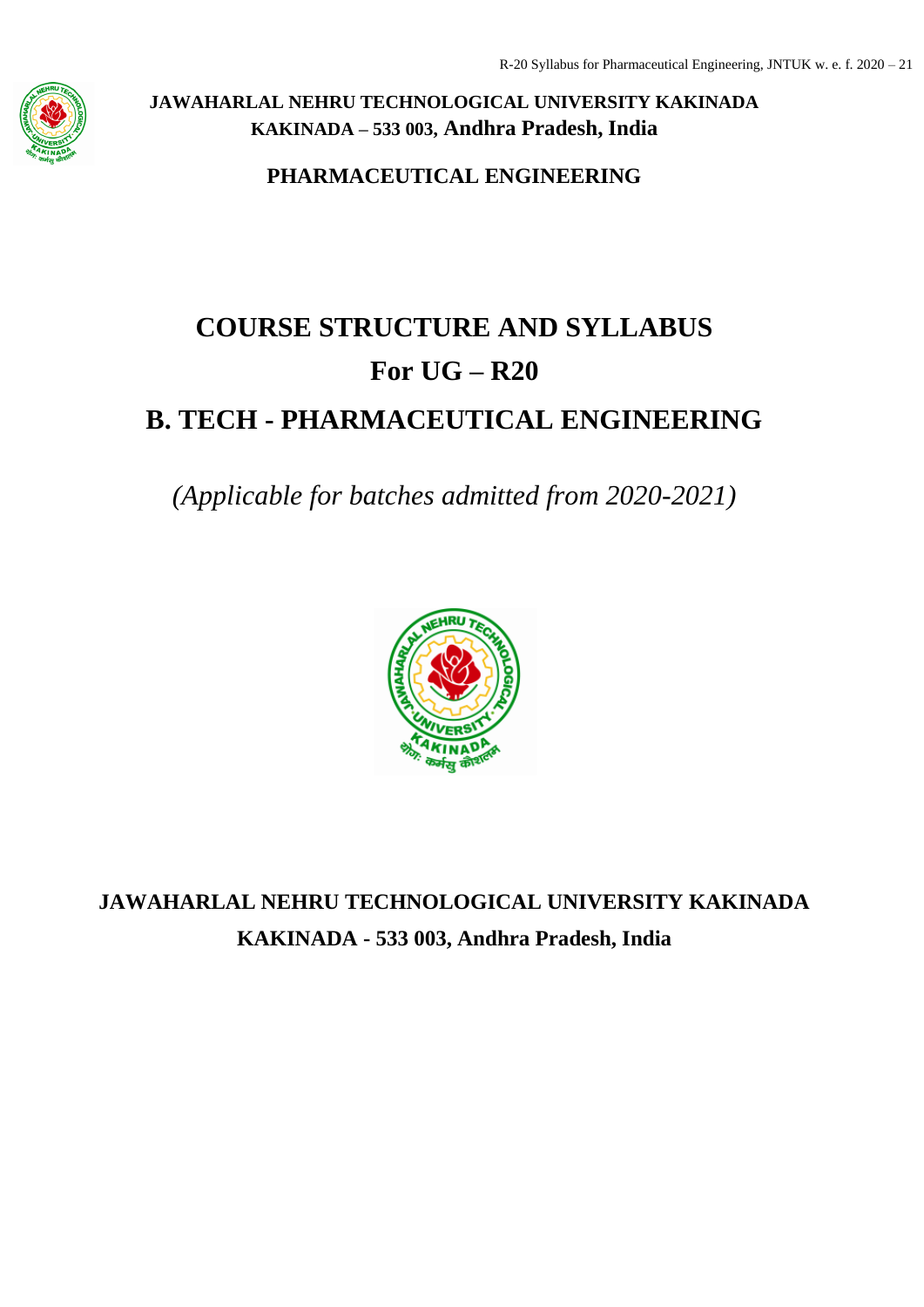**JAWAHARLAL NEHRU TECHNOLOGICAL UNIVERSITY KAKINADA**
**KAKINADA – 533 003, Andhra Pradesh, India**

**PHARMACEUTICAL ENGINEERING**

# COURSE STRUCTURE AND SYLLABUS

# For UG – R20

# B. TECH - PHARMACEUTICAL ENGINEERING

*(Applicable for batches admitted from 2020-2021)*

**JAWAHARLAL NEHRU TECHNOLOGICAL UNIVERSITY KAKINADA**
**KAKINADA - 533 003, Andhra Pradesh, India**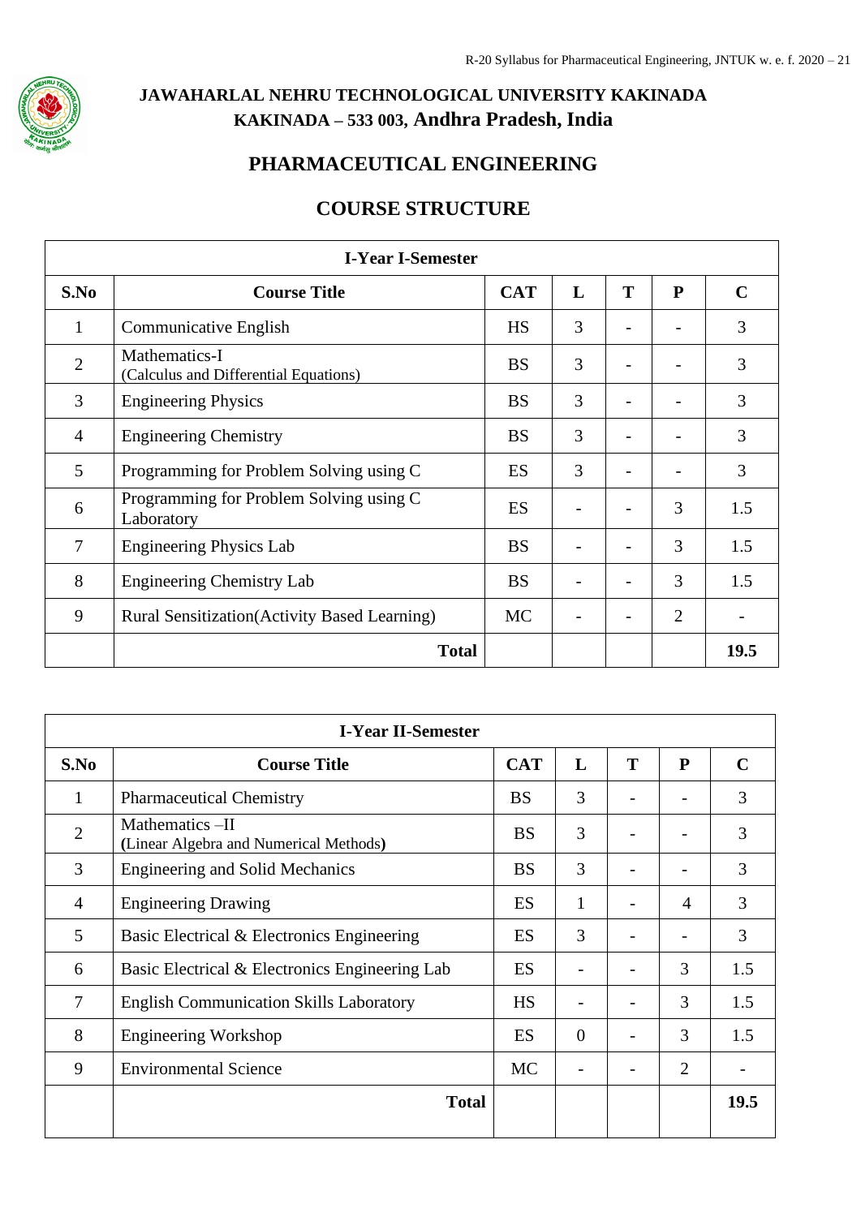**JAWAHARLAL NEHRU TECHNOLOGICAL UNIVERSITY KAKINADA**
**KAKINADA – 533 003, Andhra Pradesh, India**

# PHARMACEUTICAL ENGINEERING

## COURSE STRUCTURE

| I-Year I-Semester | | | | | | |
|---|---|---|---|---|---|---|
| **S.No** | **Course Title** | **CAT** | **L** | **T** | **P** | **C** |
| 1 | Communicative English | HS | 3 | - | - | 3 |
| 2 | Mathematics-I (Calculus and Differential Equations) | BS | 3 | - | - | 3 |
| 3 | Engineering Physics | BS | 3 | - | - | 3 |
| 4 | Engineering Chemistry | BS | 3 | - | - | 3 |
| 5 | Programming for Problem Solving using C | ES | 3 | - | - | 3 |
| 6 | Programming for Problem Solving using C Laboratory | ES | - | - | 3 | 1.5 |
| 7 | Engineering Physics Lab | BS | - | - | 3 | 1.5 |
| 8 | Engineering Chemistry Lab | BS | - | - | 3 | 1.5 |
| 9 | Rural Sensitization(Activity Based Learning) | MC | - | - | 2 | - |
| | **Total** | | | | | **19.5** |

| I-Year II-Semester | | | | | | |
|---|---|---|---|---|---|---|
| **S.No** | **Course Title** | **CAT** | **L** | **T** | **P** | **C** |
| 1 | Pharmaceutical Chemistry | BS | 3 | - | - | 3 |
| 2 | Mathematics –II (Linear Algebra and Numerical Methods) | BS | 3 | - | - | 3 |
| 3 | Engineering and Solid Mechanics | BS | 3 | - | - | 3 |
| 4 | Engineering Drawing | ES | 1 | - | 4 | 3 |
| 5 | Basic Electrical & Electronics Engineering | ES | 3 | - | - | 3 |
| 6 | Basic Electrical & Electronics Engineering Lab | ES | - | - | 3 | 1.5 |
| 7 | English Communication Skills Laboratory | HS | - | - | 3 | 1.5 |
| 8 | Engineering Workshop | ES | 0 | - | 3 | 1.5 |
| 9 | Environmental Science | MC | - | - | 2 | - |
| | **Total** | | | | | **19.5** |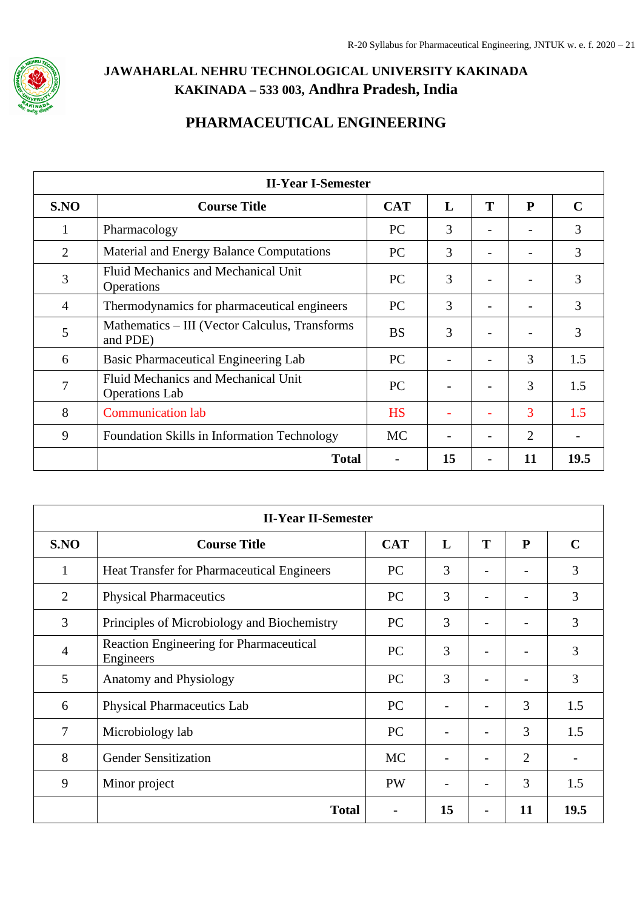# JAWAHARLAL NEHRU TECHNOLOGICAL UNIVERSITY KAKINADA

## KAKINADA – 533 003, Andhra Pradesh, India

## PHARMACEUTICAL ENGINEERING

| II-Year I-Semester | | | | | | |
|---|---|---|---|---|---|---|
| **S.NO** | **Course Title** | **CAT** | **L** | **T** | **P** | **C** |
| 1 | Pharmacology | PC | 3 | - | - | 3 |
| 2 | Material and Energy Balance Computations | PC | 3 | - | - | 3 |
| 3 | Fluid Mechanics and Mechanical Unit Operations | PC | 3 | - | - | 3 |
| 4 | Thermodynamics for pharmaceutical engineers | PC | 3 | - | - | 3 |
| 5 | Mathematics – III (Vector Calculus, Transforms and PDE) | BS | 3 | - | - | 3 |
| 6 | Basic Pharmaceutical Engineering Lab | PC | - | - | 3 | 1.5 |
| 7 | Fluid Mechanics and Mechanical Unit Operations Lab | PC | - | - | 3 | 1.5 |
| 8 | Communication lab | HS | - | - | 3 | 1.5 |
| 9 | Foundation Skills in Information Technology | MC | - | - | 2 | - |
| | **Total** | - | **15** | - | **11** | **19.5** |

| II-Year II-Semester | | | | | | |
|---|---|---|---|---|---|---|
| **S.NO** | **Course Title** | **CAT** | **L** | **T** | **P** | **C** |
| 1 | Heat Transfer for Pharmaceutical Engineers | PC | 3 | - | - | 3 |
| 2 | Physical Pharmaceutics | PC | 3 | - | - | 3 |
| 3 | Principles of Microbiology and Biochemistry | PC | 3 | - | - | 3 |
| 4 | Reaction Engineering for Pharmaceutical Engineers | PC | 3 | - | - | 3 |
| 5 | Anatomy and Physiology | PC | 3 | - | - | 3 |
| 6 | Physical Pharmaceutics Lab | PC | - | - | 3 | 1.5 |
| 7 | Microbiology lab | PC | - | - | 3 | 1.5 |
| 8 | Gender Sensitization | MC | - | - | 2 | - |
| 9 | Minor project | PW | - | - | 3 | 1.5 |
| | **Total** | - | **15** | - | **11** | **19.5** |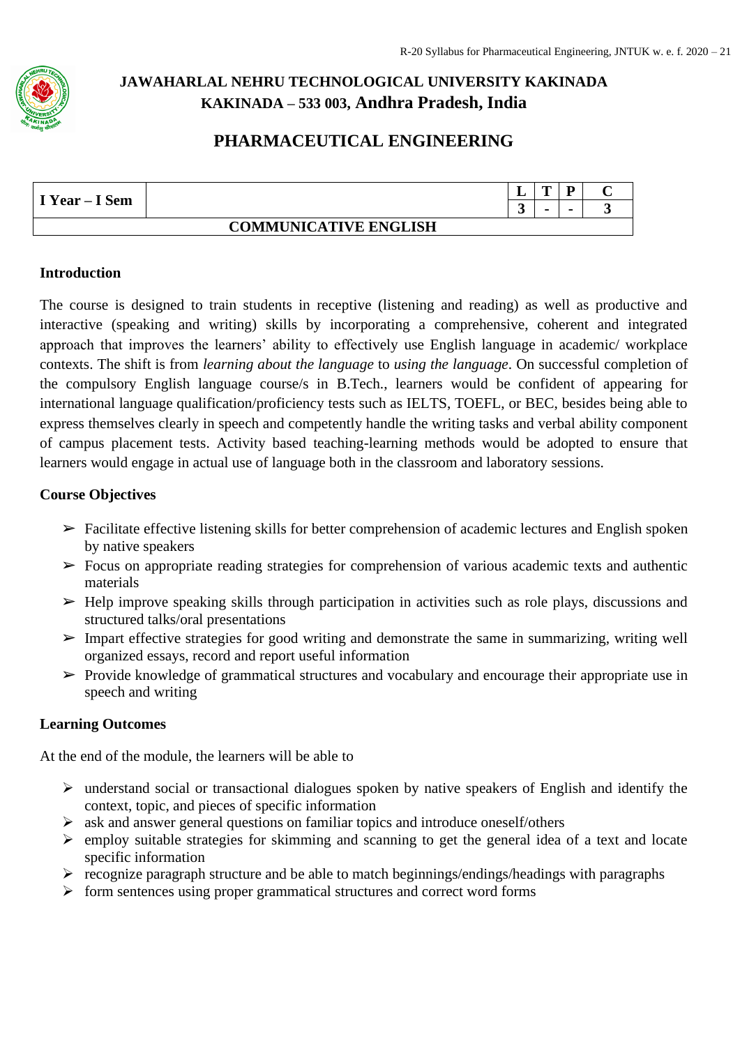**JAWAHARLAL NEHRU TECHNOLOGICAL UNIVERSITY KAKINADA**
**KAKINADA – 533 003, Andhra Pradesh, India**

## PHARMACEUTICAL ENGINEERING

| I Year – I Sem | | L | T | P | C |
|---|---|---|---|---|---|
| | | 3 | - | - | 3 |
| **COMMUNICATIVE ENGLISH** | | | | | |

### Introduction

The course is designed to train students in receptive (listening and reading) as well as productive and interactive (speaking and writing) skills by incorporating a comprehensive, coherent and integrated approach that improves the learners' ability to effectively use English language in academic/ workplace contexts. The shift is from *learning about the language* to *using the language*. On successful completion of the compulsory English language course/s in B.Tech., learners would be confident of appearing for international language qualification/proficiency tests such as IELTS, TOEFL, or BEC, besides being able to express themselves clearly in speech and competently handle the writing tasks and verbal ability component of campus placement tests. Activity based teaching-learning methods would be adopted to ensure that learners would engage in actual use of language both in the classroom and laboratory sessions.

### Course Objectives

- Facilitate effective listening skills for better comprehension of academic lectures and English spoken by native speakers
- Focus on appropriate reading strategies for comprehension of various academic texts and authentic materials
- Help improve speaking skills through participation in activities such as role plays, discussions and structured talks/oral presentations
- Impart effective strategies for good writing and demonstrate the same in summarizing, writing well organized essays, record and report useful information
- Provide knowledge of grammatical structures and vocabulary and encourage their appropriate use in speech and writing

### Learning Outcomes

At the end of the module, the learners will be able to

- understand social or transactional dialogues spoken by native speakers of English and identify the context, topic, and pieces of specific information
- ask and answer general questions on familiar topics and introduce oneself/others
- employ suitable strategies for skimming and scanning to get the general idea of a text and locate specific information
- recognize paragraph structure and be able to match beginnings/endings/headings with paragraphs
- form sentences using proper grammatical structures and correct word forms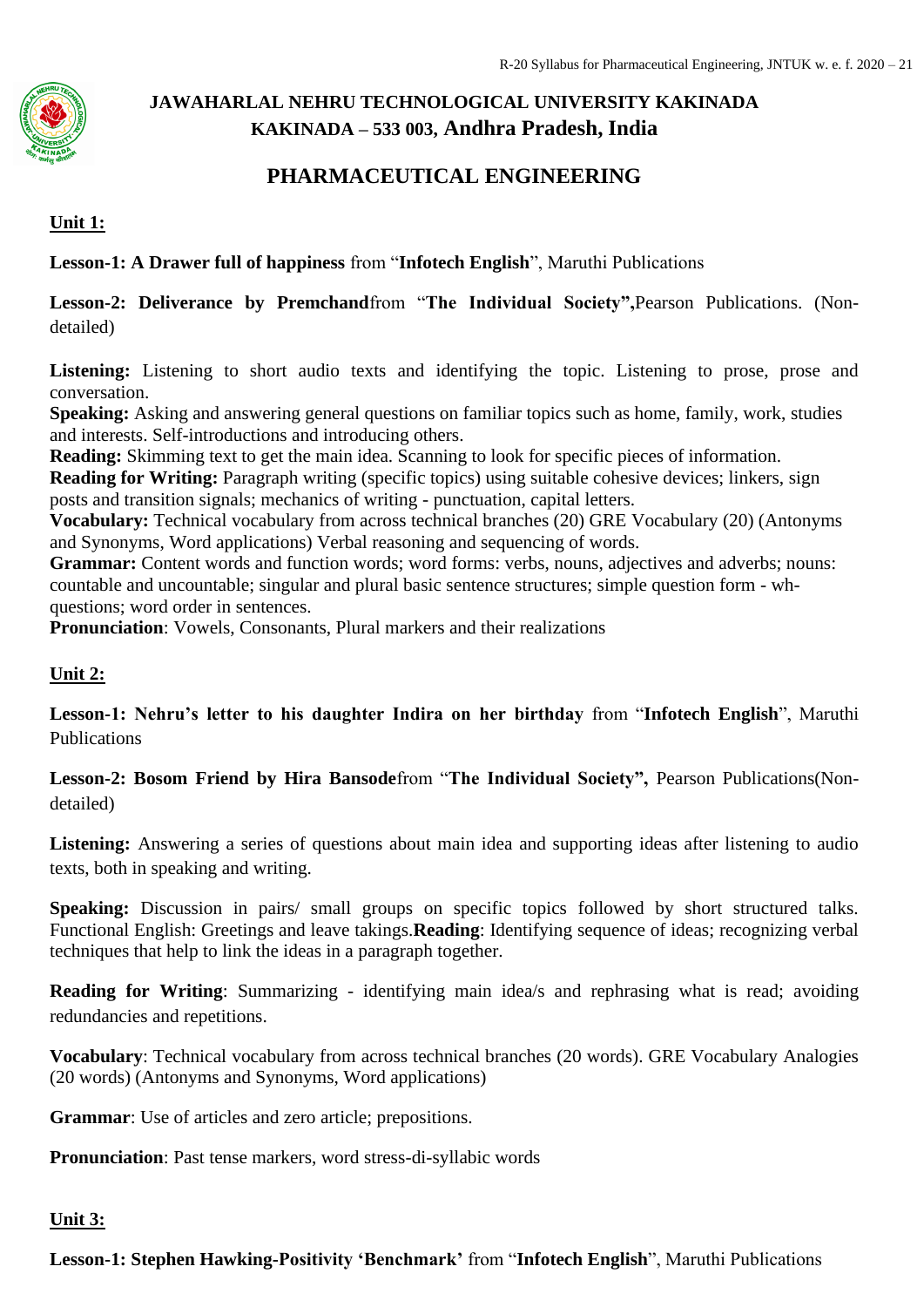# JAWAHARLAL NEHRU TECHNOLOGICAL UNIVERSITY KAKINADA
## KAKINADA – 533 003, Andhra Pradesh, India

## PHARMACEUTICAL ENGINEERING

**Unit 1:**

**Lesson-1: A Drawer full of happiness** from "**Infotech English**", Maruthi Publications

**Lesson-2: Deliverance by Premchand**from "**The Individual Society",**Pearson Publications. (Non-detailed)

**Listening:** Listening to short audio texts and identifying the topic. Listening to prose, prose and conversation.
**Speaking:** Asking and answering general questions on familiar topics such as home, family, work, studies and interests. Self-introductions and introducing others.
**Reading:** Skimming text to get the main idea. Scanning to look for specific pieces of information.
**Reading for Writing:** Paragraph writing (specific topics) using suitable cohesive devices; linkers, sign posts and transition signals; mechanics of writing - punctuation, capital letters.
**Vocabulary:** Technical vocabulary from across technical branches (20) GRE Vocabulary (20) (Antonyms and Synonyms, Word applications) Verbal reasoning and sequencing of words.
**Grammar:** Content words and function words; word forms: verbs, nouns, adjectives and adverbs; nouns: countable and uncountable; singular and plural basic sentence structures; simple question form - wh-questions; word order in sentences.
**Pronunciation**: Vowels, Consonants, Plural markers and their realizations

**Unit 2:**

**Lesson-1: Nehru's letter to his daughter Indira on her birthday** from "**Infotech English**", Maruthi Publications

**Lesson-2: Bosom Friend by Hira Bansode**from "**The Individual Society",** Pearson Publications(Non-detailed)

**Listening:** Answering a series of questions about main idea and supporting ideas after listening to audio texts, both in speaking and writing.

**Speaking:** Discussion in pairs/ small groups on specific topics followed by short structured talks. Functional English: Greetings and leave takings.**Reading**: Identifying sequence of ideas; recognizing verbal techniques that help to link the ideas in a paragraph together.

**Reading for Writing**: Summarizing - identifying main idea/s and rephrasing what is read; avoiding redundancies and repetitions.

**Vocabulary**: Technical vocabulary from across technical branches (20 words). GRE Vocabulary Analogies (20 words) (Antonyms and Synonyms, Word applications)

**Grammar**: Use of articles and zero article; prepositions.

**Pronunciation**: Past tense markers, word stress-di-syllabic words

**Unit 3:**

**Lesson-1: Stephen Hawking-Positivity 'Benchmark'** from "**Infotech English**", Maruthi Publications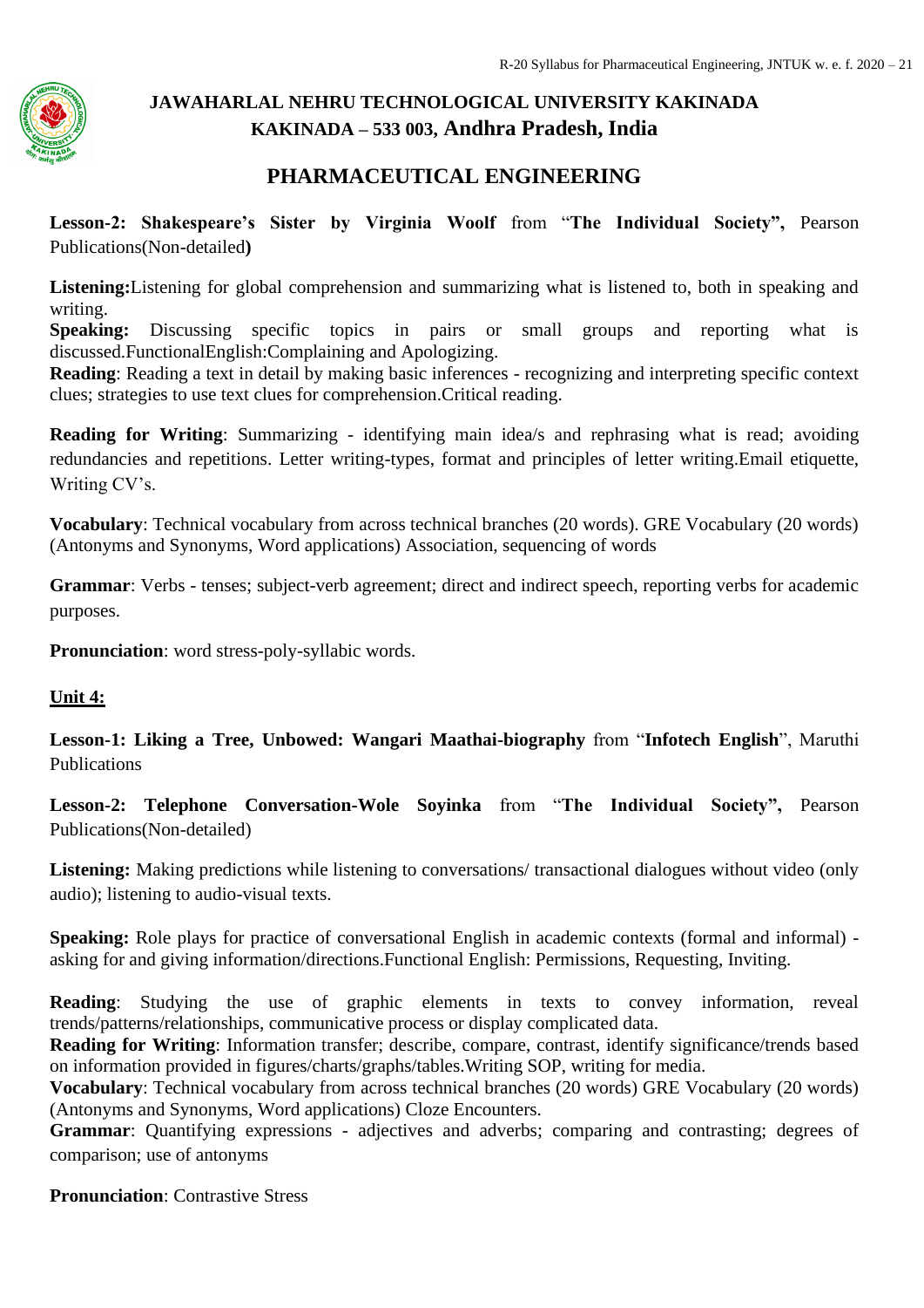**Lesson-2: Shakespeare's Sister by Virginia Woolf** from "**The Individual Society",** Pearson Publications(Non-detailed**)**

**Listening:**Listening for global comprehension and summarizing what is listened to, both in speaking and writing.
**Speaking:** Discussing specific topics in pairs or small groups and reporting what is discussed.FunctionalEnglish:Complaining and Apologizing.
**Reading**: Reading a text in detail by making basic inferences - recognizing and interpreting specific context clues; strategies to use text clues for comprehension.Critical reading.

**Reading for Writing**: Summarizing - identifying main idea/s and rephrasing what is read; avoiding redundancies and repetitions. Letter writing-types, format and principles of letter writing.Email etiquette, Writing CV's.

**Vocabulary**: Technical vocabulary from across technical branches (20 words). GRE Vocabulary (20 words) (Antonyms and Synonyms, Word applications) Association, sequencing of words

**Grammar**: Verbs - tenses; subject-verb agreement; direct and indirect speech, reporting verbs for academic purposes.

**Pronunciation**: word stress-poly-syllabic words.

**Unit 4:**

**Lesson-1: Liking a Tree, Unbowed: Wangari Maathai-biography** from "**Infotech English**", Maruthi Publications

**Lesson-2: Telephone Conversation-Wole Soyinka** from "**The Individual Society",** Pearson Publications(Non-detailed)

**Listening:** Making predictions while listening to conversations/ transactional dialogues without video (only audio); listening to audio-visual texts.

**Speaking:** Role plays for practice of conversational English in academic contexts (formal and informal) - asking for and giving information/directions.Functional English: Permissions, Requesting, Inviting.

**Reading**: Studying the use of graphic elements in texts to convey information, reveal trends/patterns/relationships, communicative process or display complicated data.
**Reading for Writing**: Information transfer; describe, compare, contrast, identify significance/trends based on information provided in figures/charts/graphs/tables.Writing SOP, writing for media.
**Vocabulary**: Technical vocabulary from across technical branches (20 words) GRE Vocabulary (20 words) (Antonyms and Synonyms, Word applications) Cloze Encounters.
**Grammar**: Quantifying expressions - adjectives and adverbs; comparing and contrasting; degrees of comparison; use of antonyms

**Pronunciation**: Contrastive Stress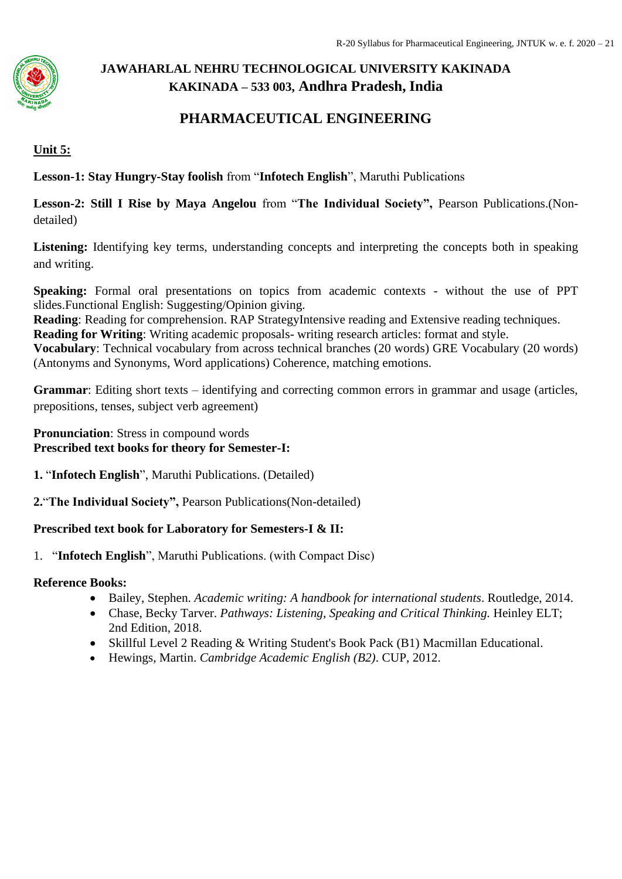JAWAHARLAL NEHRU TECHNOLOGICAL UNIVERSITY KAKINADA
KAKINADA – 533 003, Andhra Pradesh, India

## PHARMACEUTICAL ENGINEERING

**Unit 5:**

**Lesson-1: Stay Hungry-Stay foolish** from "**Infotech English**", Maruthi Publications

**Lesson-2: Still I Rise by Maya Angelou** from "**The Individual Society",** Pearson Publications.(Non-detailed)

**Listening:** Identifying key terms, understanding concepts and interpreting the concepts both in speaking and writing.

**Speaking:** Formal oral presentations on topics from academic contexts - without the use of PPT slides.Functional English: Suggesting/Opinion giving.
**Reading**: Reading for comprehension. RAP StrategyIntensive reading and Extensive reading techniques.
**Reading for Writing**: Writing academic proposals- writing research articles: format and style.
**Vocabulary**: Technical vocabulary from across technical branches (20 words) GRE Vocabulary (20 words) (Antonyms and Synonyms, Word applications) Coherence, matching emotions.

**Grammar**: Editing short texts – identifying and correcting common errors in grammar and usage (articles, prepositions, tenses, subject verb agreement)

**Pronunciation**: Stress in compound words
**Prescribed text books for theory for Semester-I:**

**1.** "**Infotech English**", Maruthi Publications. (Detailed)

**2.**"**The Individual Society",** Pearson Publications(Non-detailed)

**Prescribed text book for Laboratory for Semesters-I & II:**

1. "**Infotech English**", Maruthi Publications. (with Compact Disc)

**Reference Books:**

- Bailey, Stephen. *Academic writing: A handbook for international students*. Routledge, 2014.
- Chase, Becky Tarver. *Pathways: Listening, Speaking and Critical Thinking.* Heinley ELT; 2nd Edition, 2018.
- Skillful Level 2 Reading & Writing Student's Book Pack (B1) Macmillan Educational.
- Hewings, Martin. *Cambridge Academic English (B2)*. CUP, 2012.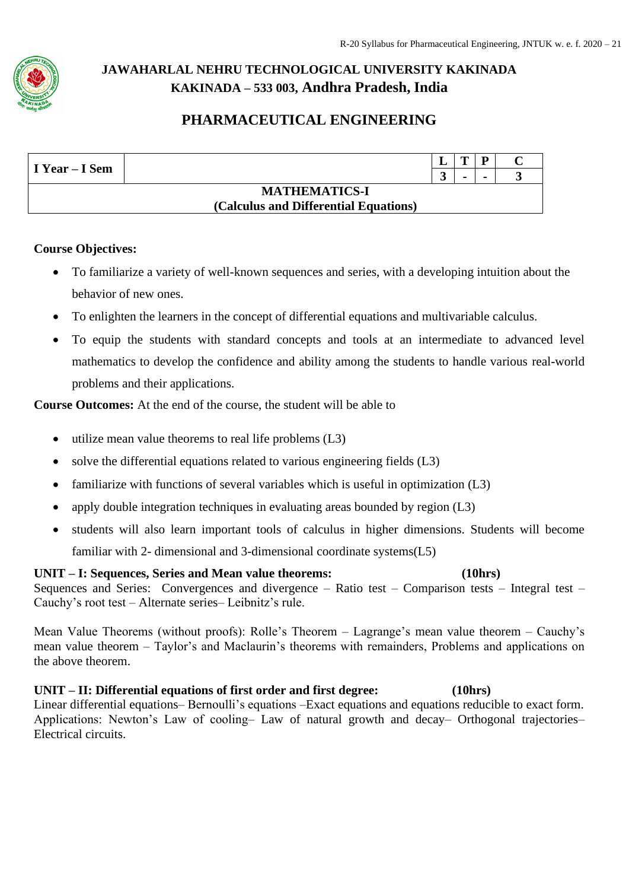# JAWAHARLAL NEHRU TECHNOLOGICAL UNIVERSITY KAKINADA

## KAKINADA – 533 003, Andhra Pradesh, India

## PHARMACEUTICAL ENGINEERING

| I Year – I Sem | | L | T | P | C |
|---|---|---|---|---|---|
| | | 3 | - | - | 3 |
| **MATHEMATICS-I (Calculus and Differential Equations)** | | | | | |

**Course Objectives:**

- To familiarize a variety of well-known sequences and series, with a developing intuition about the behavior of new ones.
- To enlighten the learners in the concept of differential equations and multivariable calculus.
- To equip the students with standard concepts and tools at an intermediate to advanced level mathematics to develop the confidence and ability among the students to handle various real-world problems and their applications.

**Course Outcomes:** At the end of the course, the student will be able to

- utilize mean value theorems to real life problems (L3)
- solve the differential equations related to various engineering fields (L3)
- familiarize with functions of several variables which is useful in optimization (L3)
- apply double integration techniques in evaluating areas bounded by region (L3)
- students will also learn important tools of calculus in higher dimensions. Students will become familiar with 2- dimensional and 3-dimensional coordinate systems(L5)

**UNIT – I: Sequences, Series and Mean value theorems: (10hrs)**

Sequences and Series: Convergences and divergence – Ratio test – Comparison tests – Integral test – Cauchy's root test – Alternate series– Leibnitz's rule.

Mean Value Theorems (without proofs): Rolle's Theorem – Lagrange's mean value theorem – Cauchy's mean value theorem – Taylor's and Maclaurin's theorems with remainders, Problems and applications on the above theorem.

**UNIT – II: Differential equations of first order and first degree: (10hrs)**

Linear differential equations– Bernoulli's equations –Exact equations and equations reducible to exact form. Applications: Newton's Law of cooling– Law of natural growth and decay– Orthogonal trajectories– Electrical circuits.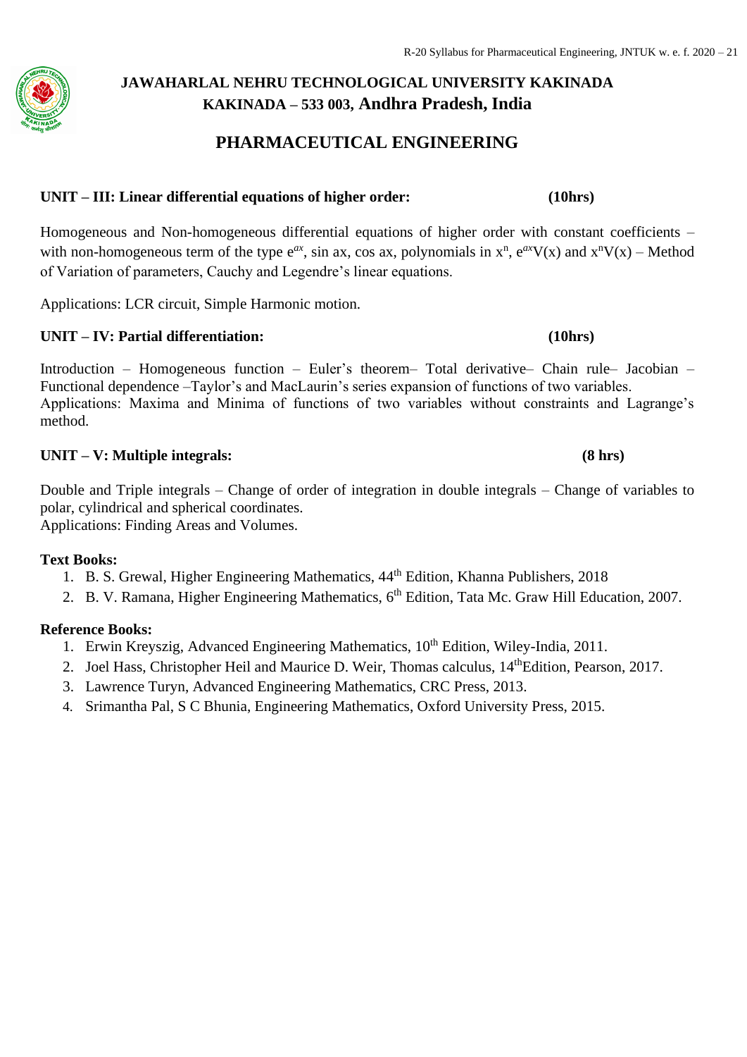**JAWAHARLAL NEHRU TECHNOLOGICAL UNIVERSITY KAKINADA**
**KAKINADA – 533 003, Andhra Pradesh, India**

## PHARMACEUTICAL ENGINEERING

### UNIT – III: Linear differential equations of higher order: (10hrs)

Homogeneous and Non-homogeneous differential equations of higher order with constant coefficients – with non-homogeneous term of the type $e^{ax}$, sin ax, cos ax, polynomials in $x^n$, $e^{ax}V(x)$ and $x^nV(x)$ – Method of Variation of parameters, Cauchy and Legendre's linear equations.

Applications: LCR circuit, Simple Harmonic motion.

### UNIT – IV: Partial differentiation: (10hrs)

Introduction – Homogeneous function – Euler's theorem– Total derivative– Chain rule– Jacobian – Functional dependence –Taylor's and MacLaurin's series expansion of functions of two variables.
Applications: Maxima and Minima of functions of two variables without constraints and Lagrange's method.

### UNIT – V: Multiple integrals: (8 hrs)

Double and Triple integrals – Change of order of integration in double integrals – Change of variables to polar, cylindrical and spherical coordinates.
Applications: Finding Areas and Volumes.

**Text Books:**

1. B. S. Grewal, Higher Engineering Mathematics, 44th Edition, Khanna Publishers, 2018
2. B. V. Ramana, Higher Engineering Mathematics, 6th Edition, Tata Mc. Graw Hill Education, 2007.

**Reference Books:**

1. Erwin Kreyszig, Advanced Engineering Mathematics, 10th Edition, Wiley-India, 2011.
2. Joel Hass, Christopher Heil and Maurice D. Weir, Thomas calculus, 14th Edition, Pearson, 2017.
3. Lawrence Turyn, Advanced Engineering Mathematics, CRC Press, 2013.
4. Srimantha Pal, S C Bhunia, Engineering Mathematics, Oxford University Press, 2015.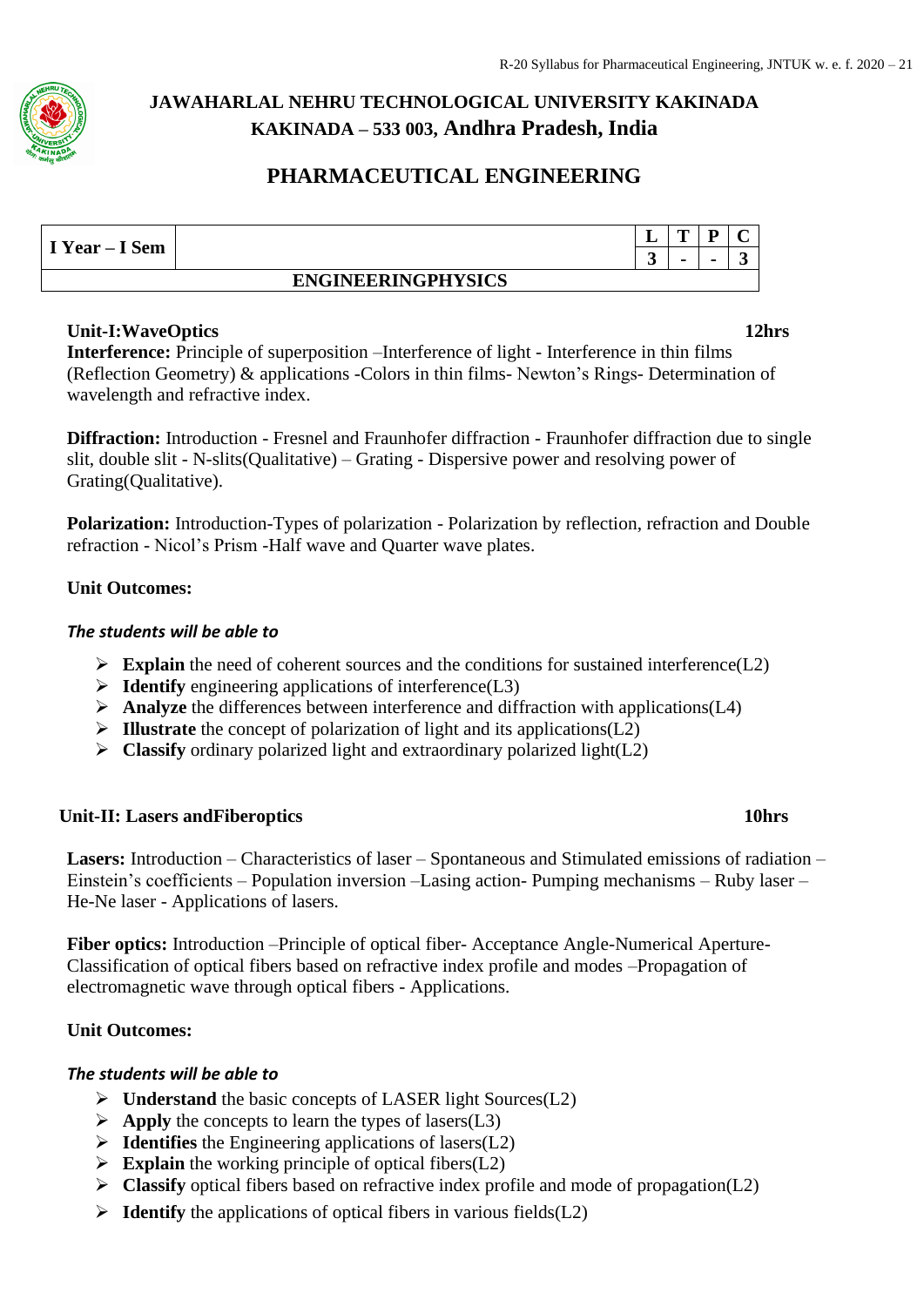# JAWAHARLAL NEHRU TECHNOLOGICAL UNIVERSITY KAKINADA
## KAKINADA – 533 003, Andhra Pradesh, India

## PHARMACEUTICAL ENGINEERING

| I Year – I Sem | | L | T | P | C |
|---|---|---|---|---|---|
| | | 3 | - | - | 3 |
| **ENGINEERINGPHYSICS** | | | | | |

**Unit-I:WaveOptics** **12hrs**

**Interference:** Principle of superposition –Interference of light - Interference in thin films (Reflection Geometry) & applications -Colors in thin films- Newton's Rings- Determination of wavelength and refractive index.

**Diffraction:** Introduction - Fresnel and Fraunhofer diffraction - Fraunhofer diffraction due to single slit, double slit - N-slits(Qualitative) – Grating - Dispersive power and resolving power of Grating(Qualitative).

**Polarization:** Introduction-Types of polarization - Polarization by reflection, refraction and Double refraction - Nicol's Prism -Half wave and Quarter wave plates.

**Unit Outcomes:**

***The students will be able to***

- **Explain** the need of coherent sources and the conditions for sustained interference(L2)
- **Identify** engineering applications of interference(L3)
- **Analyze** the differences between interference and diffraction with applications(L4)
- **Illustrate** the concept of polarization of light and its applications(L2)
- **Classify** ordinary polarized light and extraordinary polarized light(L2)

**Unit-II: Lasers andFiberoptics** **10hrs**

**Lasers:** Introduction – Characteristics of laser – Spontaneous and Stimulated emissions of radiation – Einstein's coefficients – Population inversion –Lasing action- Pumping mechanisms – Ruby laser – He-Ne laser - Applications of lasers.

**Fiber optics:** Introduction –Principle of optical fiber- Acceptance Angle-Numerical Aperture-Classification of optical fibers based on refractive index profile and modes –Propagation of electromagnetic wave through optical fibers - Applications.

**Unit Outcomes:**

***The students will be able to***

- **Understand** the basic concepts of LASER light Sources(L2)
- **Apply** the concepts to learn the types of lasers(L3)
- **Identifies** the Engineering applications of lasers(L2)
- **Explain** the working principle of optical fibers(L2)
- **Classify** optical fibers based on refractive index profile and mode of propagation(L2)
- **Identify** the applications of optical fibers in various fields(L2)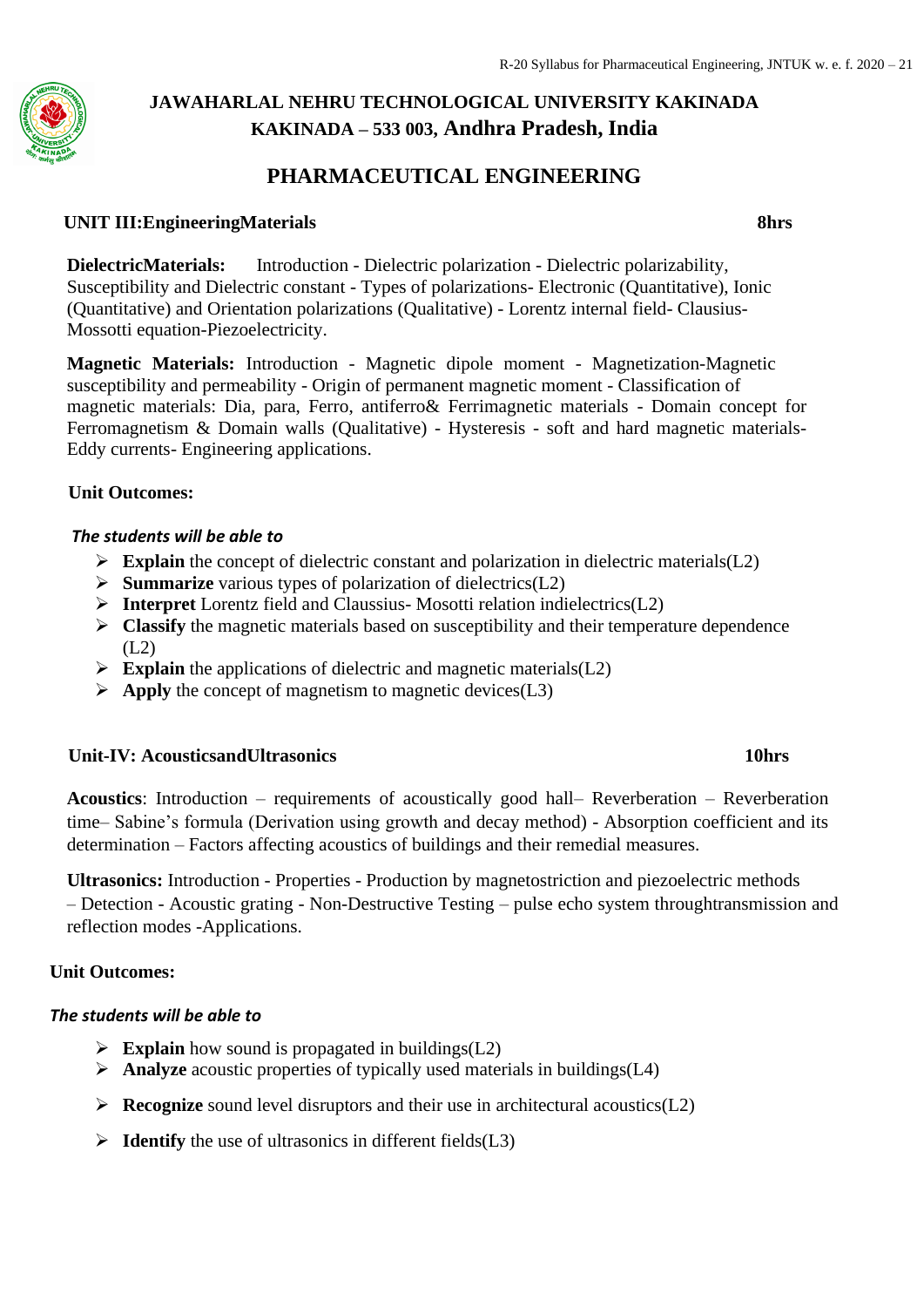# JAWAHARLAL NEHRU TECHNOLOGICAL UNIVERSITY KAKINADA
## KAKINADA – 533 003, Andhra Pradesh, India

## PHARMACEUTICAL ENGINEERING

### UNIT III:EngineeringMaterials — 8hrs

**DielectricMaterials:** Introduction - Dielectric polarization - Dielectric polarizability, Susceptibility and Dielectric constant - Types of polarizations- Electronic (Quantitative), Ionic (Quantitative) and Orientation polarizations (Qualitative) - Lorentz internal field- Clausius-Mossotti equation-Piezoelectricity.

**Magnetic Materials:** Introduction - Magnetic dipole moment - Magnetization-Magnetic susceptibility and permeability - Origin of permanent magnetic moment - Classification of magnetic materials: Dia, para, Ferro, antiferro& Ferrimagnetic materials - Domain concept for Ferromagnetism & Domain walls (Qualitative) - Hysteresis - soft and hard magnetic materials- Eddy currents- Engineering applications.

**Unit Outcomes:**

***The students will be able to***

- **Explain** the concept of dielectric constant and polarization in dielectric materials(L2)
- **Summarize** various types of polarization of dielectrics(L2)
- **Interpret** Lorentz field and Claussius- Mosotti relation indielectrics(L2)
- **Classify** the magnetic materials based on susceptibility and their temperature dependence (L2)
- **Explain** the applications of dielectric and magnetic materials(L2)
- **Apply** the concept of magnetism to magnetic devices(L3)

### Unit-IV: AcousticsandUltrasonics — 10hrs

**Acoustics**: Introduction – requirements of acoustically good hall– Reverberation – Reverberation time– Sabine's formula (Derivation using growth and decay method) - Absorption coefficient and its determination – Factors affecting acoustics of buildings and their remedial measures.

**Ultrasonics:** Introduction - Properties - Production by magnetostriction and piezoelectric methods – Detection - Acoustic grating - Non-Destructive Testing – pulse echo system throughtransmission and reflection modes -Applications.

**Unit Outcomes:**

***The students will be able to***

- **Explain** how sound is propagated in buildings(L2)
- **Analyze** acoustic properties of typically used materials in buildings(L4)
- **Recognize** sound level disruptors and their use in architectural acoustics(L2)
- **Identify** the use of ultrasonics in different fields(L3)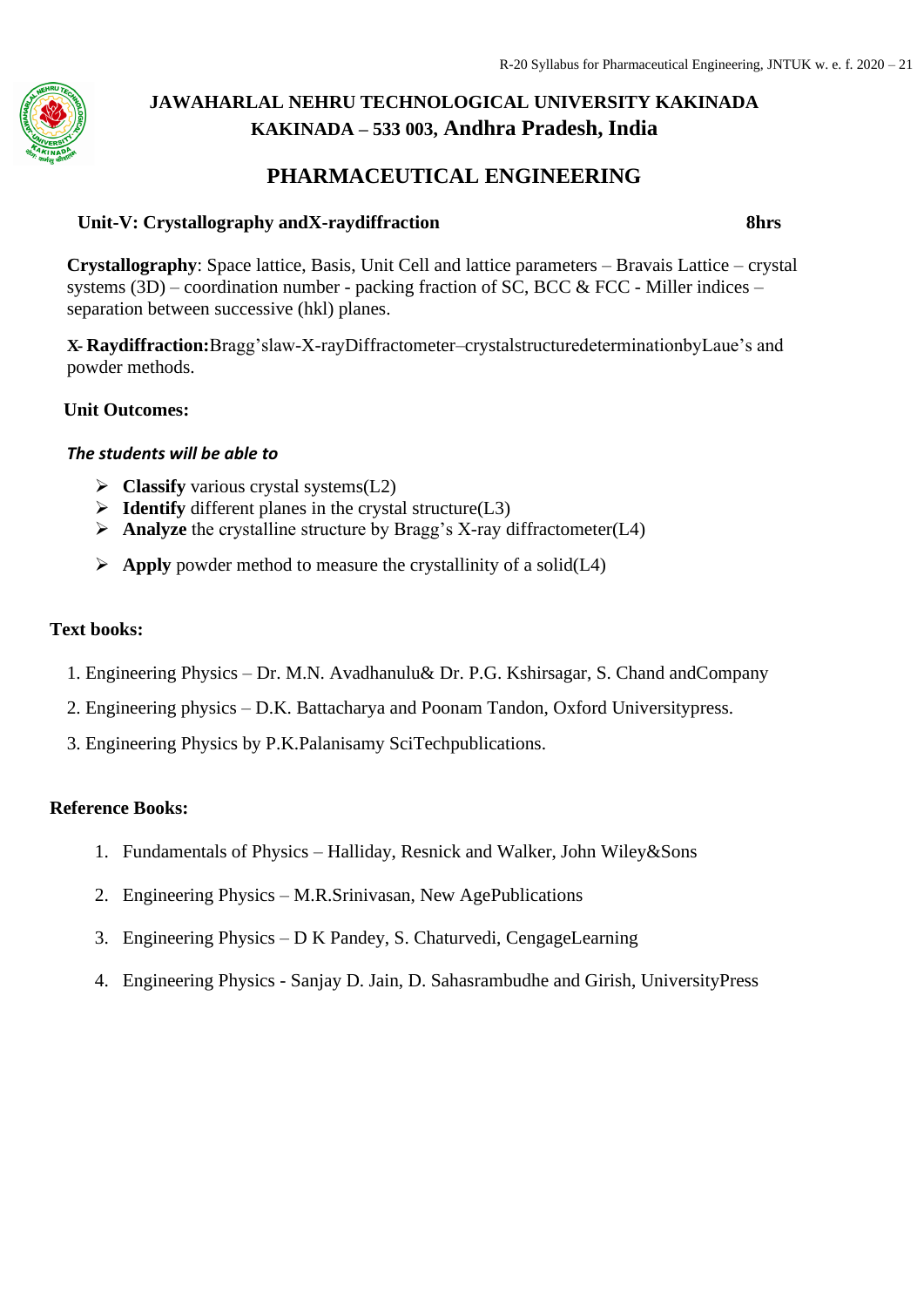# JAWAHARLAL NEHRU TECHNOLOGICAL UNIVERSITY KAKINADA
## KAKINADA – 533 003, Andhra Pradesh, India

## PHARMACEUTICAL ENGINEERING

**Unit-V: Crystallography andX-raydiffraction** **8hrs**

**Crystallography**: Space lattice, Basis, Unit Cell and lattice parameters – Bravais Lattice – crystal systems (3D) – coordination number - packing fraction of SC, BCC & FCC - Miller indices – separation between successive (hkl) planes.

**X- Raydiffraction:**Bragg'slaw-X-rayDiffractometer–crystalstructuredeterminationbyLaue's and powder methods.

**Unit Outcomes:**

***The students will be able to***

- **Classify** various crystal systems(L2)
- **Identify** different planes in the crystal structure(L3)
- **Analyze** the crystalline structure by Bragg's X-ray diffractometer(L4)
- **Apply** powder method to measure the crystallinity of a solid(L4)

**Text books:**

1. Engineering Physics – Dr. M.N. Avadhanulu& Dr. P.G. Kshirsagar, S. Chand andCompany
2. Engineering physics – D.K. Battacharya and Poonam Tandon, Oxford Universitypress.
3. Engineering Physics by P.K.Palanisamy SciTechpublications.

**Reference Books:**

1. Fundamentals of Physics – Halliday, Resnick and Walker, John Wiley&Sons
2. Engineering Physics – M.R.Srinivasan, New AgePublications
3. Engineering Physics – D K Pandey, S. Chaturvedi, CengageLearning
4. Engineering Physics - Sanjay D. Jain, D. Sahasrambudhe and Girish, UniversityPress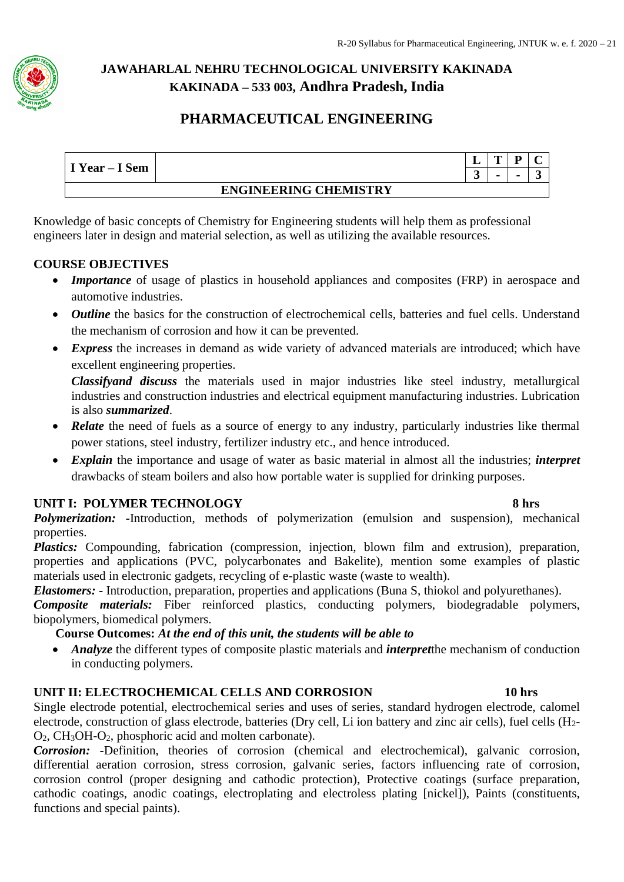# JAWAHARLAL NEHRU TECHNOLOGICAL UNIVERSITY KAKINADA

## KAKINADA – 533 003, Andhra Pradesh, India

## PHARMACEUTICAL ENGINEERING

| I Year – I Sem | | L | T | P | C |
|---|---|---|---|---|---|
| | | 3 | - | - | 3 |
| **ENGINEERING CHEMISTRY** | | | | | |

Knowledge of basic concepts of Chemistry for Engineering students will help them as professional engineers later in design and material selection, as well as utilizing the available resources.

### COURSE OBJECTIVES

- ***Importance*** of usage of plastics in household appliances and composites (FRP) in aerospace and automotive industries.
- ***Outline*** the basics for the construction of electrochemical cells, batteries and fuel cells. Understand the mechanism of corrosion and how it can be prevented.
- ***Express*** the increases in demand as wide variety of advanced materials are introduced; which have excellent engineering properties.
  ***Classifyand discuss*** the materials used in major industries like steel industry, metallurgical industries and construction industries and electrical equipment manufacturing industries. Lubrication is also ***summarized***.
- ***Relate*** the need of fuels as a source of energy to any industry, particularly industries like thermal power stations, steel industry, fertilizer industry etc., and hence introduced.
- ***Explain*** the importance and usage of water as basic material in almost all the industries; ***interpret*** drawbacks of steam boilers and also how portable water is supplied for drinking purposes.

### UNIT I: POLYMER TECHNOLOGY — 8 hrs

***Polymerization:*** -Introduction, methods of polymerization (emulsion and suspension), mechanical properties.

***Plastics:*** Compounding, fabrication (compression, injection, blown film and extrusion), preparation, properties and applications (PVC, polycarbonates and Bakelite), mention some examples of plastic materials used in electronic gadgets, recycling of e-plastic waste (waste to wealth).

***Elastomers:*** - Introduction, preparation, properties and applications (Buna S, thiokol and polyurethanes).

***Composite materials:*** Fiber reinforced plastics, conducting polymers, biodegradable polymers, biopolymers, biomedical polymers.

**Course Outcomes:** ***At the end of this unit, the students will be able to***

- ***Analyze*** the different types of composite plastic materials and ***interpret***the mechanism of conduction in conducting polymers.

### UNIT II: ELECTROCHEMICAL CELLS AND CORROSION — 10 hrs

Single electrode potential, electrochemical series and uses of series, standard hydrogen electrode, calomel electrode, construction of glass electrode, batteries (Dry cell, Li ion battery and zinc air cells), fuel cells ($H_2$-$O_2$, $CH_3OH$-$O_2$, phosphoric acid and molten carbonate).

***Corrosion:*** -Definition, theories of corrosion (chemical and electrochemical), galvanic corrosion, differential aeration corrosion, stress corrosion, galvanic series, factors influencing rate of corrosion, corrosion control (proper designing and cathodic protection), Protective coatings (surface preparation, cathodic coatings, anodic coatings, electroplating and electroless plating [nickel]), Paints (constituents, functions and special paints).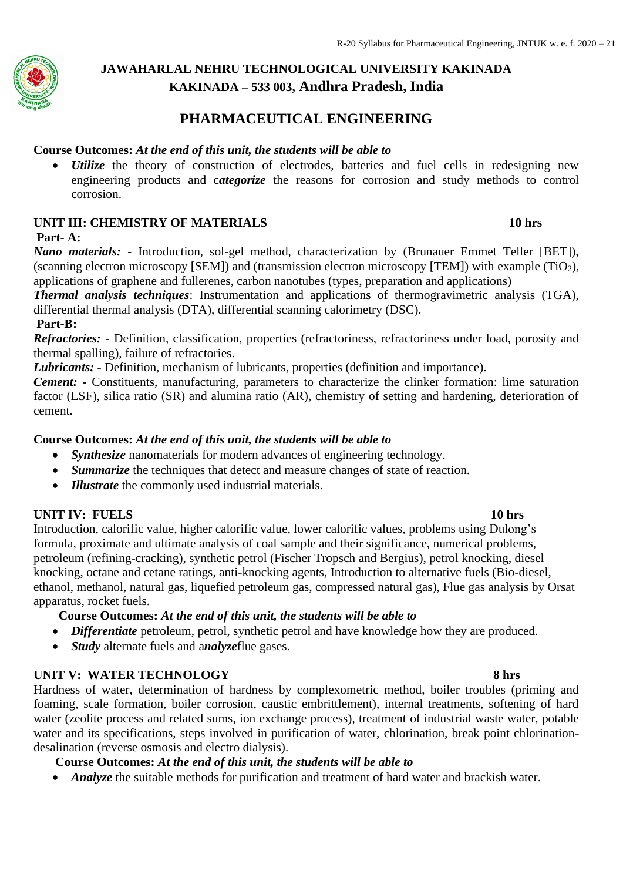# JAWAHARLAL NEHRU TECHNOLOGICAL UNIVERSITY KAKINADA
## KAKINADA – 533 003, Andhra Pradesh, India

## PHARMACEUTICAL ENGINEERING

**Course Outcomes:** ***At the end of this unit, the students will be able to***

- ***Utilize*** the theory of construction of electrodes, batteries and fuel cells in redesigning new engineering products and c***ategorize*** the reasons for corrosion and study methods to control corrosion.

### UNIT III: CHEMISTRY OF MATERIALS 10 hrs

**Part- A:**

***Nano materials: -*** Introduction, sol-gel method, characterization by (Brunauer Emmet Teller [BET]), (scanning electron microscopy [SEM]) and (transmission electron microscopy [TEM]) with example ($TiO_2$), applications of graphene and fullerenes, carbon nanotubes (types, preparation and applications)

***Thermal analysis techniques***: Instrumentation and applications of thermogravimetric analysis (TGA), differential thermal analysis (DTA), differential scanning calorimetry (DSC).

**Part-B:**

***Refractories: -*** Definition, classification, properties (refractoriness, refractoriness under load, porosity and thermal spalling), failure of refractories.

***Lubricants: -*** Definition, mechanism of lubricants, properties (definition and importance).

***Cement: -*** Constituents, manufacturing, parameters to characterize the clinker formation: lime saturation factor (LSF), silica ratio (SR) and alumina ratio (AR), chemistry of setting and hardening, deterioration of cement.

**Course Outcomes:** ***At the end of this unit, the students will be able to***

- ***Synthesize*** nanomaterials for modern advances of engineering technology.
- ***Summarize*** the techniques that detect and measure changes of state of reaction.
- ***Illustrate*** the commonly used industrial materials.

### UNIT IV: FUELS 10 hrs

Introduction, calorific value, higher calorific value, lower calorific values, problems using Dulong's formula, proximate and ultimate analysis of coal sample and their significance, numerical problems, petroleum (refining-cracking), synthetic petrol (Fischer Tropsch and Bergius), petrol knocking, diesel knocking, octane and cetane ratings, anti-knocking agents, Introduction to alternative fuels (Bio-diesel, ethanol, methanol, natural gas, liquefied petroleum gas, compressed natural gas), Flue gas analysis by Orsat apparatus, rocket fuels.

**Course Outcomes:** ***At the end of this unit, the students will be able to***

- ***Differentiate*** petroleum, petrol, synthetic petrol and have knowledge how they are produced.
- ***Study*** alternate fuels and a***nalyze***flue gases.

### UNIT V: WATER TECHNOLOGY 8 hrs

Hardness of water, determination of hardness by complexometric method, boiler troubles (priming and foaming, scale formation, boiler corrosion, caustic embrittlement), internal treatments, softening of hard water (zeolite process and related sums, ion exchange process), treatment of industrial waste water, potable water and its specifications, steps involved in purification of water, chlorination, break point chlorination-desalination (reverse osmosis and electro dialysis).

**Course Outcomes:** ***At the end of this unit, the students will be able to***

- ***Analyze*** the suitable methods for purification and treatment of hard water and brackish water.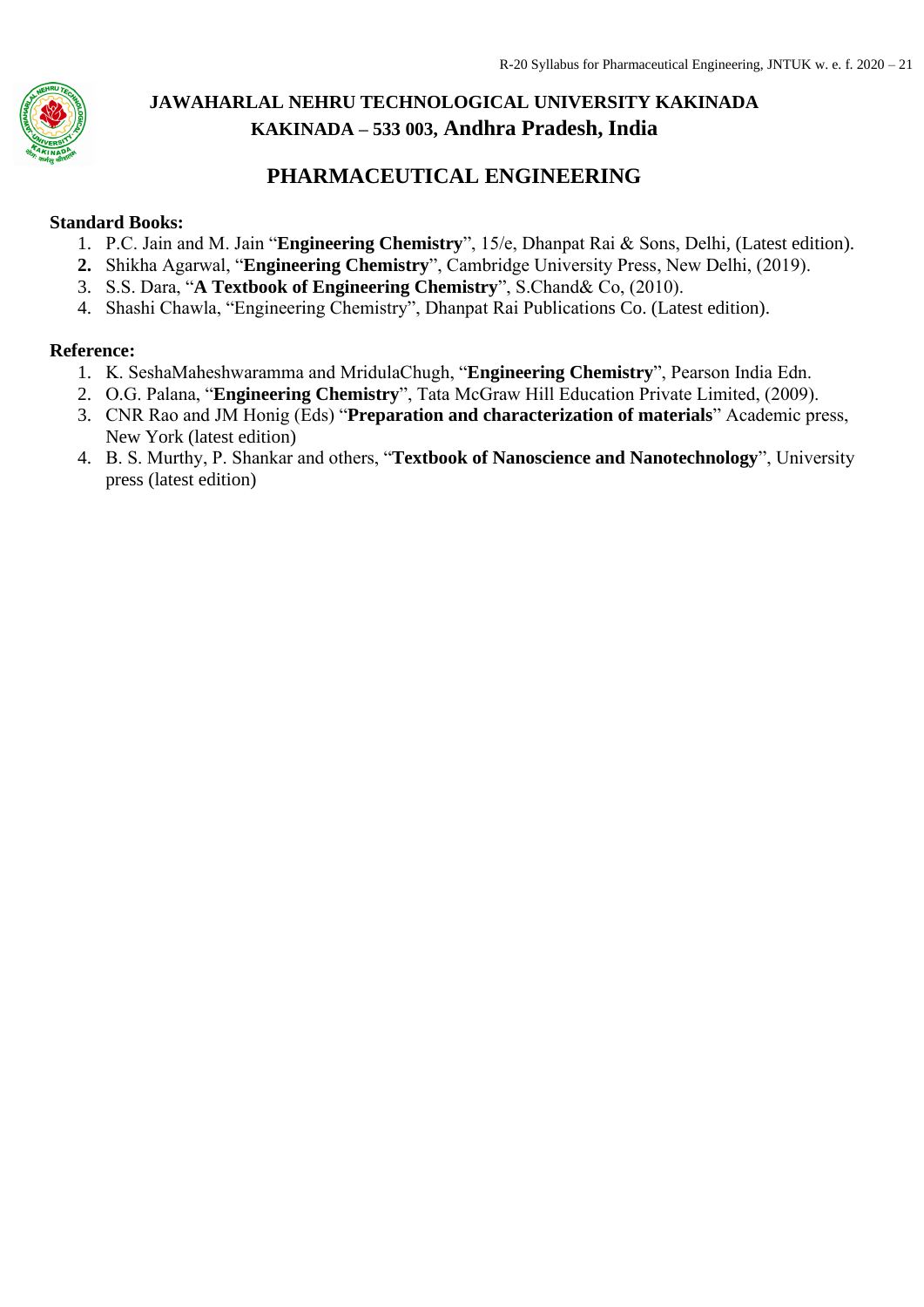# JAWAHARLAL NEHRU TECHNOLOGICAL UNIVERSITY KAKINADA
# KAKINADA – 533 003, Andhra Pradesh, India

## PHARMACEUTICAL ENGINEERING

**Standard Books:**

1. P.C. Jain and M. Jain "**Engineering Chemistry**", 15/e, Dhanpat Rai & Sons, Delhi, (Latest edition).
2. Shikha Agarwal, "**Engineering Chemistry**", Cambridge University Press, New Delhi, (2019).
3. S.S. Dara, "**A Textbook of Engineering Chemistry**", S.Chand& Co, (2010).
4. Shashi Chawla, "Engineering Chemistry", Dhanpat Rai Publications Co. (Latest edition).

**Reference:**

1. K. SeshaMaheshwaramma and MridulaChugh, "**Engineering Chemistry**", Pearson India Edn.
2. O.G. Palana, "**Engineering Chemistry**", Tata McGraw Hill Education Private Limited, (2009).
3. CNR Rao and JM Honig (Eds) "**Preparation and characterization of materials**" Academic press, New York (latest edition)
4. B. S. Murthy, P. Shankar and others, "**Textbook of Nanoscience and Nanotechnology**", University press (latest edition)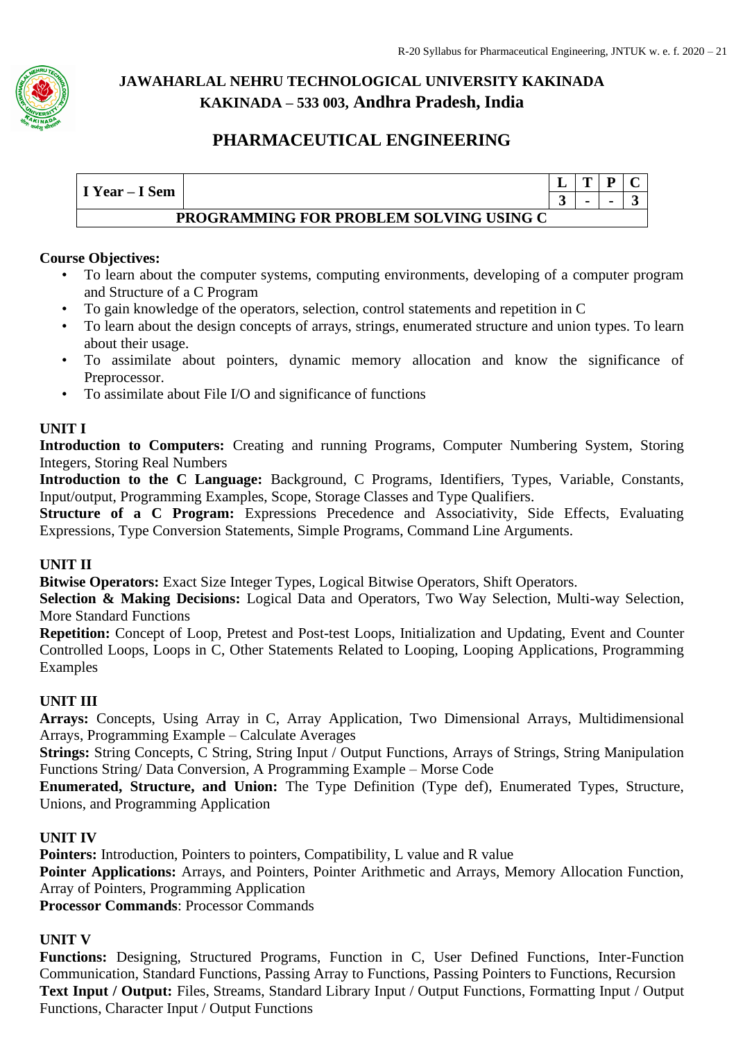# JAWAHARLAL NEHRU TECHNOLOGICAL UNIVERSITY KAKINADA

## KAKINADA – 533 003, Andhra Pradesh, India

## PHARMACEUTICAL ENGINEERING

| I Year – I Sem | | L | T | P | C |
|---|---|---|---|---|---|
| | | 3 | - | - | 3 |
| **PROGRAMMING FOR PROBLEM SOLVING USING C** | | | | | |

**Course Objectives:**

- To learn about the computer systems, computing environments, developing of a computer program and Structure of a C Program
- To gain knowledge of the operators, selection, control statements and repetition in C
- To learn about the design concepts of arrays, strings, enumerated structure and union types. To learn about their usage.
- To assimilate about pointers, dynamic memory allocation and know the significance of Preprocessor.
- To assimilate about File I/O and significance of functions

### UNIT I

**Introduction to Computers:** Creating and running Programs, Computer Numbering System, Storing Integers, Storing Real Numbers

**Introduction to the C Language:** Background, C Programs, Identifiers, Types, Variable, Constants, Input/output, Programming Examples, Scope, Storage Classes and Type Qualifiers.

**Structure of a C Program:** Expressions Precedence and Associativity, Side Effects, Evaluating Expressions, Type Conversion Statements, Simple Programs, Command Line Arguments.

### UNIT II

**Bitwise Operators:** Exact Size Integer Types, Logical Bitwise Operators, Shift Operators.

**Selection & Making Decisions:** Logical Data and Operators, Two Way Selection, Multi-way Selection, More Standard Functions

**Repetition:** Concept of Loop, Pretest and Post-test Loops, Initialization and Updating, Event and Counter Controlled Loops, Loops in C, Other Statements Related to Looping, Looping Applications, Programming Examples

### UNIT III

**Arrays:** Concepts, Using Array in C, Array Application, Two Dimensional Arrays, Multidimensional Arrays, Programming Example – Calculate Averages

**Strings:** String Concepts, C String, String Input / Output Functions, Arrays of Strings, String Manipulation Functions String/ Data Conversion, A Programming Example – Morse Code

**Enumerated, Structure, and Union:** The Type Definition (Type def), Enumerated Types, Structure, Unions, and Programming Application

### UNIT IV

**Pointers:** Introduction, Pointers to pointers, Compatibility, L value and R value

**Pointer Applications:** Arrays, and Pointers, Pointer Arithmetic and Arrays, Memory Allocation Function, Array of Pointers, Programming Application

**Processor Commands**: Processor Commands

### UNIT V

**Functions:** Designing, Structured Programs, Function in C, User Defined Functions, Inter-Function Communication, Standard Functions, Passing Array to Functions, Passing Pointers to Functions, Recursion

**Text Input / Output:** Files, Streams, Standard Library Input / Output Functions, Formatting Input / Output Functions, Character Input / Output Functions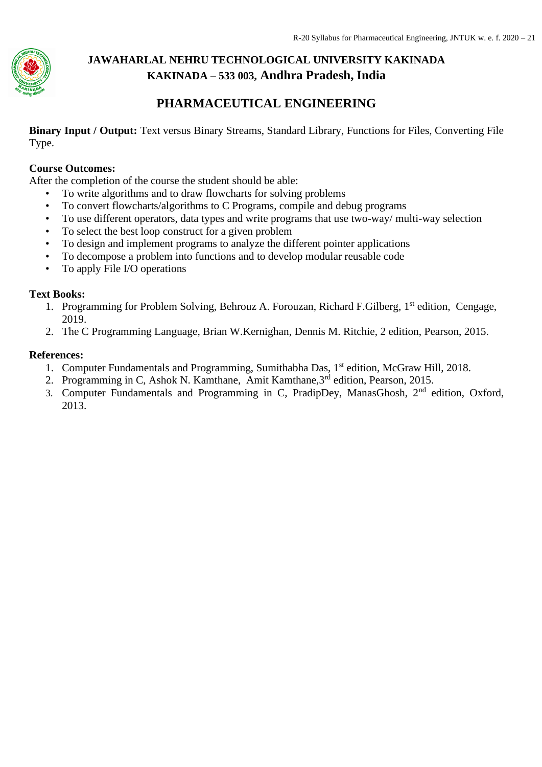**Binary Input / Output:** Text versus Binary Streams, Standard Library, Functions for Files, Converting File Type.

**Course Outcomes:**

After the completion of the course the student should be able:

- To write algorithms and to draw flowcharts for solving problems
- To convert flowcharts/algorithms to C Programs, compile and debug programs
- To use different operators, data types and write programs that use two-way/ multi-way selection
- To select the best loop construct for a given problem
- To design and implement programs to analyze the different pointer applications
- To decompose a problem into functions and to develop modular reusable code
- To apply File I/O operations

**Text Books:**

1. Programming for Problem Solving, Behrouz A. Forouzan, Richard F.Gilberg, 1st edition, Cengage, 2019.
2. The C Programming Language, Brian W.Kernighan, Dennis M. Ritchie, 2 edition, Pearson, 2015.

**References:**

1. Computer Fundamentals and Programming, Sumithabha Das, 1st edition, McGraw Hill, 2018.
2. Programming in C, Ashok N. Kamthane, Amit Kamthane,3rd edition, Pearson, 2015.
3. Computer Fundamentals and Programming in C, PradipDey, ManasGhosh, 2nd edition, Oxford, 2013.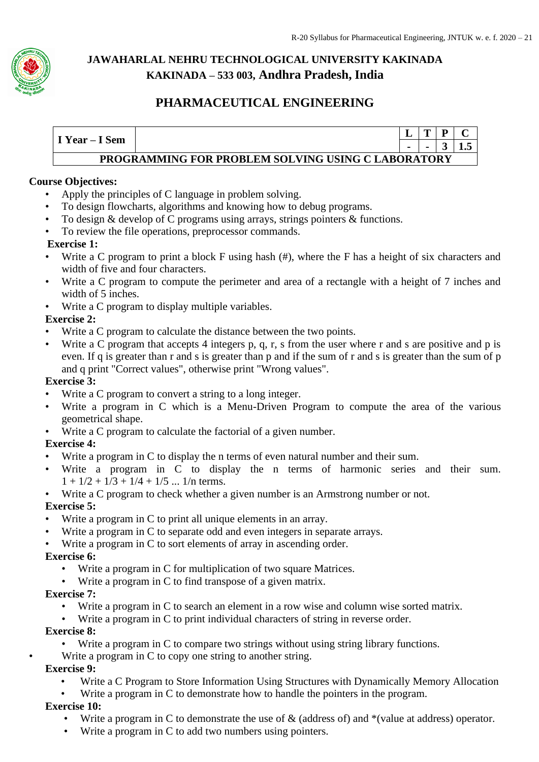**JAWAHARLAL NEHRU TECHNOLOGICAL UNIVERSITY KAKINADA**
**KAKINADA – 533 003, Andhra Pradesh, India**

## PHARMACEUTICAL ENGINEERING

| I Year – I Sem | | L | T | P | C |
|---|---|---|---|---|---|
| | | - | - | 3 | 1.5 |
| **PROGRAMMING FOR PROBLEM SOLVING USING C LABORATORY** | | | | | |

**Course Objectives:**

- Apply the principles of C language in problem solving.
- To design flowcharts, algorithms and knowing how to debug programs.
- To design & develop of C programs using arrays, strings pointers & functions.
- To review the file operations, preprocessor commands.

**Exercise 1:**

- Write a C program to print a block F using hash (#), where the F has a height of six characters and width of five and four characters.
- Write a C program to compute the perimeter and area of a rectangle with a height of 7 inches and width of 5 inches.
- Write a C program to display multiple variables.

**Exercise 2:**

- Write a C program to calculate the distance between the two points.
- Write a C program that accepts 4 integers p, q, r, s from the user where r and s are positive and p is even. If q is greater than r and s is greater than p and if the sum of r and s is greater than the sum of p and q print "Correct values", otherwise print "Wrong values".

**Exercise 3:**

- Write a C program to convert a string to a long integer.
- Write a program in C which is a Menu-Driven Program to compute the area of the various geometrical shape.
- Write a C program to calculate the factorial of a given number.

**Exercise 4:**

- Write a program in C to display the n terms of even natural number and their sum.
- Write a program in C to display the n terms of harmonic series and their sum. 1 + 1/2 + 1/3 + 1/4 + 1/5 ... 1/n terms.
- Write a C program to check whether a given number is an Armstrong number or not.

**Exercise 5:**

- Write a program in C to print all unique elements in an array.
- Write a program in C to separate odd and even integers in separate arrays.
- Write a program in C to sort elements of array in ascending order.

**Exercise 6:**

- Write a program in C for multiplication of two square Matrices.
- Write a program in C to find transpose of a given matrix.

**Exercise 7:**

- Write a program in C to search an element in a row wise and column wise sorted matrix.
- Write a program in C to print individual characters of string in reverse order.

**Exercise 8:**

- Write a program in C to compare two strings without using string library functions.
- Write a program in C to copy one string to another string.

**Exercise 9:**

- Write a C Program to Store Information Using Structures with Dynamically Memory Allocation
- Write a program in C to demonstrate how to handle the pointers in the program.

**Exercise 10:**

- Write a program in C to demonstrate the use of & (address of) and *(value at address) operator.
- Write a program in C to add two numbers using pointers.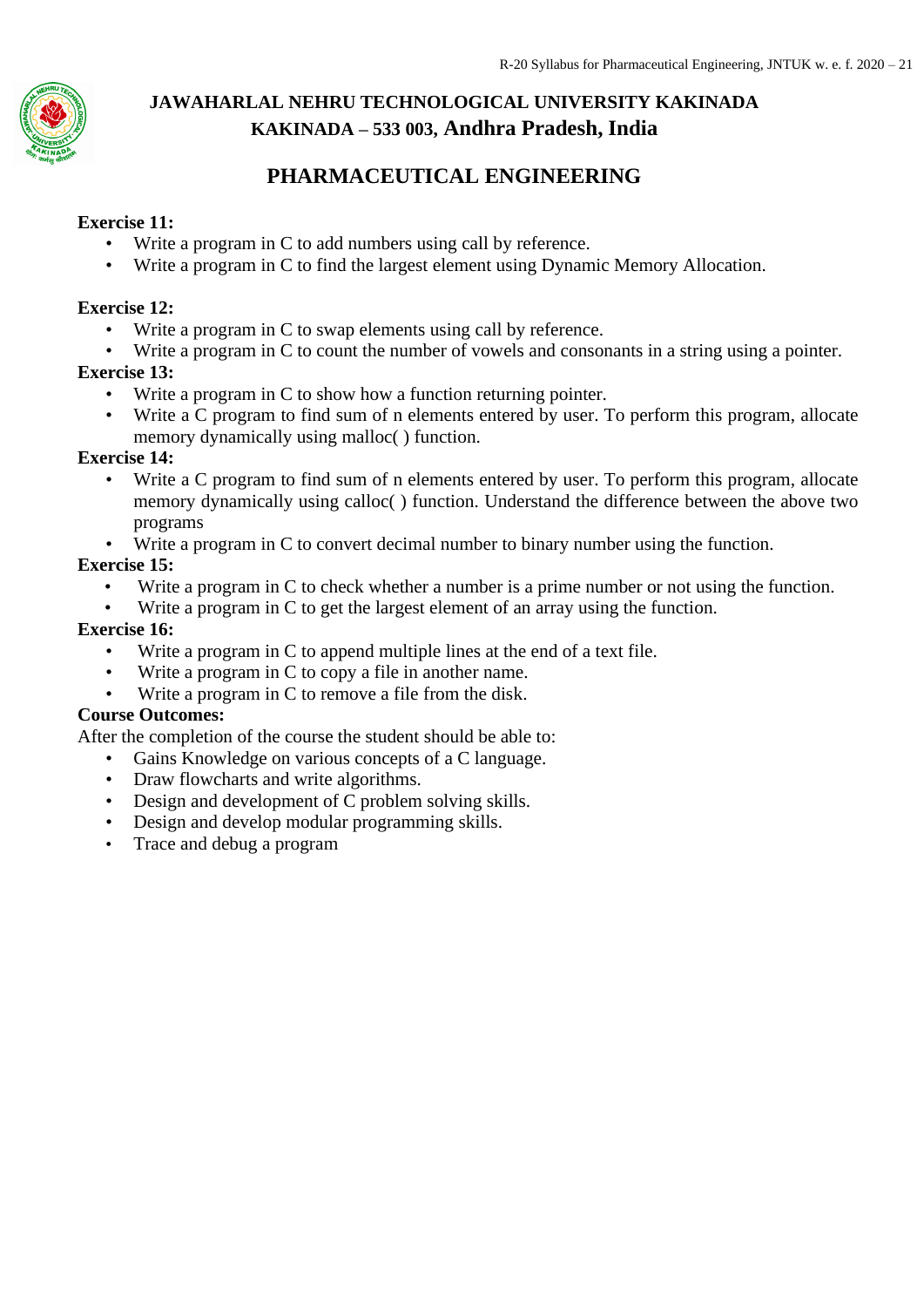**Exercise 11:**

- Write a program in C to add numbers using call by reference.
- Write a program in C to find the largest element using Dynamic Memory Allocation.

**Exercise 12:**

- Write a program in C to swap elements using call by reference.
- Write a program in C to count the number of vowels and consonants in a string using a pointer.

**Exercise 13:**

- Write a program in C to show how a function returning pointer.
- Write a C program to find sum of n elements entered by user. To perform this program, allocate memory dynamically using malloc( ) function.

**Exercise 14:**

- Write a C program to find sum of n elements entered by user. To perform this program, allocate memory dynamically using calloc( ) function. Understand the difference between the above two programs
- Write a program in C to convert decimal number to binary number using the function.

**Exercise 15:**

- Write a program in C to check whether a number is a prime number or not using the function.
- Write a program in C to get the largest element of an array using the function.

**Exercise 16:**

- Write a program in C to append multiple lines at the end of a text file.
- Write a program in C to copy a file in another name.
- Write a program in C to remove a file from the disk.

**Course Outcomes:**

After the completion of the course the student should be able to:

- Gains Knowledge on various concepts of a C language.
- Draw flowcharts and write algorithms.
- Design and development of C problem solving skills.
- Design and develop modular programming skills.
- Trace and debug a program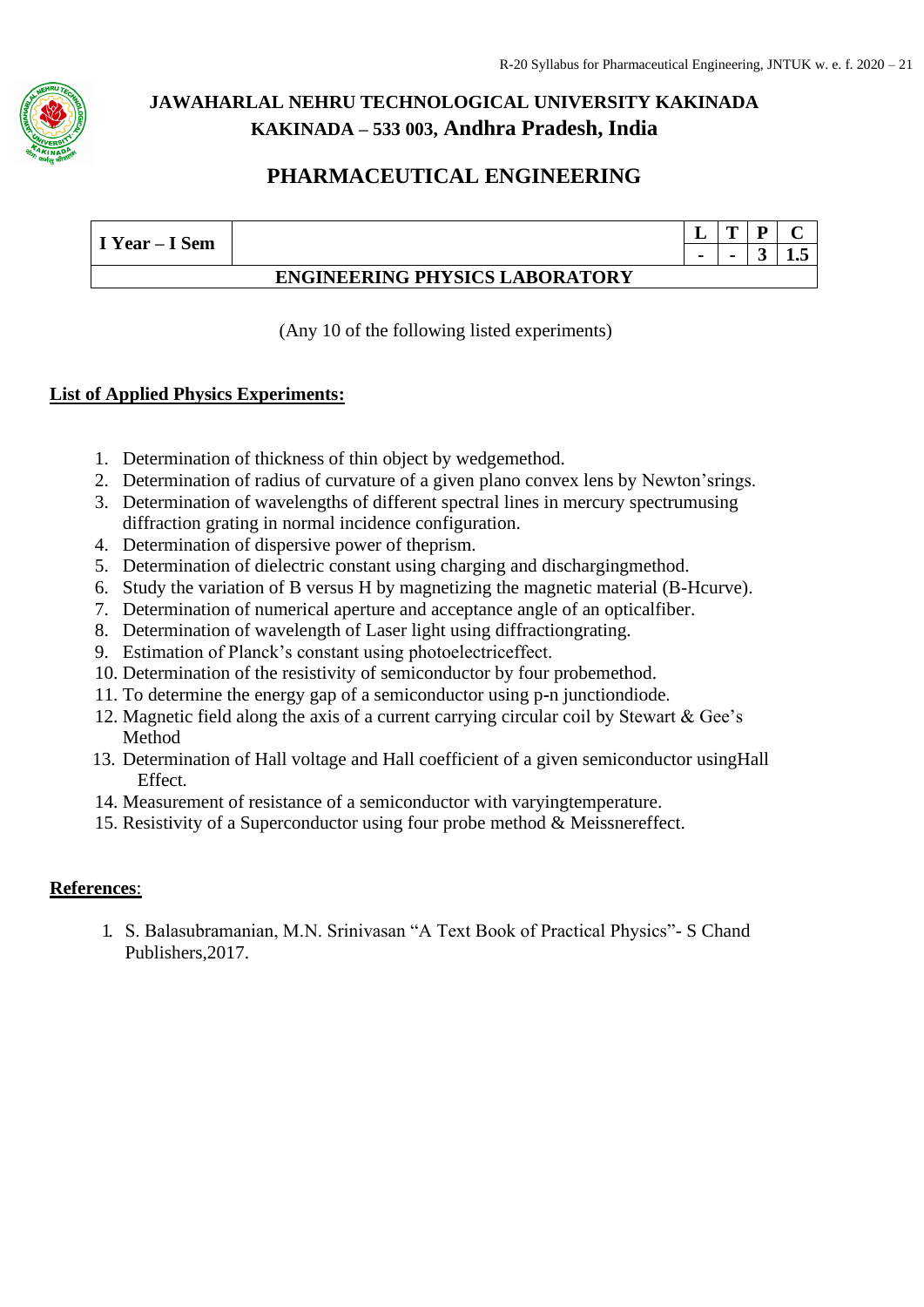# JAWAHARLAL NEHRU TECHNOLOGICAL UNIVERSITY KAKINADA
## KAKINADA – 533 003, Andhra Pradesh, India

## PHARMACEUTICAL ENGINEERING

| I Year – I Sem | | L | T | P | C |
|---|---|---|---|---|---|
| | | - | - | 3 | 1.5 |
| **ENGINEERING PHYSICS LABORATORY** | | | | | |

(Any 10 of the following listed experiments)

**List of Applied Physics Experiments:**

1. Determination of thickness of thin object by wedgemethod.
2. Determination of radius of curvature of a given plano convex lens by Newton'srings.
3. Determination of wavelengths of different spectral lines in mercury spectrumusing diffraction grating in normal incidence configuration.
4. Determination of dispersive power of theprism.
5. Determination of dielectric constant using charging and dischargingmethod.
6. Study the variation of B versus H by magnetizing the magnetic material (B-Hcurve).
7. Determination of numerical aperture and acceptance angle of an opticalfiber.
8. Determination of wavelength of Laser light using diffractiongrating.
9. Estimation of Planck's constant using photoelectriceffect.
10. Determination of the resistivity of semiconductor by four probemethod.
11. To determine the energy gap of a semiconductor using p-n junctiondiode.
12. Magnetic field along the axis of a current carrying circular coil by Stewart & Gee's Method
13. Determination of Hall voltage and Hall coefficient of a given semiconductor usingHall Effect.
14. Measurement of resistance of a semiconductor with varyingtemperature.
15. Resistivity of a Superconductor using four probe method & Meissnereffect.

**References**:

1. S. Balasubramanian, M.N. Srinivasan "A Text Book of Practical Physics"- S Chand Publishers,2017.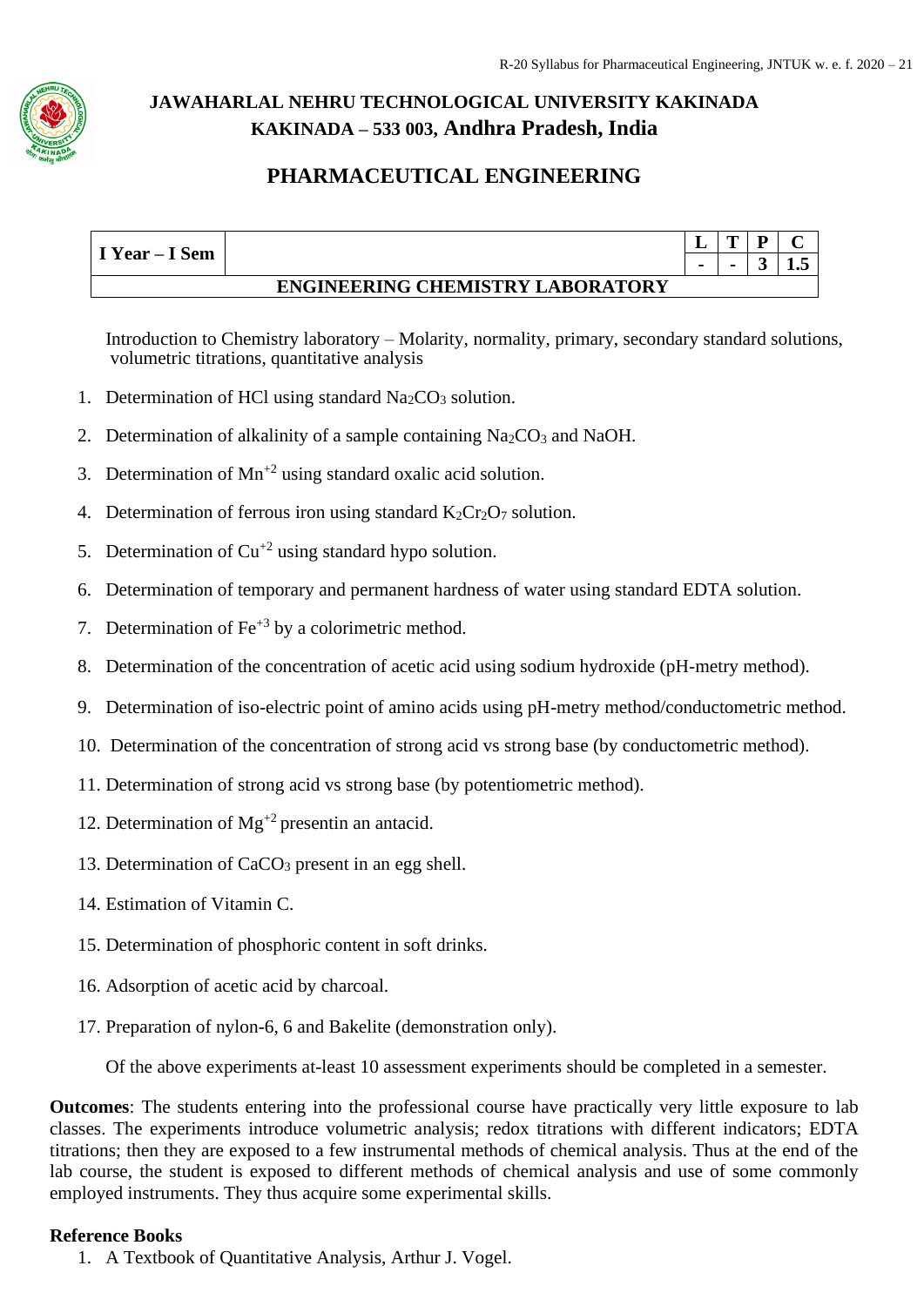**JAWAHARLAL NEHRU TECHNOLOGICAL UNIVERSITY KAKINADA**
**KAKINADA – 533 003, Andhra Pradesh, India**

# PHARMACEUTICAL ENGINEERING

| I Year – I Sem | | L | T | P | C |
|---|---|---|---|---|---|
| | | - | - | 3 | 1.5 |
| **ENGINEERING CHEMISTRY LABORATORY** | | | | | |

Introduction to Chemistry laboratory – Molarity, normality, primary, secondary standard solutions, volumetric titrations, quantitative analysis

1. Determination of HCl using standard $Na_2CO_3$ solution.
2. Determination of alkalinity of a sample containing $Na_2CO_3$ and NaOH.
3. Determination of $Mn^{+2}$ using standard oxalic acid solution.
4. Determination of ferrous iron using standard $K_2Cr_2O_7$ solution.
5. Determination of $Cu^{+2}$ using standard hypo solution.
6. Determination of temporary and permanent hardness of water using standard EDTA solution.
7. Determination of $Fe^{+3}$ by a colorimetric method.
8. Determination of the concentration of acetic acid using sodium hydroxide (pH-metry method).
9. Determination of iso-electric point of amino acids using pH-metry method/conductometric method.
10. Determination of the concentration of strong acid vs strong base (by conductometric method).
11. Determination of strong acid vs strong base (by potentiometric method).
12. Determination of $Mg^{+2}$ presentin an antacid.
13. Determination of $CaCO_3$ present in an egg shell.
14. Estimation of Vitamin C.
15. Determination of phosphoric content in soft drinks.
16. Adsorption of acetic acid by charcoal.
17. Preparation of nylon-6, 6 and Bakelite (demonstration only).

Of the above experiments at-least 10 assessment experiments should be completed in a semester.

**Outcomes**: The students entering into the professional course have practically very little exposure to lab classes. The experiments introduce volumetric analysis; redox titrations with different indicators; EDTA titrations; then they are exposed to a few instrumental methods of chemical analysis. Thus at the end of the lab course, the student is exposed to different methods of chemical analysis and use of some commonly employed instruments. They thus acquire some experimental skills.

**Reference Books**

1. A Textbook of Quantitative Analysis, Arthur J. Vogel.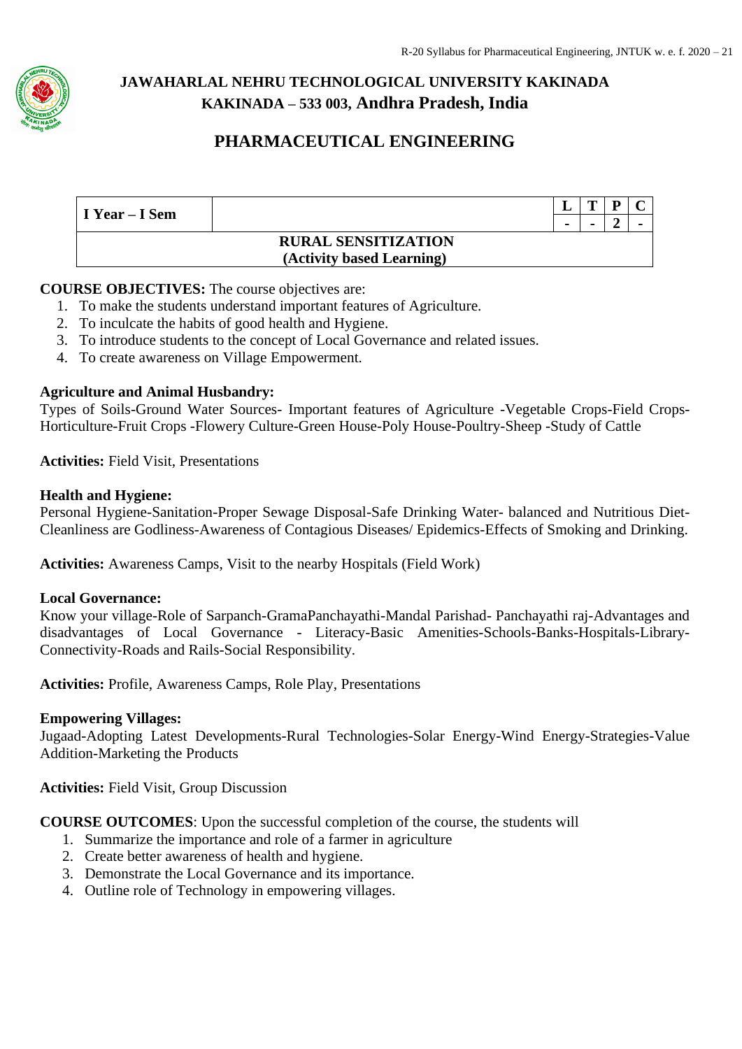# JAWAHARLAL NEHRU TECHNOLOGICAL UNIVERSITY KAKINADA
## KAKINADA – 533 003, Andhra Pradesh, India

## PHARMACEUTICAL ENGINEERING

| I Year – I Sem | | L | T | P | C |
|---|---|---|---|---|---|
| | | - | - | 2 | - |
| **RURAL SENSITIZATION (Activity based Learning)** | | | | | |

**COURSE OBJECTIVES:** The course objectives are:

1. To make the students understand important features of Agriculture.
2. To inculcate the habits of good health and Hygiene.
3. To introduce students to the concept of Local Governance and related issues.
4. To create awareness on Village Empowerment.

**Agriculture and Animal Husbandry:**
Types of Soils-Ground Water Sources- Important features of Agriculture -Vegetable Crops-Field Crops-Horticulture-Fruit Crops -Flowery Culture-Green House-Poly House-Poultry-Sheep -Study of Cattle

**Activities:** Field Visit, Presentations

**Health and Hygiene:**
Personal Hygiene-Sanitation-Proper Sewage Disposal-Safe Drinking Water- balanced and Nutritious Diet-Cleanliness are Godliness-Awareness of Contagious Diseases/ Epidemics-Effects of Smoking and Drinking.

**Activities:** Awareness Camps, Visit to the nearby Hospitals (Field Work)

**Local Governance:**
Know your village-Role of Sarpanch-GramaPanchayathi-Mandal Parishad- Panchayathi raj-Advantages and disadvantages of Local Governance - Literacy-Basic Amenities-Schools-Banks-Hospitals-Library-Connectivity-Roads and Rails-Social Responsibility.

**Activities:** Profile, Awareness Camps, Role Play, Presentations

**Empowering Villages:**
Jugaad-Adopting Latest Developments-Rural Technologies-Solar Energy-Wind Energy-Strategies-Value Addition-Marketing the Products

**Activities:** Field Visit, Group Discussion

**COURSE OUTCOMES**: Upon the successful completion of the course, the students will

1. Summarize the importance and role of a farmer in agriculture
2. Create better awareness of health and hygiene.
3. Demonstrate the Local Governance and its importance.
4. Outline role of Technology in empowering villages.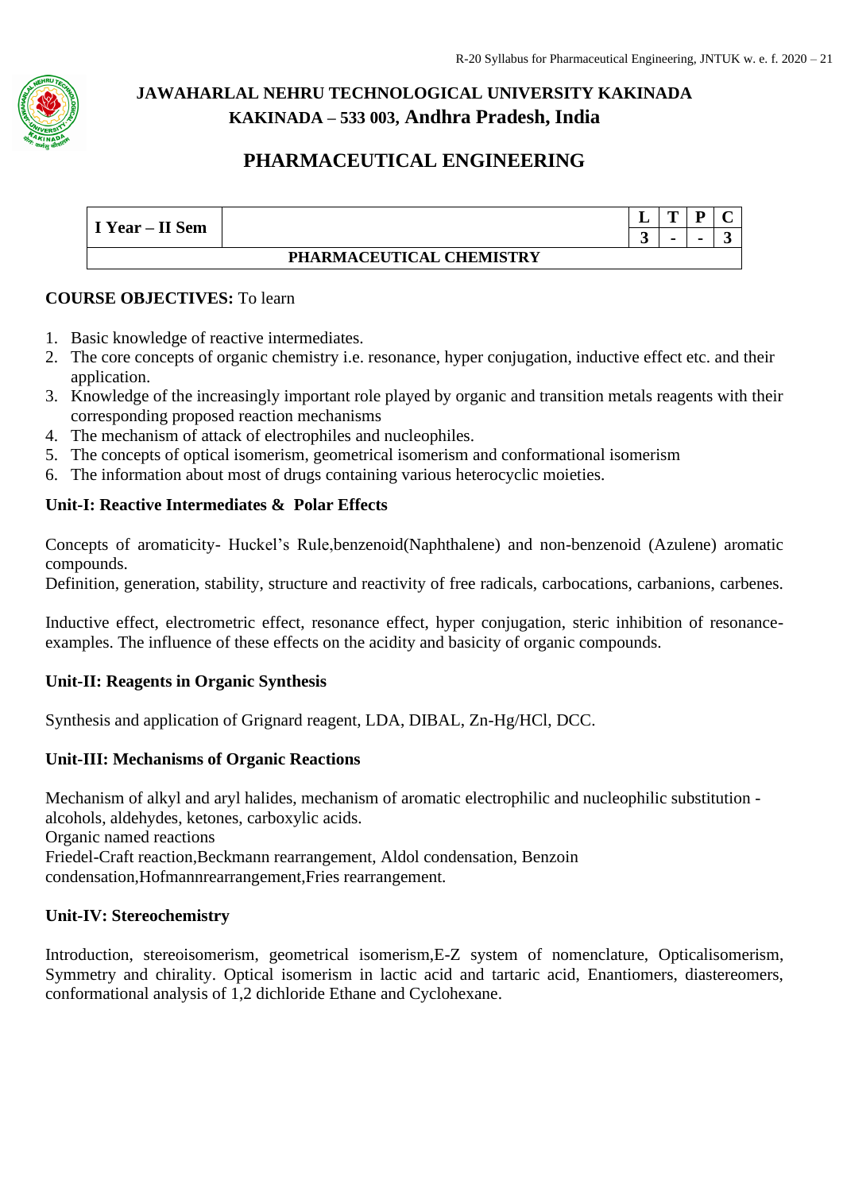# JAWAHARLAL NEHRU TECHNOLOGICAL UNIVERSITY KAKINADA

## KAKINADA – 533 003, Andhra Pradesh, India

## PHARMACEUTICAL ENGINEERING

| I Year – II Sem | | L | T | P | C |
|---|---|---|---|---|---|
| | | 3 | - | - | 3 |
| **PHARMACEUTICAL CHEMISTRY** | | | | | |

**COURSE OBJECTIVES:** To learn

1. Basic knowledge of reactive intermediates.
2. The core concepts of organic chemistry i.e. resonance, hyper conjugation, inductive effect etc. and their application.
3. Knowledge of the increasingly important role played by organic and transition metals reagents with their corresponding proposed reaction mechanisms
4. The mechanism of attack of electrophiles and nucleophiles.
5. The concepts of optical isomerism, geometrical isomerism and conformational isomerism
6. The information about most of drugs containing various heterocyclic moieties.

### Unit-I: Reactive Intermediates & Polar Effects

Concepts of aromaticity- Huckel's Rule,benzenoid(Naphthalene) and non-benzenoid (Azulene) aromatic compounds.

Definition, generation, stability, structure and reactivity of free radicals, carbocations, carbanions, carbenes.

Inductive effect, electrometric effect, resonance effect, hyper conjugation, steric inhibition of resonance-examples. The influence of these effects on the acidity and basicity of organic compounds.

### Unit-II: Reagents in Organic Synthesis

Synthesis and application of Grignard reagent, LDA, DIBAL, Zn-Hg/HCl, DCC.

### Unit-III: Mechanisms of Organic Reactions

Mechanism of alkyl and aryl halides, mechanism of aromatic electrophilic and nucleophilic substitution - alcohols, aldehydes, ketones, carboxylic acids.

Organic named reactions

Friedel-Craft reaction,Beckmann rearrangement, Aldol condensation, Benzoin condensation,Hofmannrearrangement,Fries rearrangement.

### Unit-IV: Stereochemistry

Introduction, stereoisomerism, geometrical isomerism,E-Z system of nomenclature, Opticalisomerism, Symmetry and chirality. Optical isomerism in lactic acid and tartaric acid, Enantiomers, diastereomers, conformational analysis of 1,2 dichloride Ethane and Cyclohexane.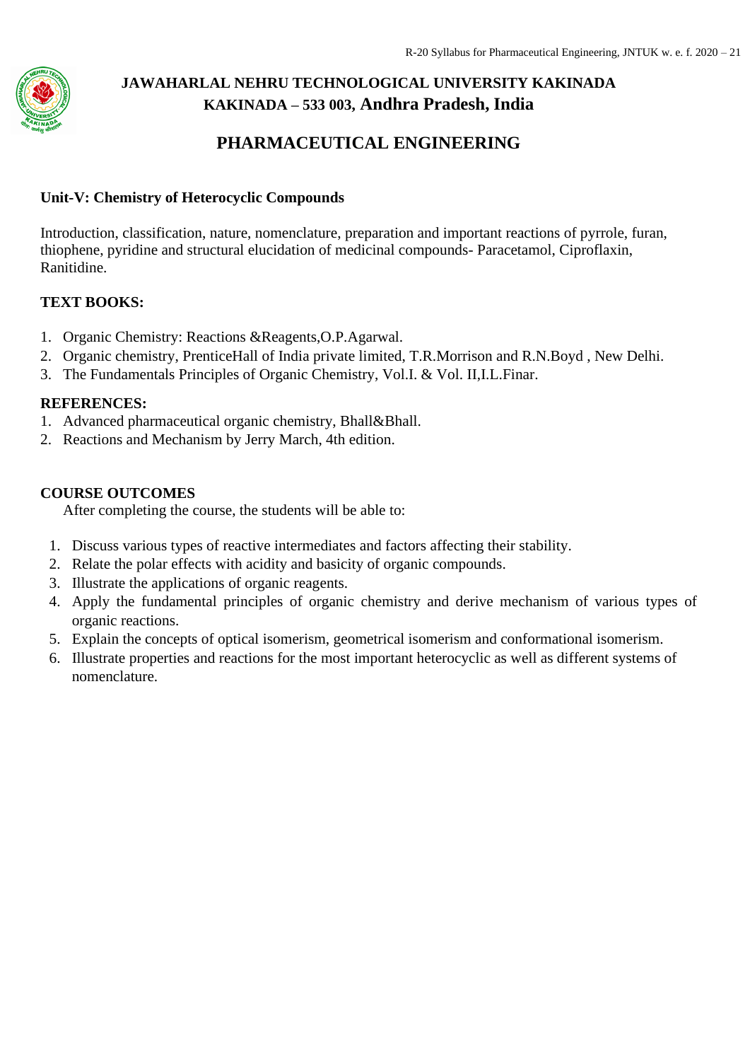**JAWAHARLAL NEHRU TECHNOLOGICAL UNIVERSITY KAKINADA**
**KAKINADA – 533 003, Andhra Pradesh, India**

## PHARMACEUTICAL ENGINEERING

**Unit-V: Chemistry of Heterocyclic Compounds**

Introduction, classification, nature, nomenclature, preparation and important reactions of pyrrole, furan, thiophene, pyridine and structural elucidation of medicinal compounds- Paracetamol, Ciproflaxin, Ranitidine.

**TEXT BOOKS:**

1. Organic Chemistry: Reactions &Reagents,O.P.Agarwal.
2. Organic chemistry, PrenticeHall of India private limited, T.R.Morrison and R.N.Boyd , New Delhi.
3. The Fundamentals Principles of Organic Chemistry, Vol.I. & Vol. II,I.L.Finar.

**REFERENCES:**

1. Advanced pharmaceutical organic chemistry, Bhall&Bhall.
2. Reactions and Mechanism by Jerry March, 4th edition.

**COURSE OUTCOMES**

After completing the course, the students will be able to:

1. Discuss various types of reactive intermediates and factors affecting their stability.
2. Relate the polar effects with acidity and basicity of organic compounds.
3. Illustrate the applications of organic reagents.
4. Apply the fundamental principles of organic chemistry and derive mechanism of various types of organic reactions.
5. Explain the concepts of optical isomerism, geometrical isomerism and conformational isomerism.
6. Illustrate properties and reactions for the most important heterocyclic as well as different systems of nomenclature.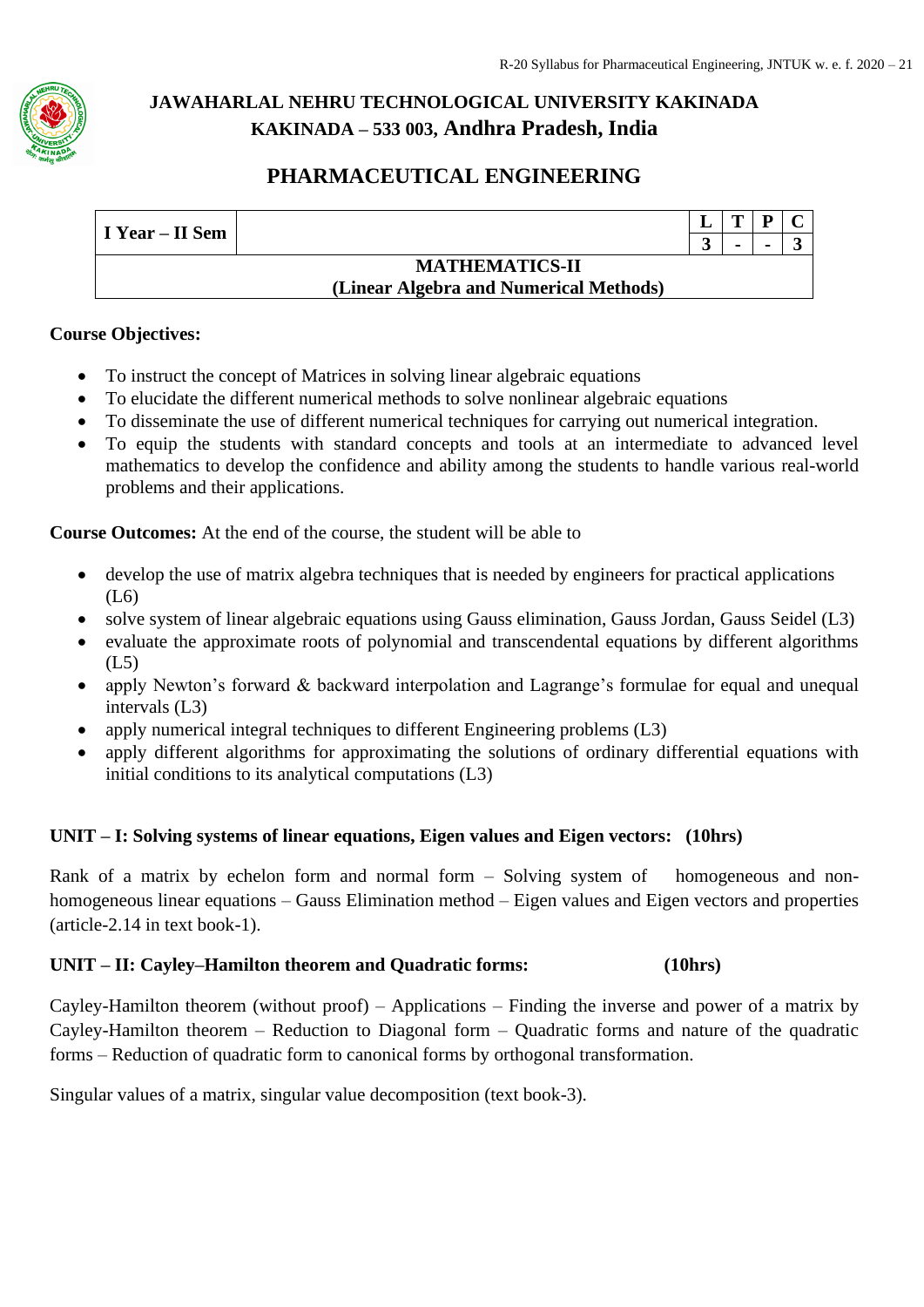# JAWAHARLAL NEHRU TECHNOLOGICAL UNIVERSITY KAKINADA
## KAKINADA – 533 003, Andhra Pradesh, India

## PHARMACEUTICAL ENGINEERING

| I Year – II Sem | | L | T | P | C |
|---|---|---|---|---|---|
| | | 3 | - | - | 3 |
| **MATHEMATICS-II (Linear Algebra and Numerical Methods)** | | | | | |

**Course Objectives:**

- To instruct the concept of Matrices in solving linear algebraic equations
- To elucidate the different numerical methods to solve nonlinear algebraic equations
- To disseminate the use of different numerical techniques for carrying out numerical integration.
- To equip the students with standard concepts and tools at an intermediate to advanced level mathematics to develop the confidence and ability among the students to handle various real-world problems and their applications.

**Course Outcomes:** At the end of the course, the student will be able to

- develop the use of matrix algebra techniques that is needed by engineers for practical applications (L6)
- solve system of linear algebraic equations using Gauss elimination, Gauss Jordan, Gauss Seidel (L3)
- evaluate the approximate roots of polynomial and transcendental equations by different algorithms (L5)
- apply Newton's forward & backward interpolation and Lagrange's formulae for equal and unequal intervals (L3)
- apply numerical integral techniques to different Engineering problems (L3)
- apply different algorithms for approximating the solutions of ordinary differential equations with initial conditions to its analytical computations (L3)

**UNIT – I: Solving systems of linear equations, Eigen values and Eigen vectors: (10hrs)**

Rank of a matrix by echelon form and normal form – Solving system of homogeneous and non-homogeneous linear equations – Gauss Elimination method – Eigen values and Eigen vectors and properties (article-2.14 in text book-1).

**UNIT – II: Cayley–Hamilton theorem and Quadratic forms: (10hrs)**

Cayley-Hamilton theorem (without proof) – Applications – Finding the inverse and power of a matrix by Cayley-Hamilton theorem – Reduction to Diagonal form – Quadratic forms and nature of the quadratic forms – Reduction of quadratic form to canonical forms by orthogonal transformation.

Singular values of a matrix, singular value decomposition (text book-3).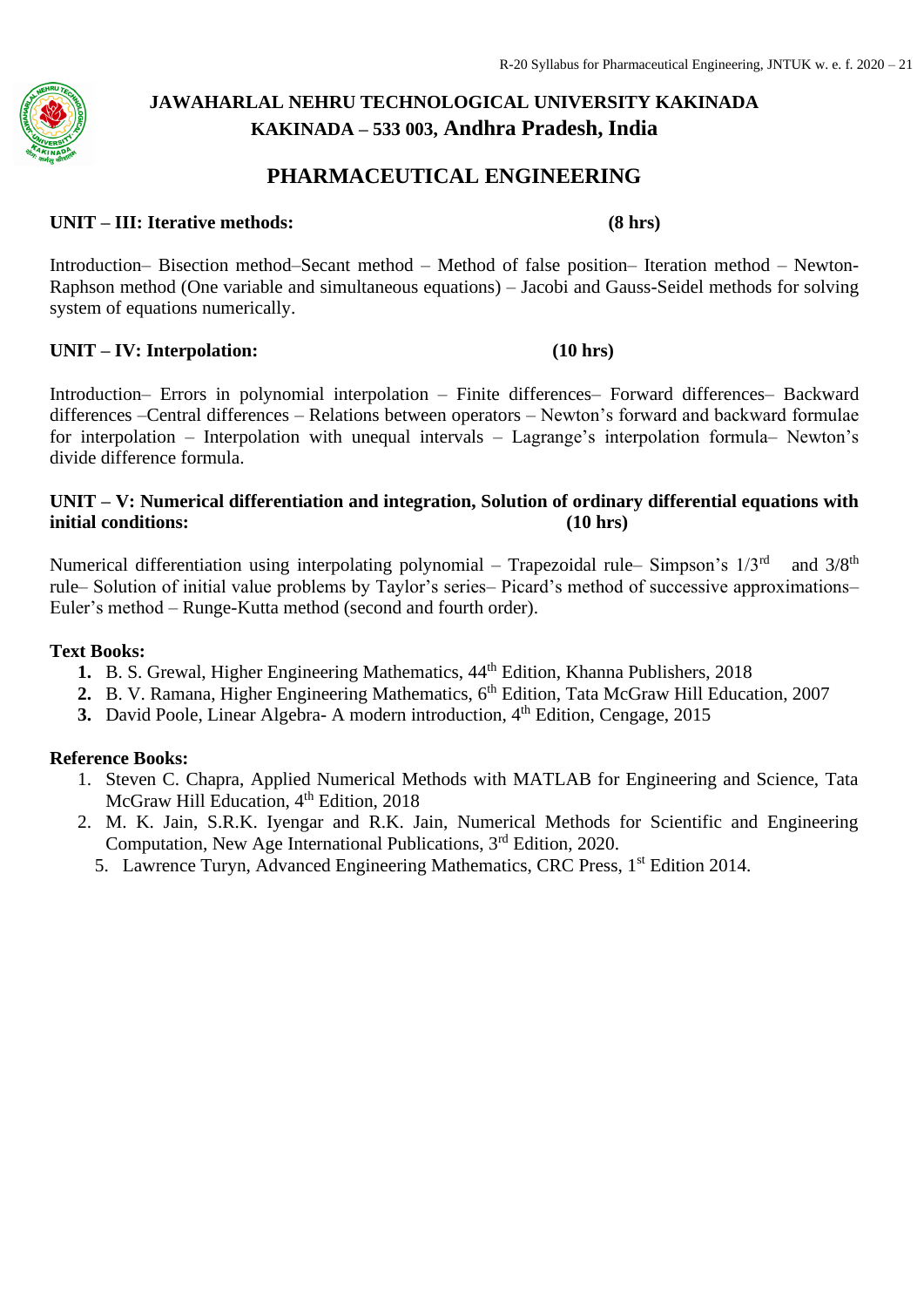# JAWAHARLAL NEHRU TECHNOLOGICAL UNIVERSITY KAKINADA
## KAKINADA – 533 003, Andhra Pradesh, India

## PHARMACEUTICAL ENGINEERING

**UNIT – III: Iterative methods: (8 hrs)**

Introduction– Bisection method–Secant method – Method of false position– Iteration method – Newton-Raphson method (One variable and simultaneous equations) – Jacobi and Gauss-Seidel methods for solving system of equations numerically.

**UNIT – IV: Interpolation: (10 hrs)**

Introduction– Errors in polynomial interpolation – Finite differences– Forward differences– Backward differences –Central differences – Relations between operators – Newton's forward and backward formulae for interpolation – Interpolation with unequal intervals – Lagrange's interpolation formula– Newton's divide difference formula.

**UNIT – V: Numerical differentiation and integration, Solution of ordinary differential equations with initial conditions: (10 hrs)**

Numerical differentiation using interpolating polynomial – Trapezoidal rule– Simpson's 1/3rd and 3/8th rule– Solution of initial value problems by Taylor's series– Picard's method of successive approximations– Euler's method – Runge-Kutta method (second and fourth order).

**Text Books:**

1. B. S. Grewal, Higher Engineering Mathematics, 44th Edition, Khanna Publishers, 2018
2. B. V. Ramana, Higher Engineering Mathematics, 6th Edition, Tata McGraw Hill Education, 2007
3. David Poole, Linear Algebra- A modern introduction, 4th Edition, Cengage, 2015

**Reference Books:**

1. Steven C. Chapra, Applied Numerical Methods with MATLAB for Engineering and Science, Tata McGraw Hill Education, 4th Edition, 2018
2. M. K. Jain, S.R.K. Iyengar and R.K. Jain, Numerical Methods for Scientific and Engineering Computation, New Age International Publications, 3rd Edition, 2020.

5. Lawrence Turyn, Advanced Engineering Mathematics, CRC Press, 1st Edition 2014.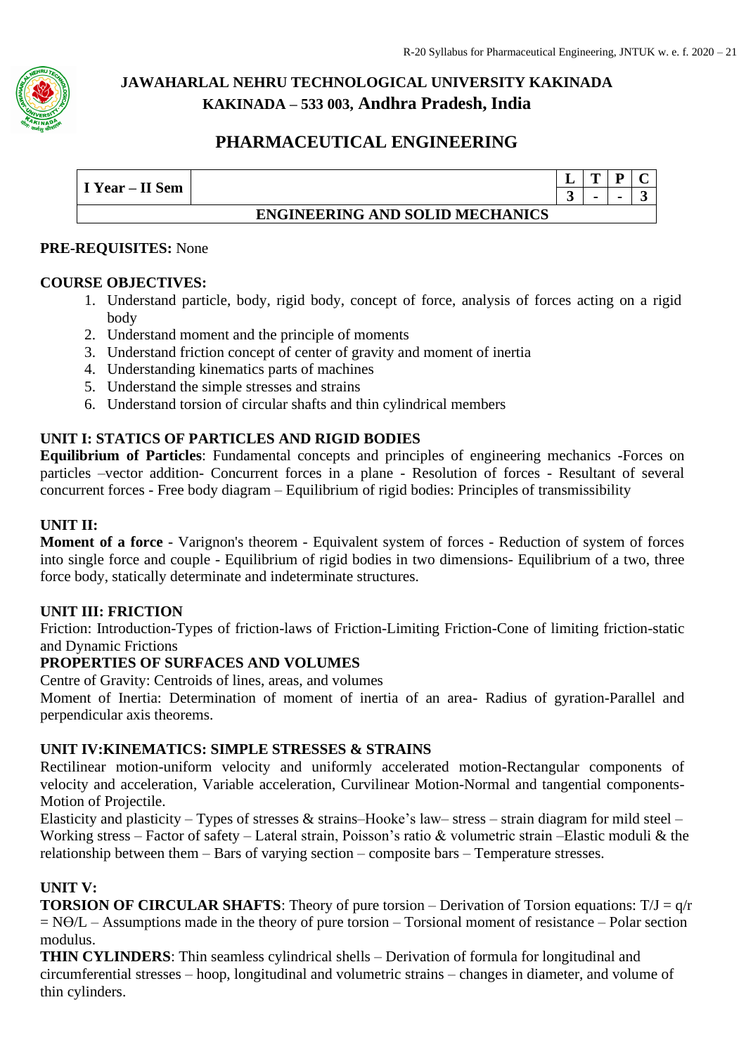# JAWAHARLAL NEHRU TECHNOLOGICAL UNIVERSITY KAKINADA
## KAKINADA – 533 003, Andhra Pradesh, India

## PHARMACEUTICAL ENGINEERING

| I Year – II Sem | | L | T | P | C |
|---|---|---|---|---|---|
| | | 3 | - | - | 3 |
| **ENGINEERING AND SOLID MECHANICS** | | | | | |

**PRE-REQUISITES:** None

**COURSE OBJECTIVES:**

1. Understand particle, body, rigid body, concept of force, analysis of forces acting on a rigid body
2. Understand moment and the principle of moments
3. Understand friction concept of center of gravity and moment of inertia
4. Understanding kinematics parts of machines
5. Understand the simple stresses and strains
6. Understand torsion of circular shafts and thin cylindrical members

**UNIT I: STATICS OF PARTICLES AND RIGID BODIES**

**Equilibrium of Particles**: Fundamental concepts and principles of engineering mechanics -Forces on particles –vector addition- Concurrent forces in a plane - Resolution of forces - Resultant of several concurrent forces - Free body diagram – Equilibrium of rigid bodies: Principles of transmissibility

**UNIT II:**

**Moment of a force** - Varignon's theorem - Equivalent system of forces - Reduction of system of forces into single force and couple - Equilibrium of rigid bodies in two dimensions- Equilibrium of a two, three force body, statically determinate and indeterminate structures.

**UNIT III: FRICTION**

Friction: Introduction-Types of friction-laws of Friction-Limiting Friction-Cone of limiting friction-static and Dynamic Frictions

**PROPERTIES OF SURFACES AND VOLUMES**

Centre of Gravity: Centroids of lines, areas, and volumes

Moment of Inertia: Determination of moment of inertia of an area- Radius of gyration-Parallel and perpendicular axis theorems.

**UNIT IV:KINEMATICS: SIMPLE STRESSES & STRAINS**

Rectilinear motion-uniform velocity and uniformly accelerated motion-Rectangular components of velocity and acceleration, Variable acceleration, Curvilinear Motion-Normal and tangential components-Motion of Projectile.

Elasticity and plasticity – Types of stresses & strains–Hooke's law– stress – strain diagram for mild steel – Working stress – Factor of safety – Lateral strain, Poisson's ratio & volumetric strain –Elastic moduli & the relationship between them – Bars of varying section – composite bars – Temperature stresses.

**UNIT V:**

**TORSION OF CIRCULAR SHAFTS**: Theory of pure torsion – Derivation of Torsion equations: $T/J = q/r = N\Theta/L$ – Assumptions made in the theory of pure torsion – Torsional moment of resistance – Polar section modulus.

**THIN CYLINDERS**: Thin seamless cylindrical shells – Derivation of formula for longitudinal and circumferential stresses – hoop, longitudinal and volumetric strains – changes in diameter, and volume of thin cylinders.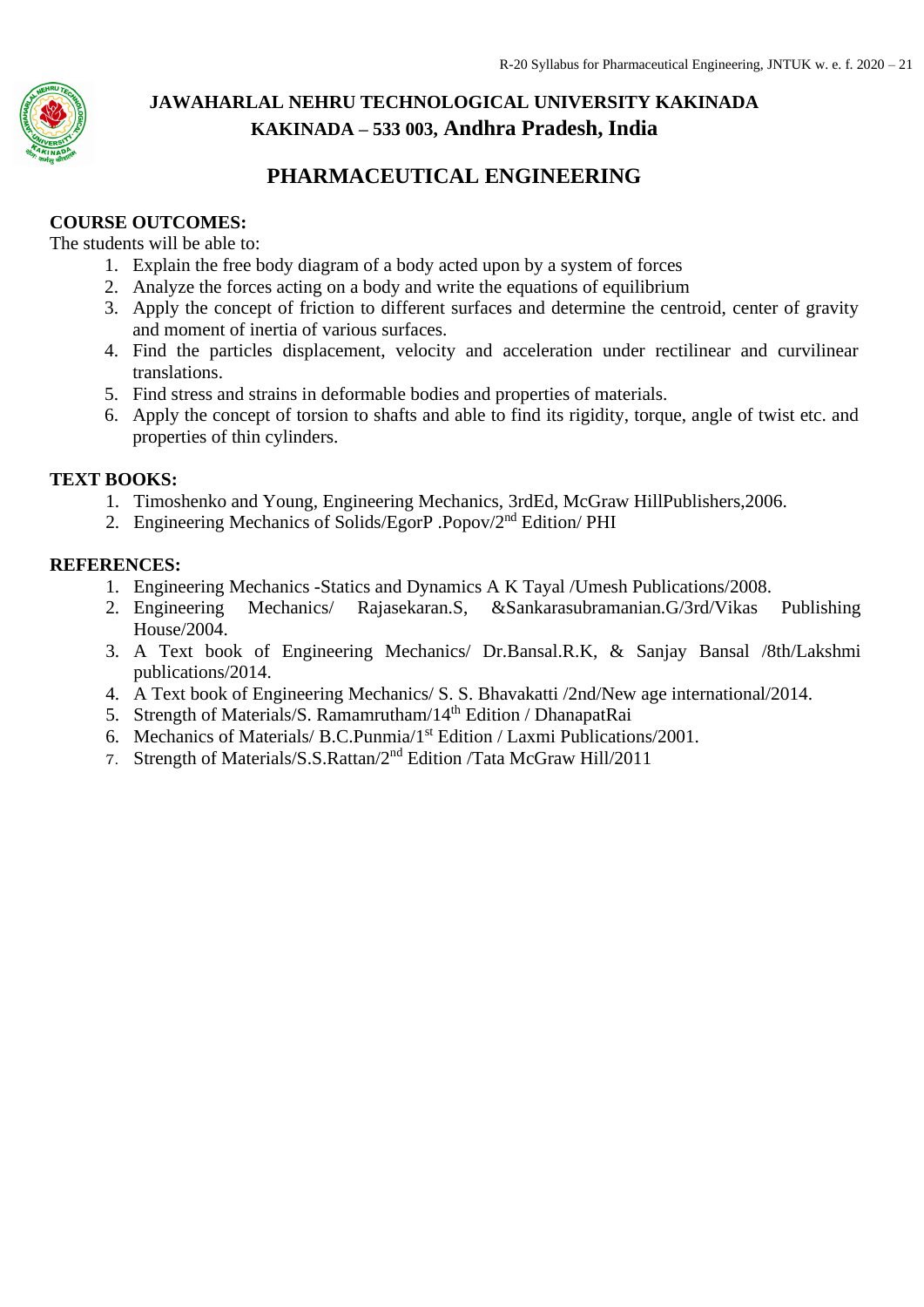**JAWAHARLAL NEHRU TECHNOLOGICAL UNIVERSITY KAKINADA**
**KAKINADA – 533 003, Andhra Pradesh, India**

## PHARMACEUTICAL ENGINEERING

**COURSE OUTCOMES:**

The students will be able to:

1. Explain the free body diagram of a body acted upon by a system of forces
2. Analyze the forces acting on a body and write the equations of equilibrium
3. Apply the concept of friction to different surfaces and determine the centroid, center of gravity and moment of inertia of various surfaces.
4. Find the particles displacement, velocity and acceleration under rectilinear and curvilinear translations.
5. Find stress and strains in deformable bodies and properties of materials.
6. Apply the concept of torsion to shafts and able to find its rigidity, torque, angle of twist etc. and properties of thin cylinders.

**TEXT BOOKS:**

1. Timoshenko and Young, Engineering Mechanics, 3rdEd, McGraw HillPublishers,2006.
2. Engineering Mechanics of Solids/EgorP .Popov/2nd Edition/ PHI

**REFERENCES:**

1. Engineering Mechanics -Statics and Dynamics A K Tayal /Umesh Publications/2008.
2. Engineering Mechanics/ Rajasekaran.S, &Sankarasubramanian.G/3rd/Vikas Publishing House/2004.
3. A Text book of Engineering Mechanics/ Dr.Bansal.R.K, & Sanjay Bansal /8th/Lakshmi publications/2014.
4. A Text book of Engineering Mechanics/ S. S. Bhavakatti /2nd/New age international/2014.
5. Strength of Materials/S. Ramamrutham/14th Edition / DhanapatRai
6. Mechanics of Materials/ B.C.Punmia/1st Edition / Laxmi Publications/2001.
7. Strength of Materials/S.S.Rattan/2nd Edition /Tata McGraw Hill/2011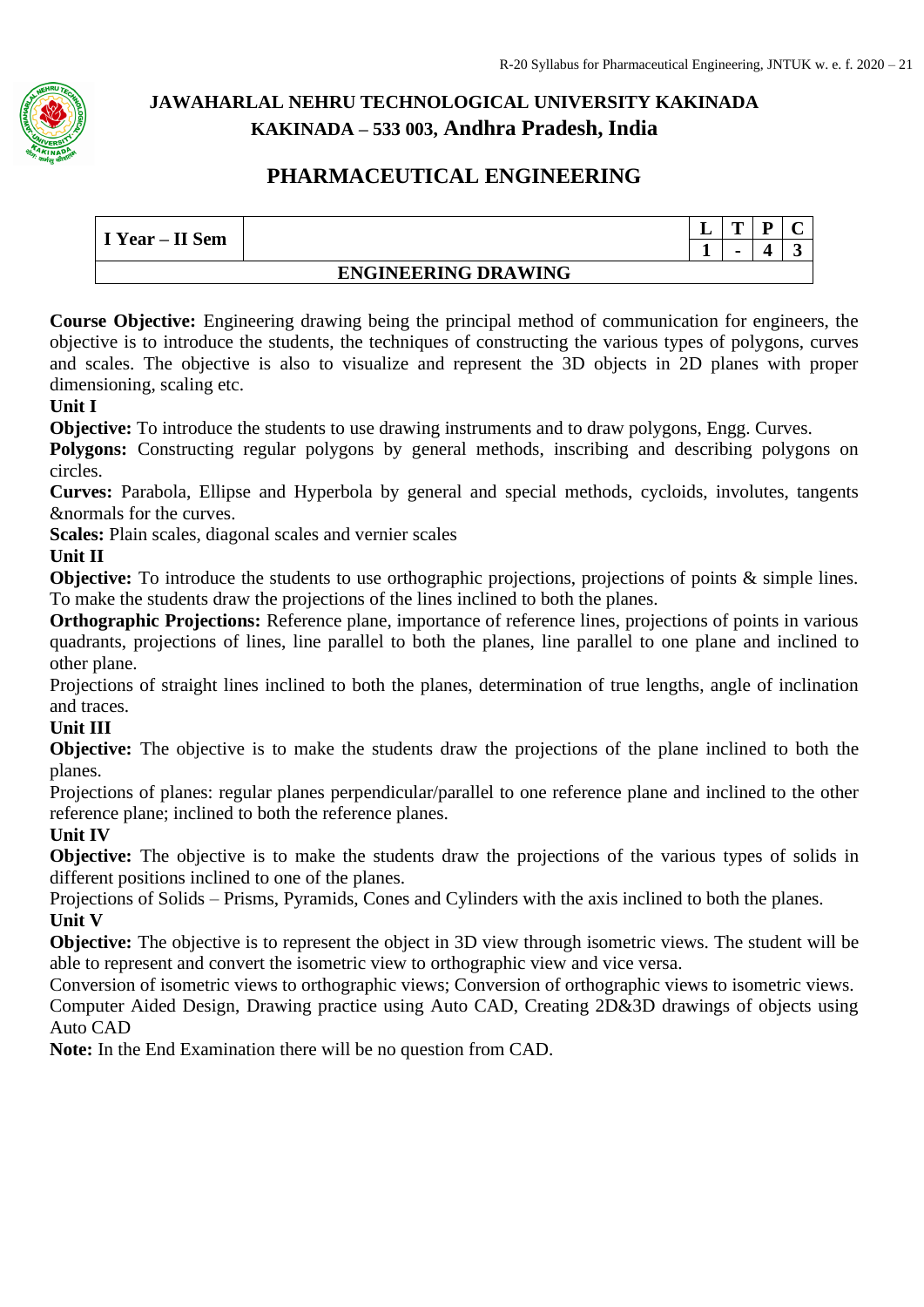# JAWAHARLAL NEHRU TECHNOLOGICAL UNIVERSITY KAKINADA
## KAKINADA – 533 003, Andhra Pradesh, India

## PHARMACEUTICAL ENGINEERING

| I Year – II Sem | | L | T | P | C |
|---|---|---|---|---|---|
| | | 1 | - | 4 | 3 |
| **ENGINEERING DRAWING** | | | | | |

**Course Objective:** Engineering drawing being the principal method of communication for engineers, the objective is to introduce the students, the techniques of constructing the various types of polygons, curves and scales. The objective is also to visualize and represent the 3D objects in 2D planes with proper dimensioning, scaling etc.

**Unit I**

**Objective:** To introduce the students to use drawing instruments and to draw polygons, Engg. Curves.

**Polygons:** Constructing regular polygons by general methods, inscribing and describing polygons on circles.

**Curves:** Parabola, Ellipse and Hyperbola by general and special methods, cycloids, involutes, tangents &normals for the curves.

**Scales:** Plain scales, diagonal scales and vernier scales

**Unit II**

**Objective:** To introduce the students to use orthographic projections, projections of points & simple lines. To make the students draw the projections of the lines inclined to both the planes.

**Orthographic Projections:** Reference plane, importance of reference lines, projections of points in various quadrants, projections of lines, line parallel to both the planes, line parallel to one plane and inclined to other plane.

Projections of straight lines inclined to both the planes, determination of true lengths, angle of inclination and traces.

**Unit III**

**Objective:** The objective is to make the students draw the projections of the plane inclined to both the planes.

Projections of planes: regular planes perpendicular/parallel to one reference plane and inclined to the other reference plane; inclined to both the reference planes.

**Unit IV**

**Objective:** The objective is to make the students draw the projections of the various types of solids in different positions inclined to one of the planes.

Projections of Solids – Prisms, Pyramids, Cones and Cylinders with the axis inclined to both the planes.

**Unit V**

**Objective:** The objective is to represent the object in 3D view through isometric views. The student will be able to represent and convert the isometric view to orthographic view and vice versa.

Conversion of isometric views to orthographic views; Conversion of orthographic views to isometric views.

Computer Aided Design, Drawing practice using Auto CAD, Creating 2D&3D drawings of objects using Auto CAD

**Note:** In the End Examination there will be no question from CAD.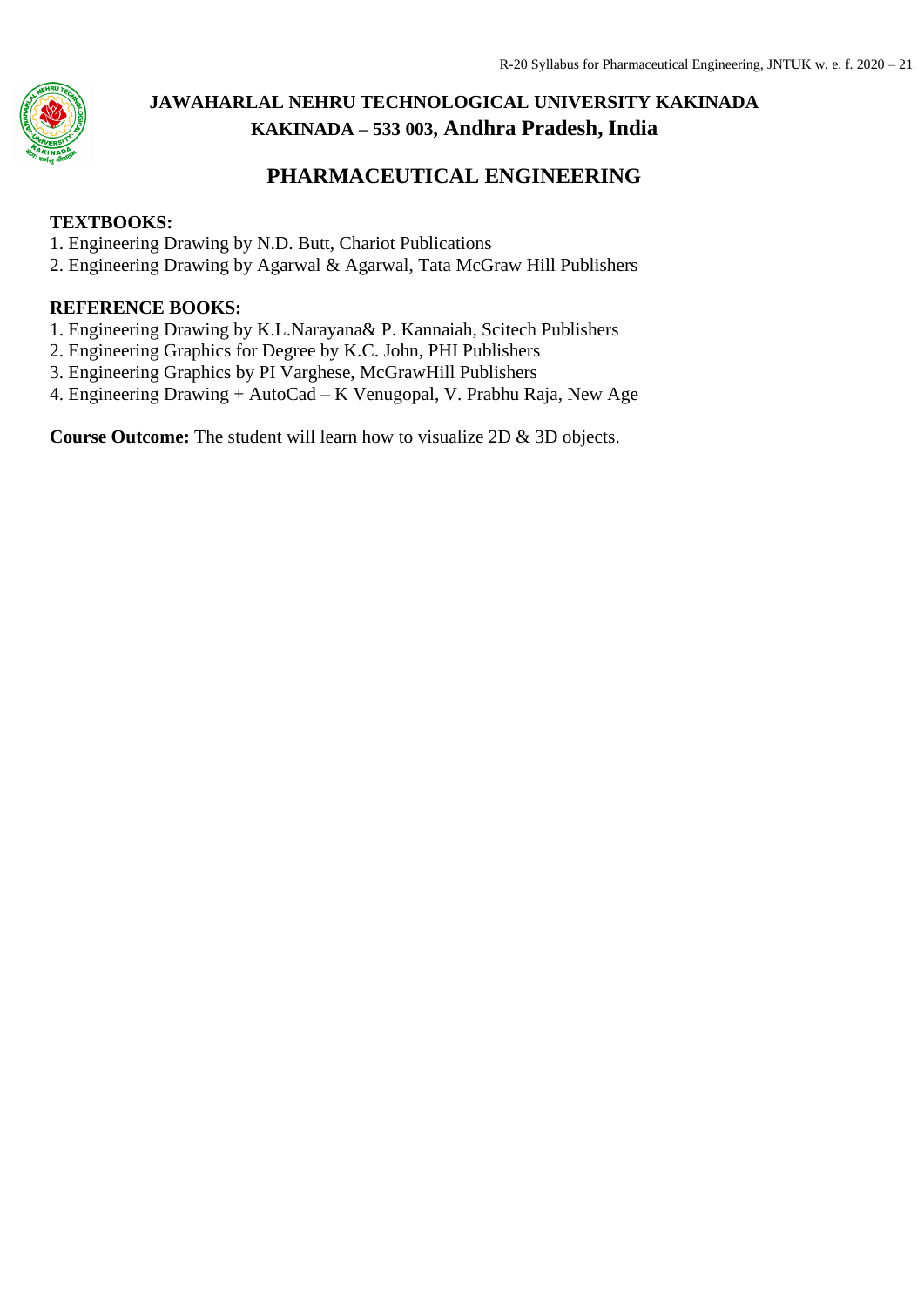# JAWAHARLAL NEHRU TECHNOLOGICAL UNIVERSITY KAKINADA
## KAKINADA – 533 003, Andhra Pradesh, India

## PHARMACEUTICAL ENGINEERING

**TEXTBOOKS:**
1. Engineering Drawing by N.D. Butt, Chariot Publications
2. Engineering Drawing by Agarwal & Agarwal, Tata McGraw Hill Publishers

**REFERENCE BOOKS:**
1. Engineering Drawing by K.L.Narayana& P. Kannaiah, Scitech Publishers
2. Engineering Graphics for Degree by K.C. John, PHI Publishers
3. Engineering Graphics by PI Varghese, McGrawHill Publishers
4. Engineering Drawing + AutoCad – K Venugopal, V. Prabhu Raja, New Age

**Course Outcome:** The student will learn how to visualize 2D & 3D objects.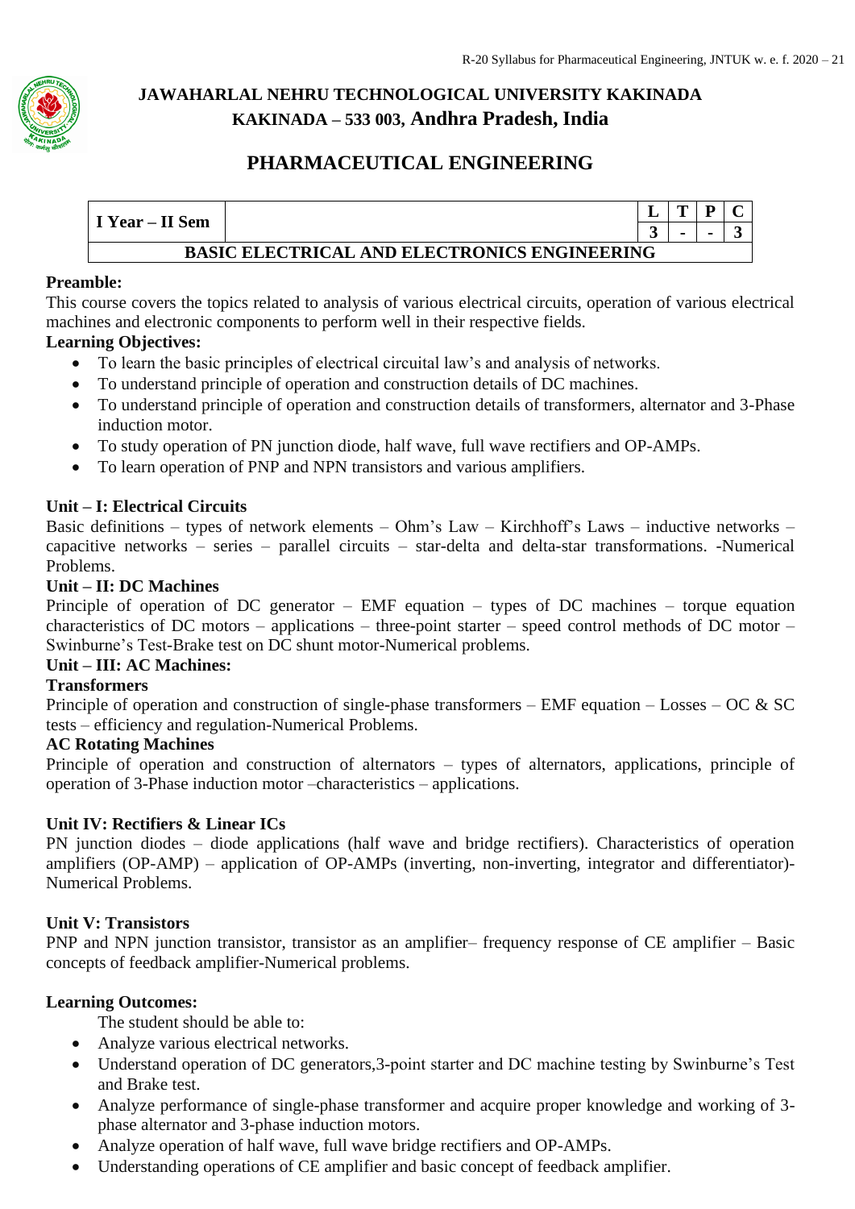# JAWAHARLAL NEHRU TECHNOLOGICAL UNIVERSITY KAKINADA
## KAKINADA – 533 003, Andhra Pradesh, India

## PHARMACEUTICAL ENGINEERING

| I Year – II Sem | | L | T | P | C |
|---|---|---|---|---|---|
| | | 3 | - | - | 3 |
| **BASIC ELECTRICAL AND ELECTRONICS ENGINEERING** | | | | | |

**Preamble:**

This course covers the topics related to analysis of various electrical circuits, operation of various electrical machines and electronic components to perform well in their respective fields.

**Learning Objectives:**

- To learn the basic principles of electrical circuital law's and analysis of networks.
- To understand principle of operation and construction details of DC machines.
- To understand principle of operation and construction details of transformers, alternator and 3-Phase induction motor.
- To study operation of PN junction diode, half wave, full wave rectifiers and OP-AMPs.
- To learn operation of PNP and NPN transistors and various amplifiers.

**Unit – I: Electrical Circuits**

Basic definitions – types of network elements – Ohm's Law – Kirchhoff's Laws – inductive networks – capacitive networks – series – parallel circuits – star-delta and delta-star transformations. -Numerical Problems.

**Unit – II: DC Machines**

Principle of operation of DC generator – EMF equation – types of DC machines – torque equation characteristics of DC motors – applications – three-point starter – speed control methods of DC motor – Swinburne's Test-Brake test on DC shunt motor-Numerical problems.

**Unit – III: AC Machines:**

**Transformers**

Principle of operation and construction of single-phase transformers – EMF equation – Losses – OC & SC tests – efficiency and regulation-Numerical Problems.

**AC Rotating Machines**

Principle of operation and construction of alternators – types of alternators, applications, principle of operation of 3-Phase induction motor –characteristics – applications.

**Unit IV: Rectifiers & Linear ICs**

PN junction diodes – diode applications (half wave and bridge rectifiers). Characteristics of operation amplifiers (OP-AMP) – application of OP-AMPs (inverting, non-inverting, integrator and differentiator)-Numerical Problems.

**Unit V: Transistors**

PNP and NPN junction transistor, transistor as an amplifier– frequency response of CE amplifier – Basic concepts of feedback amplifier-Numerical problems.

**Learning Outcomes:**

The student should be able to:

- Analyze various electrical networks.
- Understand operation of DC generators,3-point starter and DC machine testing by Swinburne's Test and Brake test.
- Analyze performance of single-phase transformer and acquire proper knowledge and working of 3-phase alternator and 3-phase induction motors.
- Analyze operation of half wave, full wave bridge rectifiers and OP-AMPs.
- Understanding operations of CE amplifier and basic concept of feedback amplifier.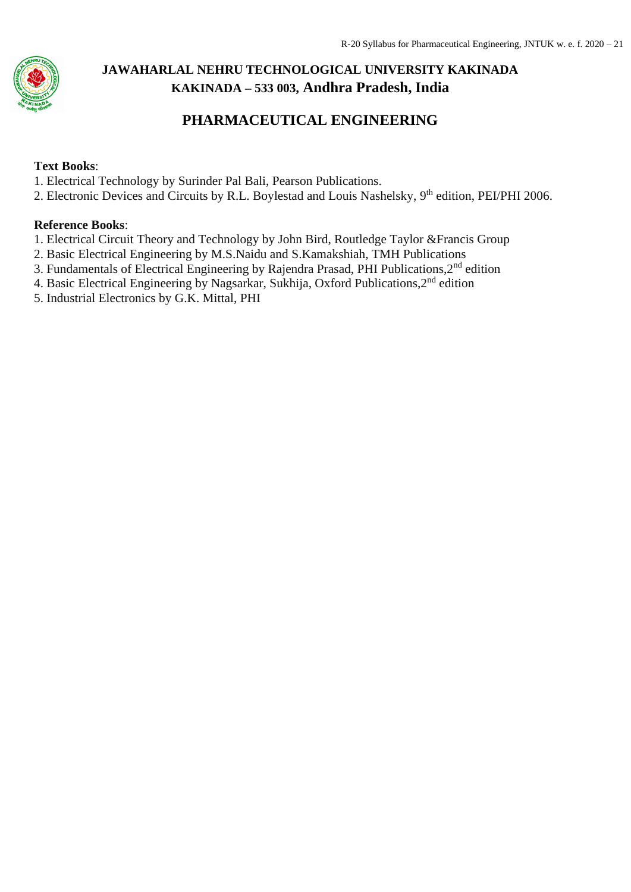**Text Books**:

1. Electrical Technology by Surinder Pal Bali, Pearson Publications.
2. Electronic Devices and Circuits by R.L. Boylestad and Louis Nashelsky, 9th edition, PEI/PHI 2006.

**Reference Books**:

1. Electrical Circuit Theory and Technology by John Bird, Routledge Taylor &Francis Group
2. Basic Electrical Engineering by M.S.Naidu and S.Kamakshiah, TMH Publications
3. Fundamentals of Electrical Engineering by Rajendra Prasad, PHI Publications,2nd edition
4. Basic Electrical Engineering by Nagsarkar, Sukhija, Oxford Publications,2nd edition
5. Industrial Electronics by G.K. Mittal, PHI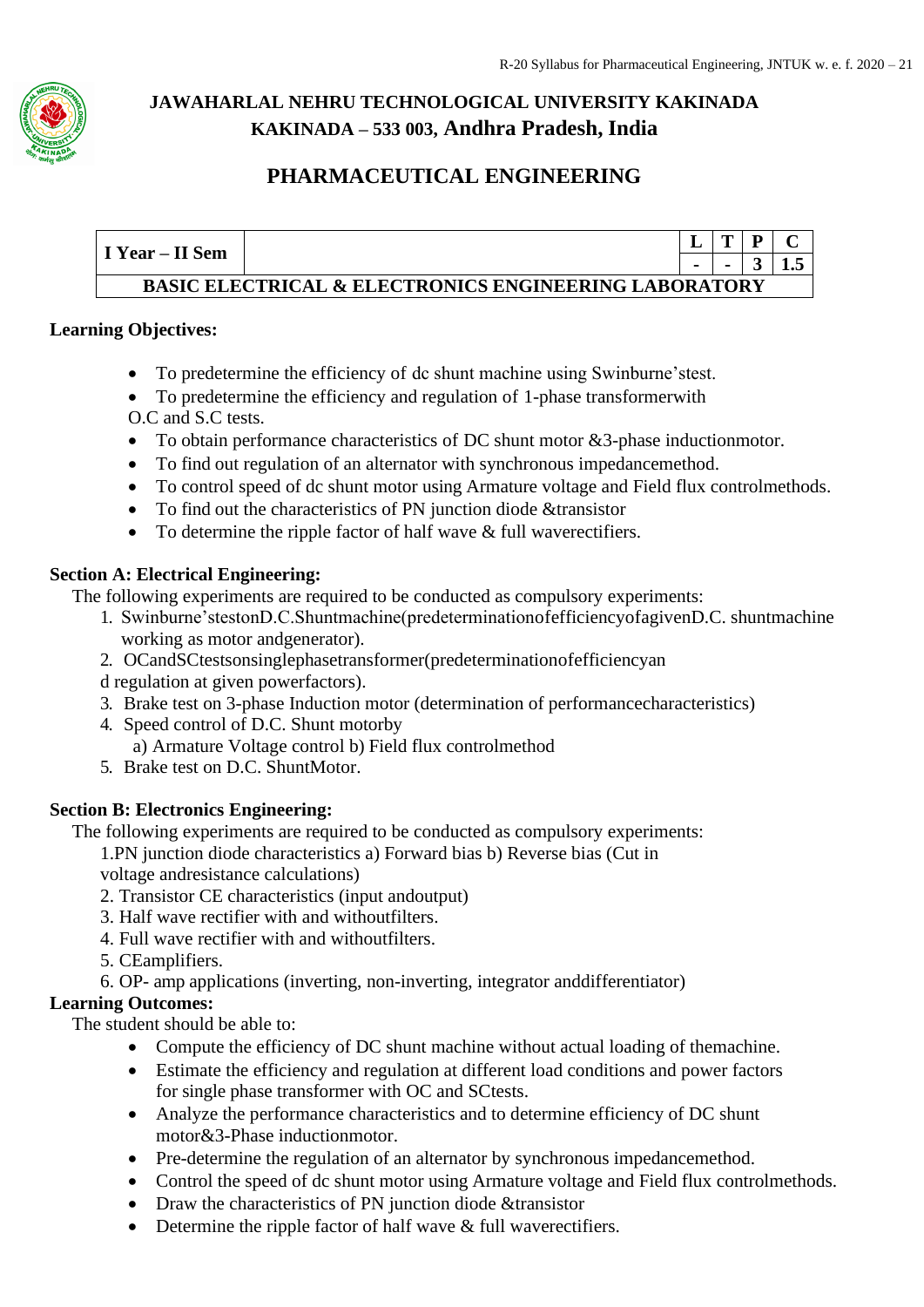**JAWAHARLAL NEHRU TECHNOLOGICAL UNIVERSITY KAKINADA**
**KAKINADA – 533 003, Andhra Pradesh, India**

# PHARMACEUTICAL ENGINEERING

| I Year – II Sem | | L | T | P | C |
|---|---|---|---|---|---|
| | | - | - | 3 | 1.5 |
| **BASIC ELECTRICAL & ELECTRONICS ENGINEERING LABORATORY** | | | | | |

**Learning Objectives:**

- To predetermine the efficiency of dc shunt machine using Swinburne'stest.
- To predetermine the efficiency and regulation of 1-phase transformerwith O.C and S.C tests.
- To obtain performance characteristics of DC shunt motor &3-phase inductionmotor.
- To find out regulation of an alternator with synchronous impedancemethod.
- To control speed of dc shunt motor using Armature voltage and Field flux controlmethods.
- To find out the characteristics of PN junction diode &transistor
- To determine the ripple factor of half wave & full waverectifiers.

**Section A: Electrical Engineering:**

The following experiments are required to be conducted as compulsory experiments:

1. Swinburne'stestonD.C.Shuntmachine(predeterminationofefficiencyofagivenD.C. shuntmachine working as motor andgenerator).
2. OCandSCtestsonsinglephasetransformer(predeterminationofefficiencyan d regulation at given powerfactors).
3. Brake test on 3-phase Induction motor (determination of performancecharacteristics)
4. Speed control of D.C. Shunt motorby
   a) Armature Voltage control b) Field flux controlmethod
5. Brake test on D.C. ShuntMotor.

**Section B: Electronics Engineering:**

The following experiments are required to be conducted as compulsory experiments:

1. PN junction diode characteristics a) Forward bias b) Reverse bias (Cut in voltage andresistance calculations)
2. Transistor CE characteristics (input andoutput)
3. Half wave rectifier with and withoutfilters.
4. Full wave rectifier with and withoutfilters.
5. CEamplifiers.
6. OP- amp applications (inverting, non-inverting, integrator anddifferentiator)

**Learning Outcomes:**

The student should be able to:

- Compute the efficiency of DC shunt machine without actual loading of themachine.
- Estimate the efficiency and regulation at different load conditions and power factors for single phase transformer with OC and SCtests.
- Analyze the performance characteristics and to determine efficiency of DC shunt motor&3-Phase inductionmotor.
- Pre-determine the regulation of an alternator by synchronous impedancemethod.
- Control the speed of dc shunt motor using Armature voltage and Field flux controlmethods.
- Draw the characteristics of PN junction diode &transistor
- Determine the ripple factor of half wave & full waverectifiers.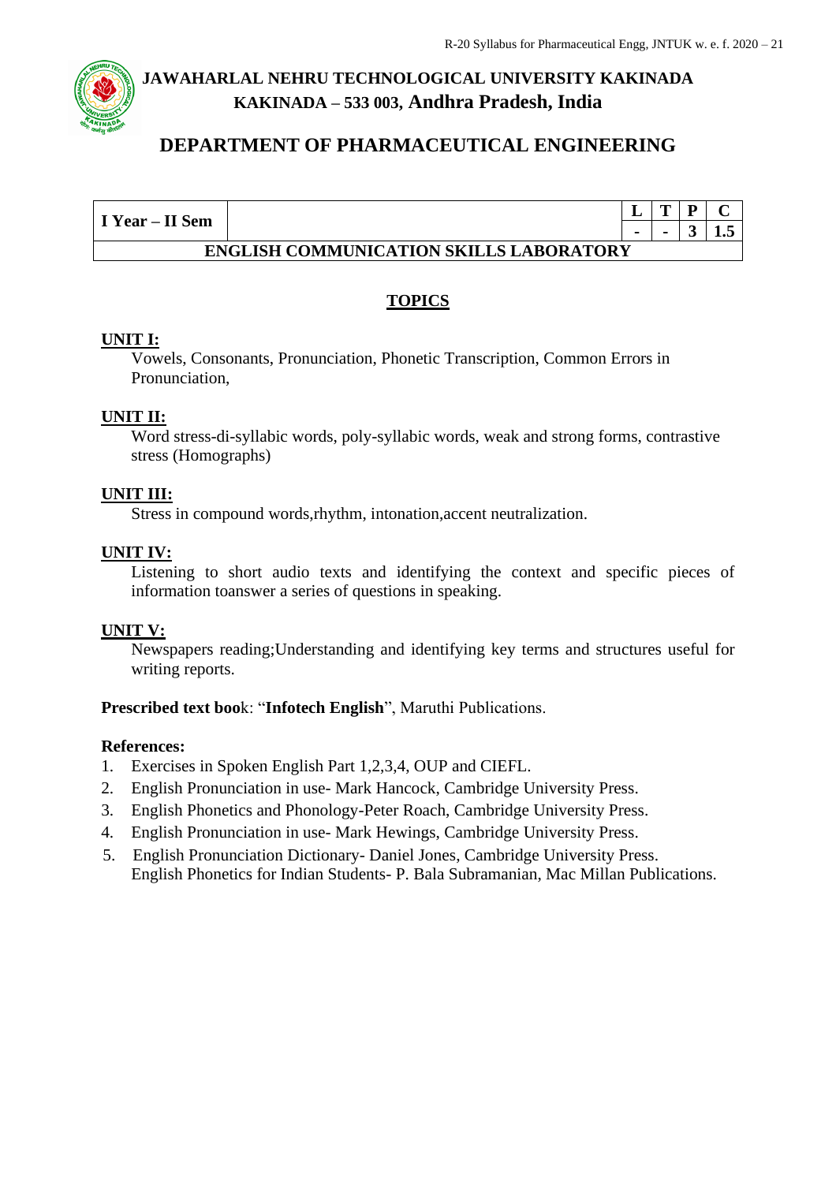# JAWAHARLAL NEHRU TECHNOLOGICAL UNIVERSITY KAKINADA
## KAKINADA – 533 003, Andhra Pradesh, India

## DEPARTMENT OF PHARMACEUTICAL ENGINEERING

| I Year – II Sem | | L | T | P | C |
|---|---|---|---|---|---|
| | | - | - | 3 | 1.5 |
| **ENGLISH COMMUNICATION SKILLS LABORATORY** | | | | | |

### TOPICS

**UNIT I:**

Vowels, Consonants, Pronunciation, Phonetic Transcription, Common Errors in Pronunciation,

**UNIT II:**

Word stress-di-syllabic words, poly-syllabic words, weak and strong forms, contrastive stress (Homographs)

**UNIT III:**

Stress in compound words,rhythm, intonation,accent neutralization.

**UNIT IV:**

Listening to short audio texts and identifying the context and specific pieces of information toanswer a series of questions in speaking.

**UNIT V:**

Newspapers reading;Understanding and identifying key terms and structures useful for writing reports.

**Prescribed text boo**k: "**Infotech English**", Maruthi Publications.

**References:**

1. Exercises in Spoken English Part 1,2,3,4, OUP and CIEFL.
2. English Pronunciation in use- Mark Hancock, Cambridge University Press.
3. English Phonetics and Phonology-Peter Roach, Cambridge University Press.
4. English Pronunciation in use- Mark Hewings, Cambridge University Press.
5. English Pronunciation Dictionary- Daniel Jones, Cambridge University Press.
   English Phonetics for Indian Students- P. Bala Subramanian, Mac Millan Publications.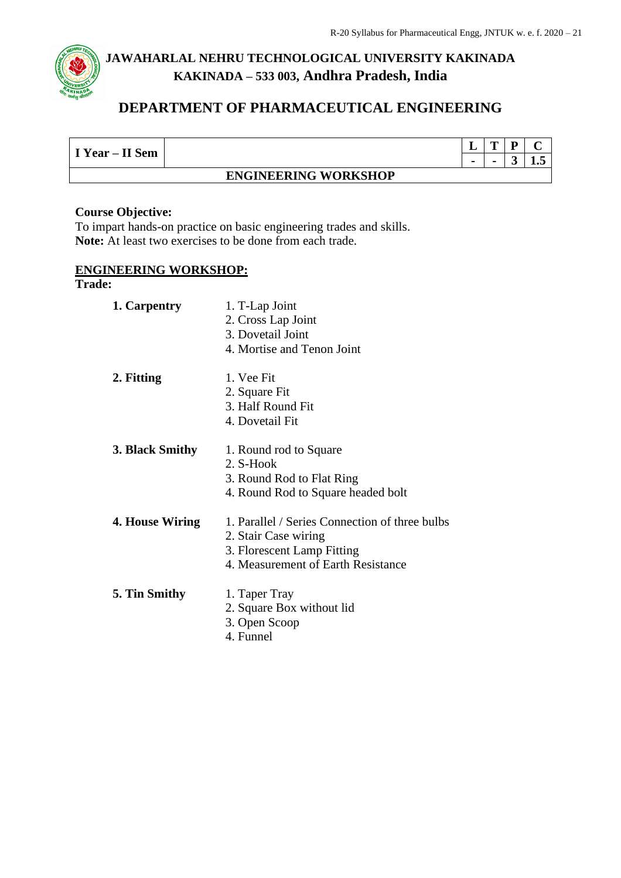# JAWAHARLAL NEHRU TECHNOLOGICAL UNIVERSITY KAKINADA

## KAKINADA – 533 003, Andhra Pradesh, India

## DEPARTMENT OF PHARMACEUTICAL ENGINEERING

| I Year – II Sem | | L | T | P | C |
|---|---|---|---|---|---|
| | | - | - | 3 | 1.5 |
| **ENGINEERING WORKSHOP** | | | | | |

**Course Objective:**
To impart hands-on practice on basic engineering trades and skills.
**Note:** At least two exercises to be done from each trade.

**ENGINEERING WORKSHOP:**

**Trade:**

**1. Carpentry**
1. T-Lap Joint
2. Cross Lap Joint
3. Dovetail Joint
4. Mortise and Tenon Joint

**2. Fitting**
1. Vee Fit
2. Square Fit
3. Half Round Fit
4. Dovetail Fit

**3. Black Smithy**
1. Round rod to Square
2. S-Hook
3. Round Rod to Flat Ring
4. Round Rod to Square headed bolt

**4. House Wiring**
1. Parallel / Series Connection of three bulbs
2. Stair Case wiring
3. Florescent Lamp Fitting
4. Measurement of Earth Resistance

**5. Tin Smithy**
1. Taper Tray
2. Square Box without lid
3. Open Scoop
4. Funnel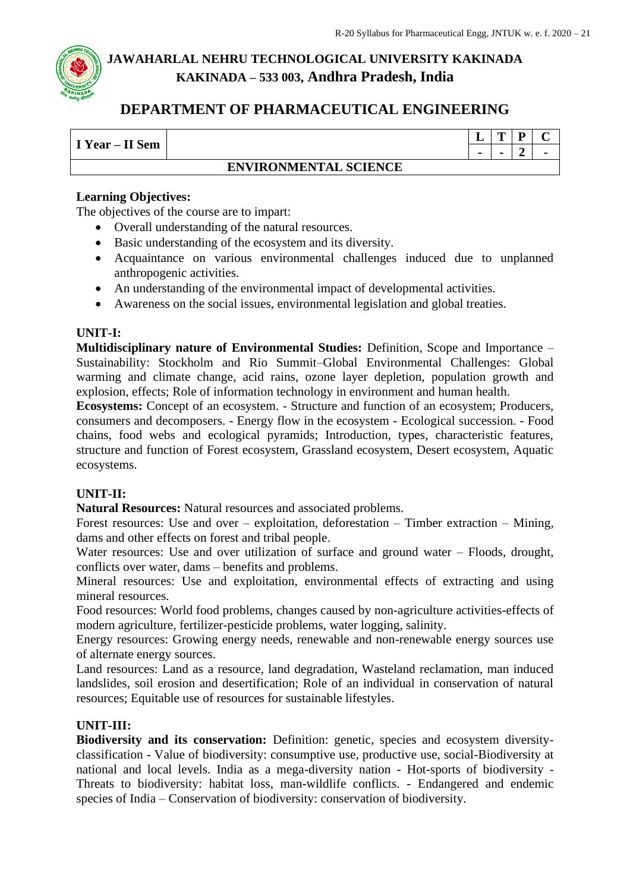# JAWAHARLAL NEHRU TECHNOLOGICAL UNIVERSITY KAKINADA
## KAKINADA – 533 003, Andhra Pradesh, India

## DEPARTMENT OF PHARMACEUTICAL ENGINEERING

| I Year – II Sem | | L | T | P | C |
|---|---|---|---|---|---|
| | | - | - | 2 | - |
| | **ENVIRONMENTAL SCIENCE** | | | | |

**Learning Objectives:**

The objectives of the course are to impart:

- Overall understanding of the natural resources.
- Basic understanding of the ecosystem and its diversity.
- Acquaintance on various environmental challenges induced due to unplanned anthropogenic activities.
- An understanding of the environmental impact of developmental activities.
- Awareness on the social issues, environmental legislation and global treaties.

**UNIT-I:**

**Multidisciplinary nature of Environmental Studies:** Definition, Scope and Importance – Sustainability: Stockholm and Rio Summit–Global Environmental Challenges: Global warming and climate change, acid rains, ozone layer depletion, population growth and explosion, effects; Role of information technology in environment and human health.

**Ecosystems:** Concept of an ecosystem. - Structure and function of an ecosystem; Producers, consumers and decomposers. - Energy flow in the ecosystem - Ecological succession. - Food chains, food webs and ecological pyramids; Introduction, types, characteristic features, structure and function of Forest ecosystem, Grassland ecosystem, Desert ecosystem, Aquatic ecosystems.

**UNIT-II:**

**Natural Resources:** Natural resources and associated problems.

Forest resources: Use and over – exploitation, deforestation – Timber extraction – Mining, dams and other effects on forest and tribal people.

Water resources: Use and over utilization of surface and ground water – Floods, drought, conflicts over water, dams – benefits and problems.

Mineral resources: Use and exploitation, environmental effects of extracting and using mineral resources.

Food resources: World food problems, changes caused by non-agriculture activities-effects of modern agriculture, fertilizer-pesticide problems, water logging, salinity.

Energy resources: Growing energy needs, renewable and non-renewable energy sources use of alternate energy sources.

Land resources: Land as a resource, land degradation, Wasteland reclamation, man induced landslides, soil erosion and desertification; Role of an individual in conservation of natural resources; Equitable use of resources for sustainable lifestyles.

**UNIT-III:**

**Biodiversity and its conservation:** Definition: genetic, species and ecosystem diversity-classification - Value of biodiversity: consumptive use, productive use, social-Biodiversity at national and local levels. India as a mega-diversity nation - Hot-sports of biodiversity - Threats to biodiversity: habitat loss, man-wildlife conflicts. - Endangered and endemic species of India – Conservation of biodiversity: conservation of biodiversity.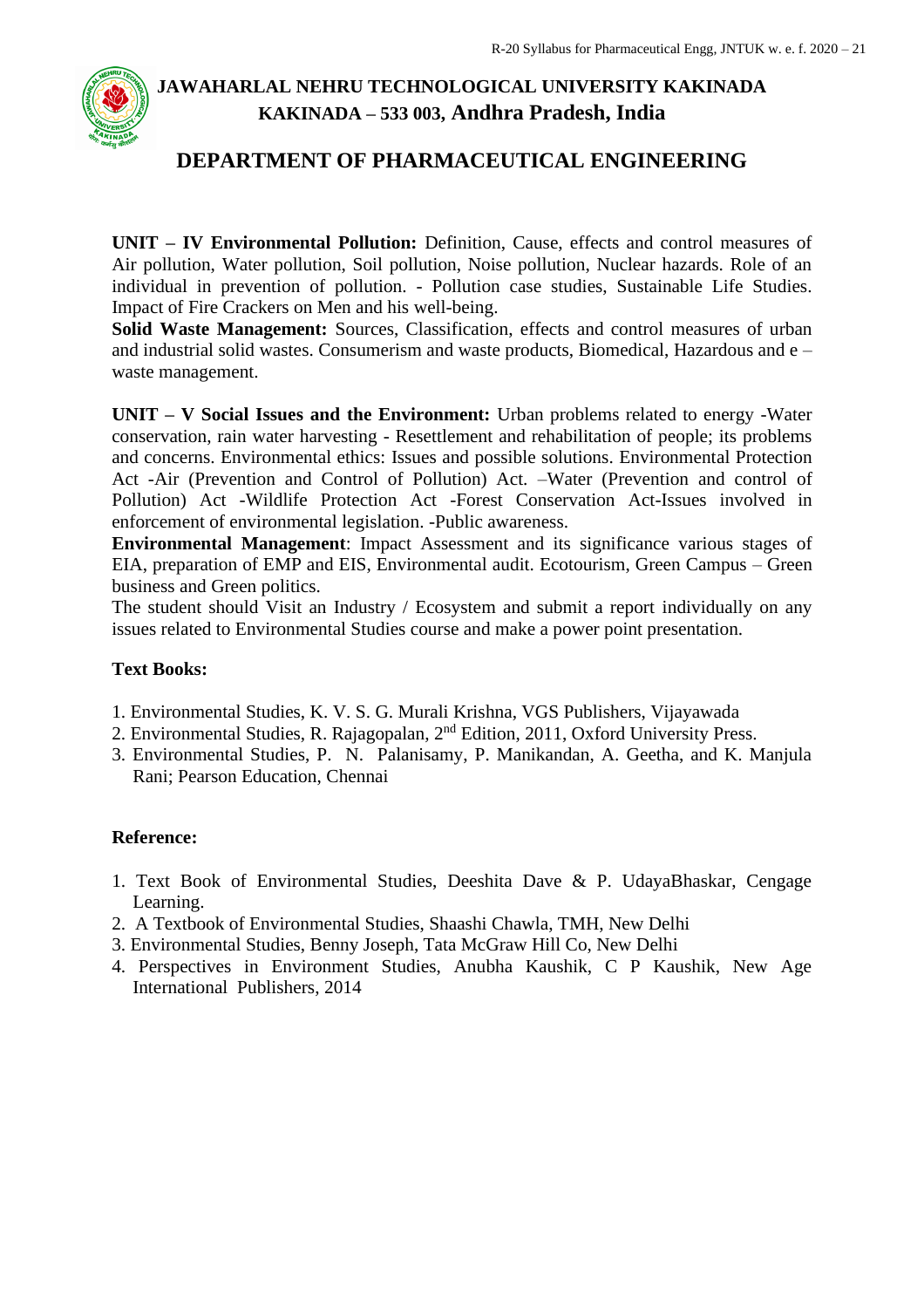**UNIT – IV Environmental Pollution:** Definition, Cause, effects and control measures of Air pollution, Water pollution, Soil pollution, Noise pollution, Nuclear hazards. Role of an individual in prevention of pollution. - Pollution case studies, Sustainable Life Studies. Impact of Fire Crackers on Men and his well-being.

**Solid Waste Management:** Sources, Classification, effects and control measures of urban and industrial solid wastes. Consumerism and waste products, Biomedical, Hazardous and e – waste management.

**UNIT – V Social Issues and the Environment:** Urban problems related to energy -Water conservation, rain water harvesting - Resettlement and rehabilitation of people; its problems and concerns. Environmental ethics: Issues and possible solutions. Environmental Protection Act -Air (Prevention and Control of Pollution) Act. –Water (Prevention and control of Pollution) Act -Wildlife Protection Act -Forest Conservation Act-Issues involved in enforcement of environmental legislation. -Public awareness.

**Environmental Management**: Impact Assessment and its significance various stages of EIA, preparation of EMP and EIS, Environmental audit. Ecotourism, Green Campus – Green business and Green politics.

The student should Visit an Industry / Ecosystem and submit a report individually on any issues related to Environmental Studies course and make a power point presentation.

**Text Books:**

1. Environmental Studies, K. V. S. G. Murali Krishna, VGS Publishers, Vijayawada
2. Environmental Studies, R. Rajagopalan, 2nd Edition, 2011, Oxford University Press.
3. Environmental Studies, P. N. Palanisamy, P. Manikandan, A. Geetha, and K. Manjula Rani; Pearson Education, Chennai

**Reference:**

1. Text Book of Environmental Studies, Deeshita Dave & P. UdayaBhaskar, Cengage Learning.
2. A Textbook of Environmental Studies, Shaashi Chawla, TMH, New Delhi
3. Environmental Studies, Benny Joseph, Tata McGraw Hill Co, New Delhi
4. Perspectives in Environment Studies, Anubha Kaushik, C P Kaushik, New Age International Publishers, 2014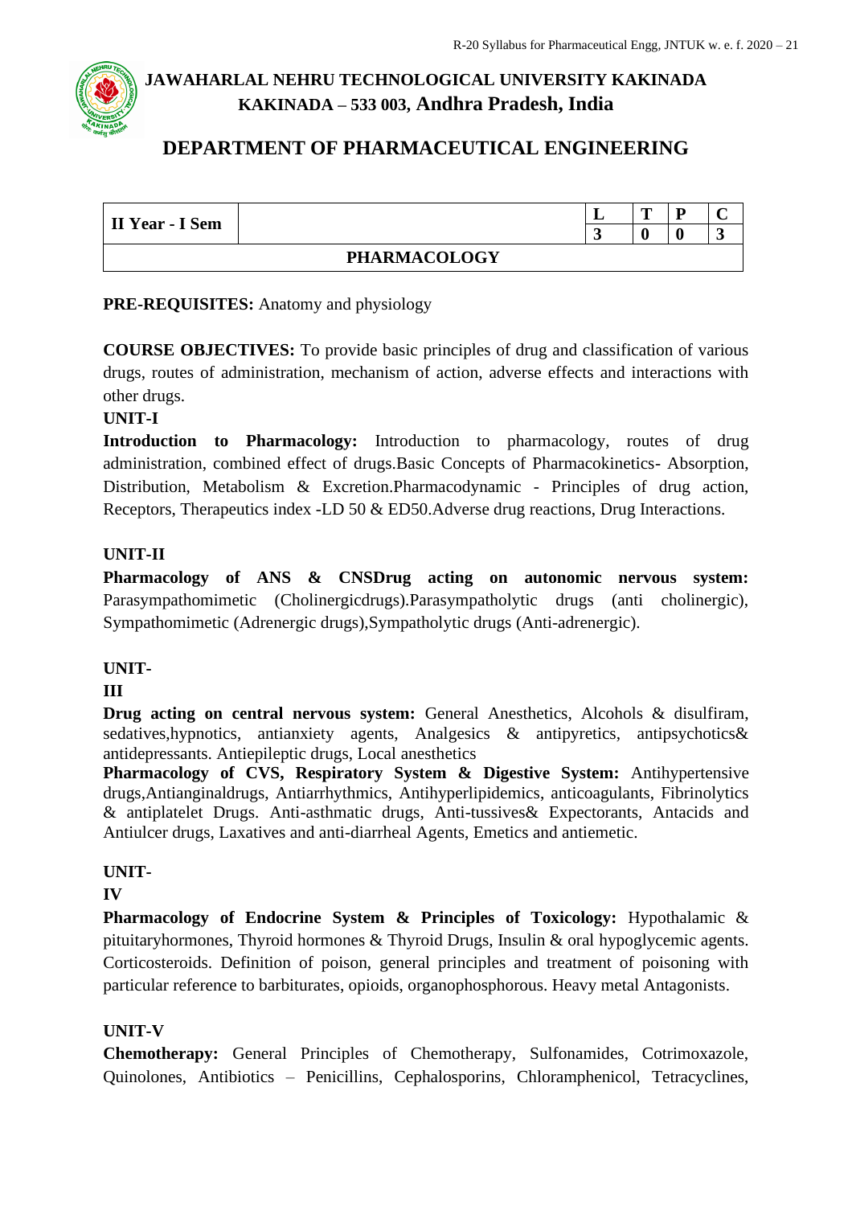# JAWAHARLAL NEHRU TECHNOLOGICAL UNIVERSITY KAKINADA
## KAKINADA – 533 003, Andhra Pradesh, India

## DEPARTMENT OF PHARMACEUTICAL ENGINEERING

| II Year - I Sem | | L | T | P | C |
|---|---|---|---|---|---|
| | | 3 | 0 | 0 | 3 |
| **PHARMACOLOGY** | | | | | |

**PRE-REQUISITES:** Anatomy and physiology

**COURSE OBJECTIVES:** To provide basic principles of drug and classification of various drugs, routes of administration, mechanism of action, adverse effects and interactions with other drugs.

**UNIT-I**

**Introduction to Pharmacology:** Introduction to pharmacology, routes of drug administration, combined effect of drugs.Basic Concepts of Pharmacokinetics- Absorption, Distribution, Metabolism & Excretion.Pharmacodynamic - Principles of drug action, Receptors, Therapeutics index -LD 50 & ED50.Adverse drug reactions, Drug Interactions.

**UNIT-II**

**Pharmacology of ANS & CNSDrug acting on autonomic nervous system:** Parasympathomimetic (Cholinergicdrugs).Parasympatholytic drugs (anti cholinergic), Sympathomimetic (Adrenergic drugs),Sympatholytic drugs (Anti-adrenergic).

**UNIT-III**

**Drug acting on central nervous system:** General Anesthetics, Alcohols & disulfiram, sedatives,hypnotics, antianxiety agents, Analgesics & antipyretics, antipsychotics& antidepressants. Antiepileptic drugs, Local anesthetics

**Pharmacology of CVS, Respiratory System & Digestive System:** Antihypertensive drugs,Antianginaldrugs, Antiarrhythmics, Antihyperlipidemics, anticoagulants, Fibrinolytics & antiplatelet Drugs. Anti-asthmatic drugs, Anti-tussives& Expectorants, Antacids and Antiulcer drugs, Laxatives and anti-diarrheal Agents, Emetics and antiemetic.

**UNIT-IV**

**Pharmacology of Endocrine System & Principles of Toxicology:** Hypothalamic & pituitaryhormones, Thyroid hormones & Thyroid Drugs, Insulin & oral hypoglycemic agents. Corticosteroids. Definition of poison, general principles and treatment of poisoning with particular reference to barbiturates, opioids, organophosphorous. Heavy metal Antagonists.

**UNIT-V**

**Chemotherapy:** General Principles of Chemotherapy, Sulfonamides, Cotrimoxazole, Quinolones, Antibiotics – Penicillins, Cephalosporins, Chloramphenicol, Tetracyclines,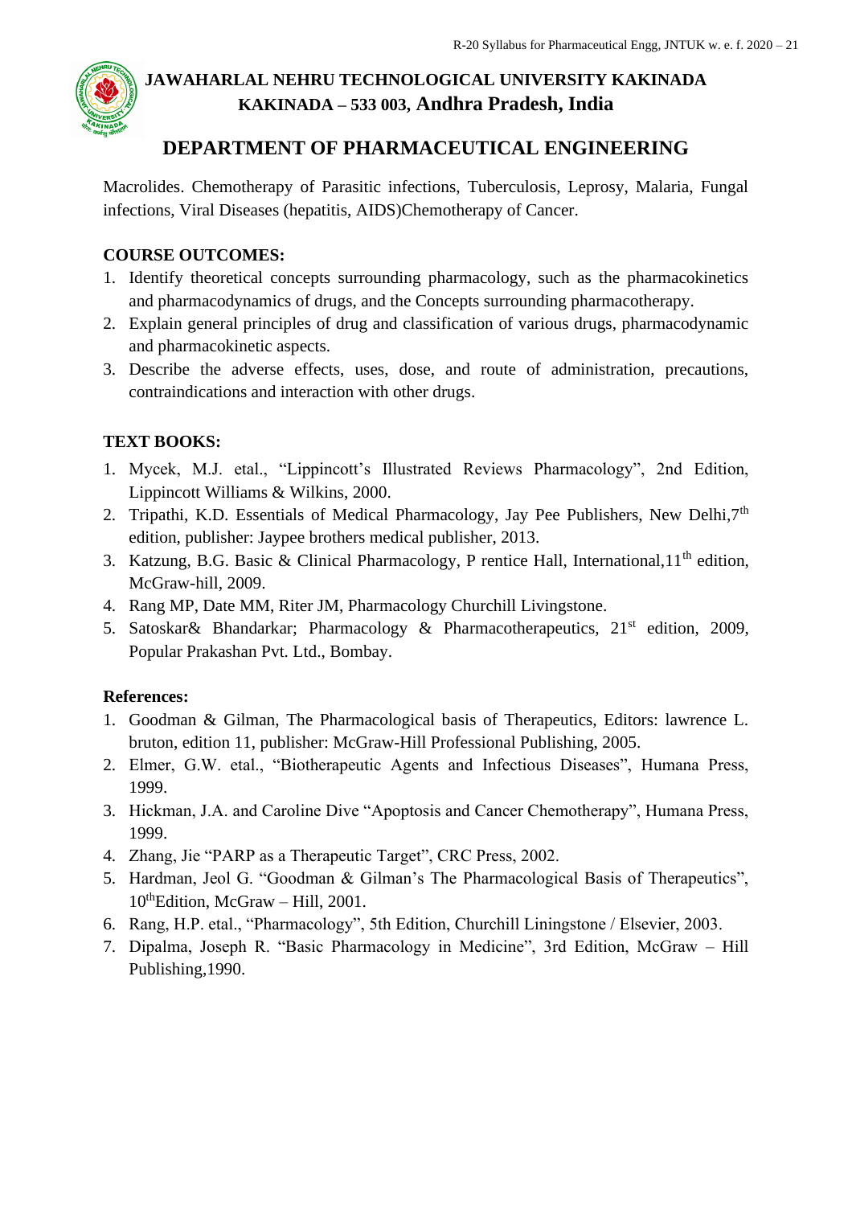Macrolides. Chemotherapy of Parasitic infections, Tuberculosis, Leprosy, Malaria, Fungal infections, Viral Diseases (hepatitis, AIDS)Chemotherapy of Cancer.

**COURSE OUTCOMES:**

1. Identify theoretical concepts surrounding pharmacology, such as the pharmacokinetics and pharmacodynamics of drugs, and the Concepts surrounding pharmacotherapy.
2. Explain general principles of drug and classification of various drugs, pharmacodynamic and pharmacokinetic aspects.
3. Describe the adverse effects, uses, dose, and route of administration, precautions, contraindications and interaction with other drugs.

**TEXT BOOKS:**

1. Mycek, M.J. etal., "Lippincott's Illustrated Reviews Pharmacology", 2nd Edition, Lippincott Williams & Wilkins, 2000.
2. Tripathi, K.D. Essentials of Medical Pharmacology, Jay Pee Publishers, New Delhi,7th edition, publisher: Jaypee brothers medical publisher, 2013.
3. Katzung, B.G. Basic & Clinical Pharmacology, P rentice Hall, International,11th edition, McGraw-hill, 2009.
4. Rang MP, Date MM, Riter JM, Pharmacology Churchill Livingstone.
5. Satoskar& Bhandarkar; Pharmacology & Pharmacotherapeutics, 21st edition, 2009, Popular Prakashan Pvt. Ltd., Bombay.

**References:**

1. Goodman & Gilman, The Pharmacological basis of Therapeutics, Editors: lawrence L. bruton, edition 11, publisher: McGraw-Hill Professional Publishing, 2005.
2. Elmer, G.W. etal., "Biotherapeutic Agents and Infectious Diseases", Humana Press, 1999.
3. Hickman, J.A. and Caroline Dive "Apoptosis and Cancer Chemotherapy", Humana Press, 1999.
4. Zhang, Jie "PARP as a Therapeutic Target", CRC Press, 2002.
5. Hardman, Jeol G. "Goodman & Gilman's The Pharmacological Basis of Therapeutics", 10thEdition, McGraw – Hill, 2001.
6. Rang, H.P. etal., "Pharmacology", 5th Edition, Churchill Liningstone / Elsevier, 2003.
7. Dipalma, Joseph R. "Basic Pharmacology in Medicine", 3rd Edition, McGraw – Hill Publishing,1990.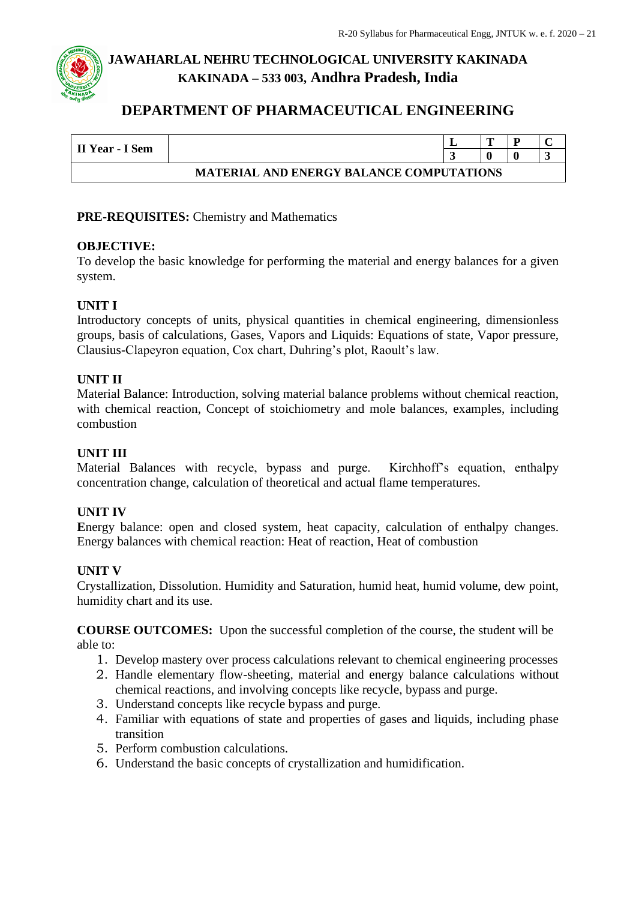# JAWAHARLAL NEHRU TECHNOLOGICAL UNIVERSITY KAKINADA
## KAKINADA – 533 003, Andhra Pradesh, India

## DEPARTMENT OF PHARMACEUTICAL ENGINEERING

| II Year - I Sem | | L | T | P | C |
|---|---|---|---|---|---|
| | | 3 | 0 | 0 | 3 |
| MATERIAL AND ENERGY BALANCE COMPUTATIONS | | | | | |

**PRE-REQUISITES:** Chemistry and Mathematics

**OBJECTIVE:**
To develop the basic knowledge for performing the material and energy balances for a given system.

**UNIT I**
Introductory concepts of units, physical quantities in chemical engineering, dimensionless groups, basis of calculations, Gases, Vapors and Liquids: Equations of state, Vapor pressure, Clausius-Clapeyron equation, Cox chart, Duhring's plot, Raoult's law.

**UNIT II**
Material Balance: Introduction, solving material balance problems without chemical reaction, with chemical reaction, Concept of stoichiometry and mole balances, examples, including combustion

**UNIT III**
Material Balances with recycle, bypass and purge. Kirchhoff's equation, enthalpy concentration change, calculation of theoretical and actual flame temperatures.

**UNIT IV**
**E**nergy balance: open and closed system, heat capacity, calculation of enthalpy changes. Energy balances with chemical reaction: Heat of reaction, Heat of combustion

**UNIT V**
Crystallization, Dissolution. Humidity and Saturation, humid heat, humid volume, dew point, humidity chart and its use.

**COURSE OUTCOMES:** Upon the successful completion of the course, the student will be able to:

1. Develop mastery over process calculations relevant to chemical engineering processes
2. Handle elementary flow-sheeting, material and energy balance calculations without chemical reactions, and involving concepts like recycle, bypass and purge.
3. Understand concepts like recycle bypass and purge.
4. Familiar with equations of state and properties of gases and liquids, including phase transition
5. Perform combustion calculations.
6. Understand the basic concepts of crystallization and humidification.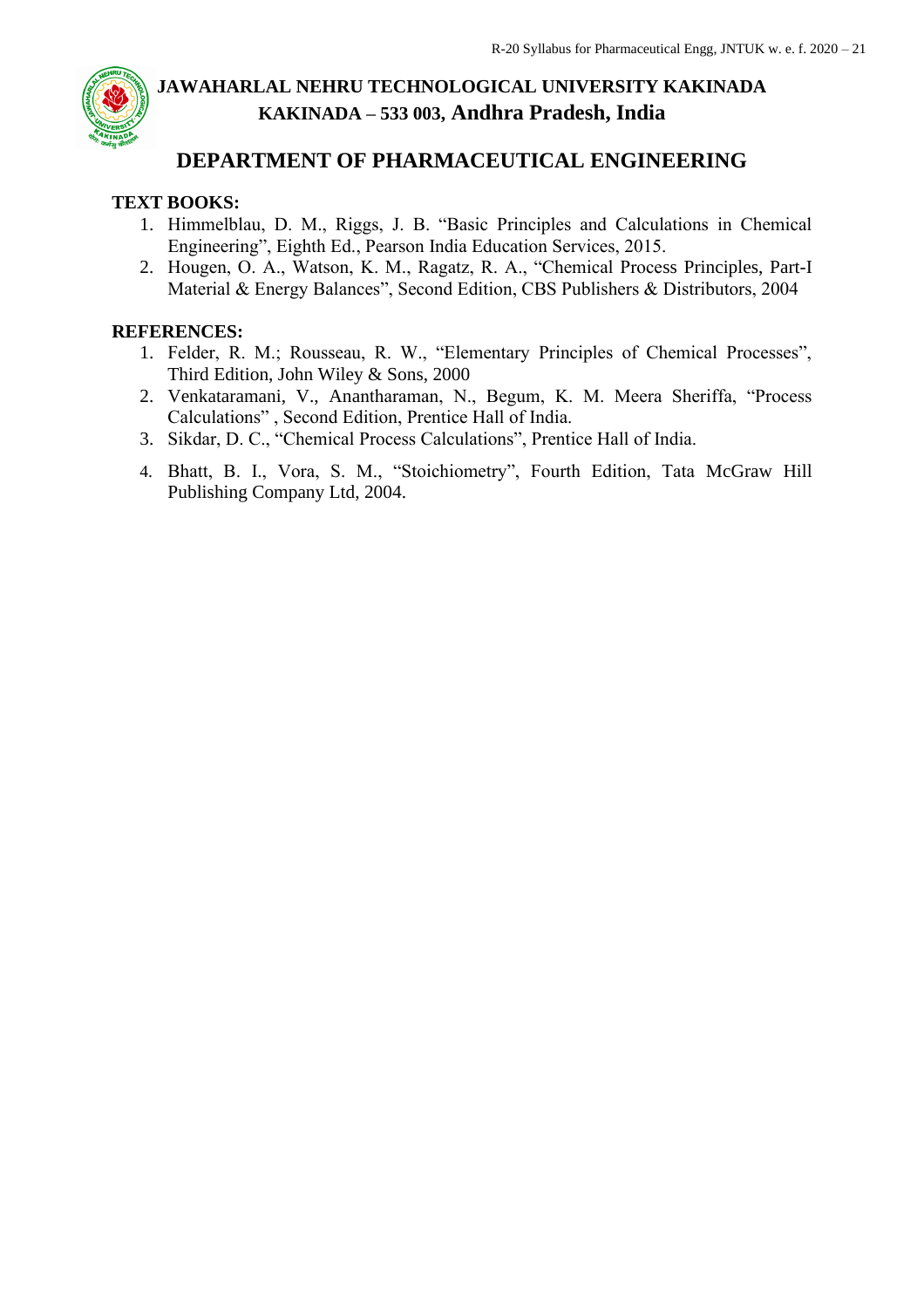**TEXT BOOKS:**

1. Himmelblau, D. M., Riggs, J. B. "Basic Principles and Calculations in Chemical Engineering", Eighth Ed., Pearson India Education Services, 2015.
2. Hougen, O. A., Watson, K. M., Ragatz, R. A., "Chemical Process Principles, Part-I Material & Energy Balances", Second Edition, CBS Publishers & Distributors, 2004

**REFERENCES:**

1. Felder, R. M.; Rousseau, R. W., "Elementary Principles of Chemical Processes", Third Edition, John Wiley & Sons, 2000
2. Venkataramani, V., Anantharaman, N., Begum, K. M. Meera Sheriffa, "Process Calculations" , Second Edition, Prentice Hall of India.
3. Sikdar, D. C., "Chemical Process Calculations", Prentice Hall of India.
4. Bhatt, B. I., Vora, S. M., "Stoichiometry", Fourth Edition, Tata McGraw Hill Publishing Company Ltd, 2004.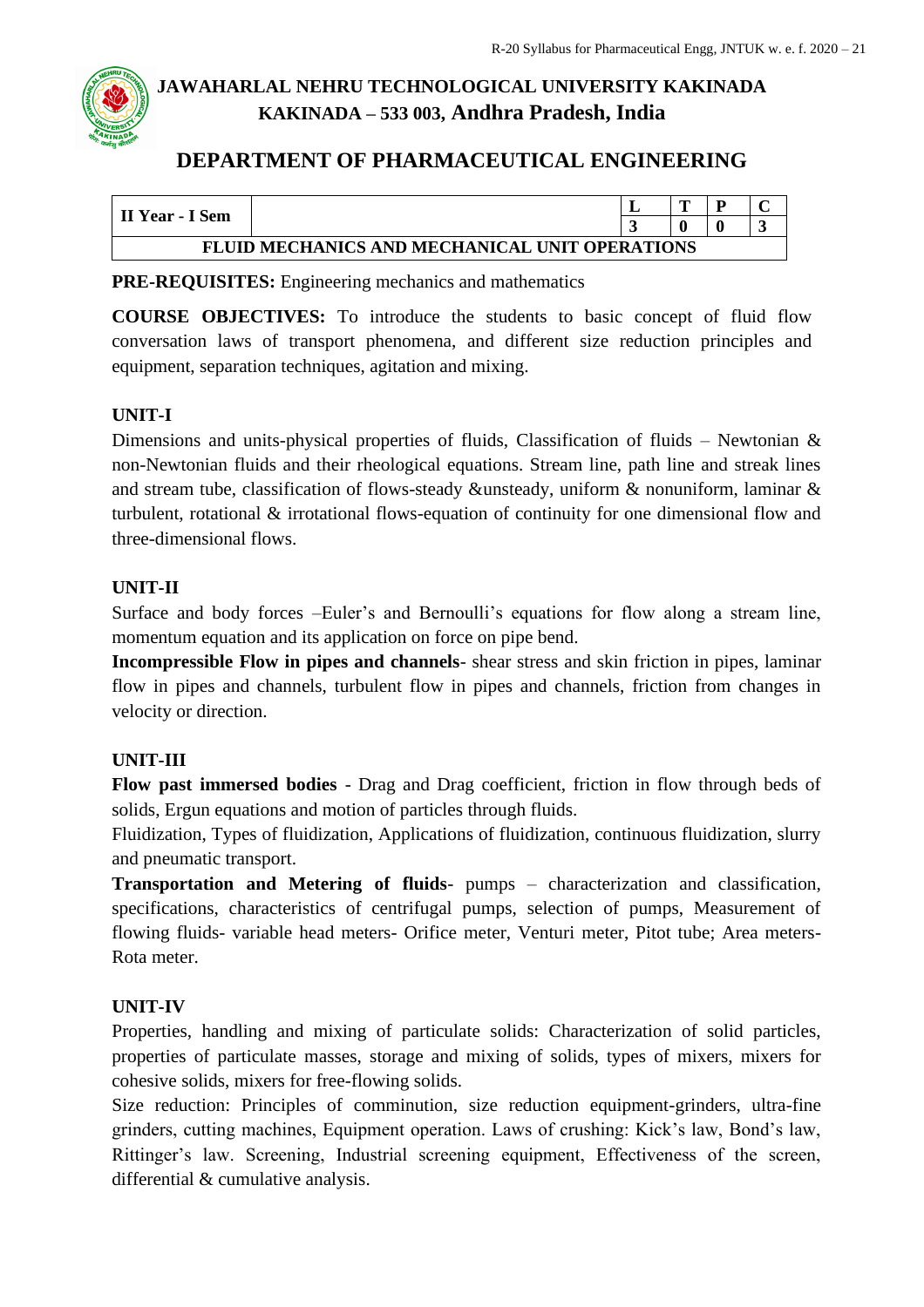# JAWAHARLAL NEHRU TECHNOLOGICAL UNIVERSITY KAKINADA
## KAKINADA – 533 003, Andhra Pradesh, India

## DEPARTMENT OF PHARMACEUTICAL ENGINEERING

| II Year - I Sem | | L | T | P | C |
|---|---|---|---|---|---|
| | | 3 | 0 | 0 | 3 |
| **FLUID MECHANICS AND MECHANICAL UNIT OPERATIONS** | | | | | |

**PRE-REQUISITES:** Engineering mechanics and mathematics

**COURSE OBJECTIVES:** To introduce the students to basic concept of fluid flow conversation laws of transport phenomena, and different size reduction principles and equipment, separation techniques, agitation and mixing.

### UNIT-I

Dimensions and units-physical properties of fluids, Classification of fluids – Newtonian & non-Newtonian fluids and their rheological equations. Stream line, path line and streak lines and stream tube, classification of flows-steady &unsteady, uniform & nonuniform, laminar & turbulent, rotational & irrotational flows-equation of continuity for one dimensional flow and three-dimensional flows.

### UNIT-II

Surface and body forces –Euler's and Bernoulli's equations for flow along a stream line, momentum equation and its application on force on pipe bend.

**Incompressible Flow in pipes and channels**- shear stress and skin friction in pipes, laminar flow in pipes and channels, turbulent flow in pipes and channels, friction from changes in velocity or direction.

### UNIT-III

**Flow past immersed bodies** - Drag and Drag coefficient, friction in flow through beds of solids, Ergun equations and motion of particles through fluids.

Fluidization, Types of fluidization, Applications of fluidization, continuous fluidization, slurry and pneumatic transport.

**Transportation and Metering of fluids**- pumps – characterization and classification, specifications, characteristics of centrifugal pumps, selection of pumps, Measurement of flowing fluids- variable head meters- Orifice meter, Venturi meter, Pitot tube; Area meters- Rota meter.

### UNIT-IV

Properties, handling and mixing of particulate solids: Characterization of solid particles, properties of particulate masses, storage and mixing of solids, types of mixers, mixers for cohesive solids, mixers for free-flowing solids.

Size reduction: Principles of comminution, size reduction equipment-grinders, ultra-fine grinders, cutting machines, Equipment operation. Laws of crushing: Kick's law, Bond's law, Rittinger's law. Screening, Industrial screening equipment, Effectiveness of the screen, differential & cumulative analysis.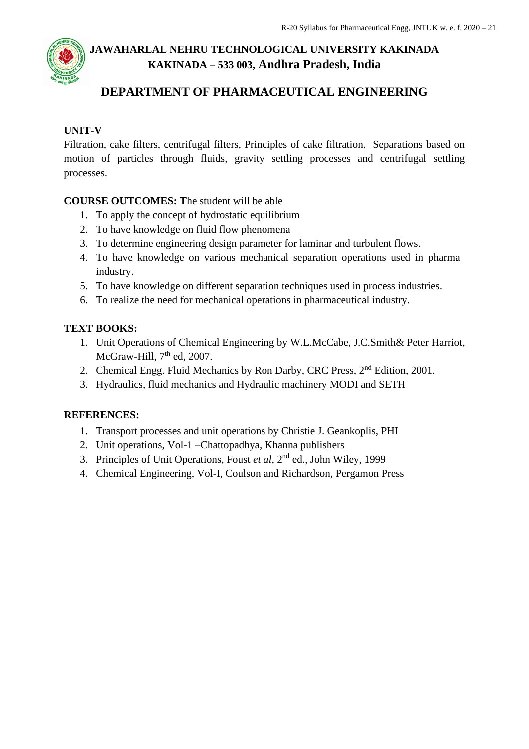# JAWAHARLAL NEHRU TECHNOLOGICAL UNIVERSITY KAKINADA
## KAKINADA – 533 003, Andhra Pradesh, India

## DEPARTMENT OF PHARMACEUTICAL ENGINEERING

**UNIT-V**

Filtration, cake filters, centrifugal filters, Principles of cake filtration. Separations based on motion of particles through fluids, gravity settling processes and centrifugal settling processes.

**COURSE OUTCOMES: T**he student will be able

1. To apply the concept of hydrostatic equilibrium
2. To have knowledge on fluid flow phenomena
3. To determine engineering design parameter for laminar and turbulent flows.
4. To have knowledge on various mechanical separation operations used in pharma industry.
5. To have knowledge on different separation techniques used in process industries.
6. To realize the need for mechanical operations in pharmaceutical industry.

**TEXT BOOKS:**

1. Unit Operations of Chemical Engineering by W.L.McCabe, J.C.Smith& Peter Harriot, McGraw-Hill, 7th ed, 2007.
2. Chemical Engg. Fluid Mechanics by Ron Darby, CRC Press, 2nd Edition, 2001.
3. Hydraulics, fluid mechanics and Hydraulic machinery MODI and SETH

**REFERENCES:**

1. Transport processes and unit operations by Christie J. Geankoplis, PHI
2. Unit operations, Vol-1 –Chattopadhya, Khanna publishers
3. Principles of Unit Operations, Foust *et al*, 2nd ed., John Wiley, 1999
4. Chemical Engineering, Vol-I, Coulson and Richardson, Pergamon Press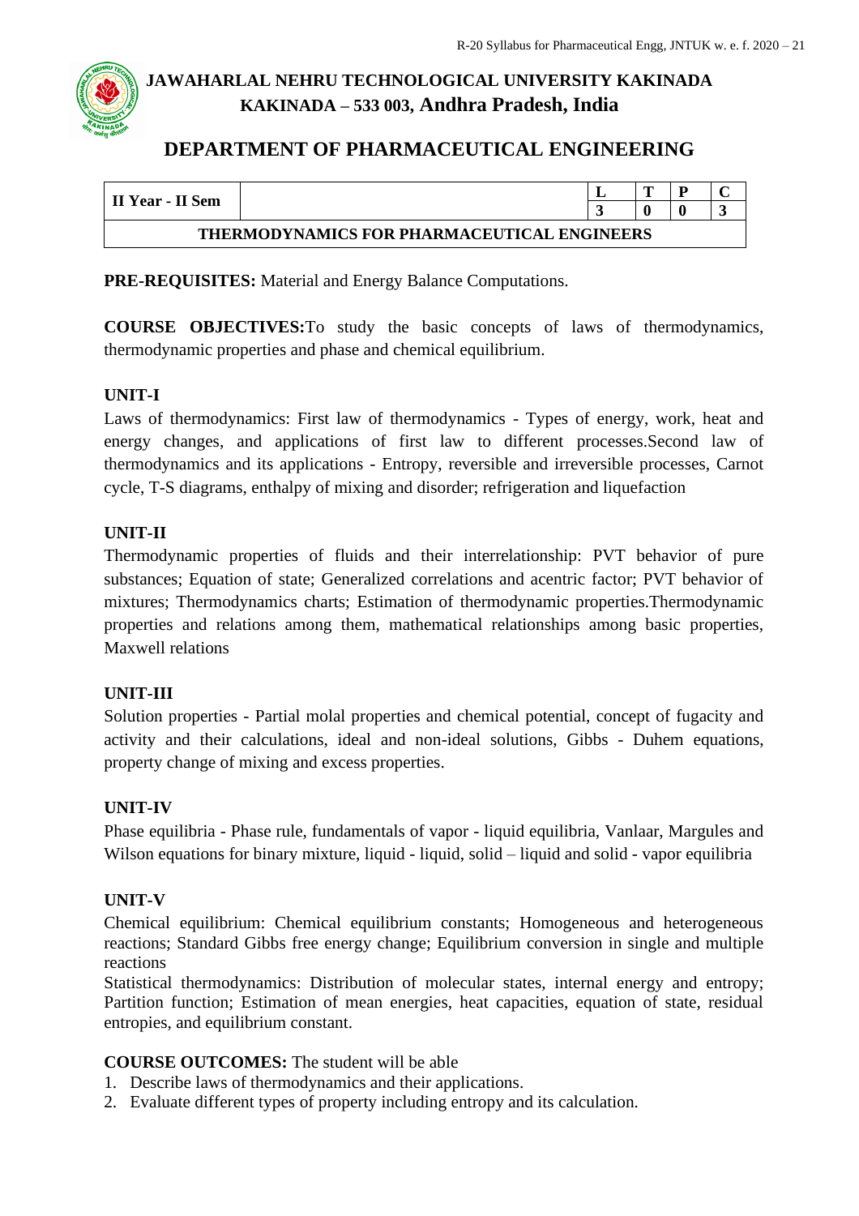# JAWAHARLAL NEHRU TECHNOLOGICAL UNIVERSITY KAKINADA
## KAKINADA – 533 003, Andhra Pradesh, India

## DEPARTMENT OF PHARMACEUTICAL ENGINEERING

| II Year - II Sem | | L | T | P | C |
|---|---|---|---|---|---|
| | | 3 | 0 | 0 | 3 |
| **THERMODYNAMICS FOR PHARMACEUTICAL ENGINEERS** | | | | | |

**PRE-REQUISITES:** Material and Energy Balance Computations.

**COURSE OBJECTIVES:**To study the basic concepts of laws of thermodynamics, thermodynamic properties and phase and chemical equilibrium.

**UNIT-I**

Laws of thermodynamics: First law of thermodynamics - Types of energy, work, heat and energy changes, and applications of first law to different processes.Second law of thermodynamics and its applications - Entropy, reversible and irreversible processes, Carnot cycle, T-S diagrams, enthalpy of mixing and disorder; refrigeration and liquefaction

**UNIT-II**

Thermodynamic properties of fluids and their interrelationship: PVT behavior of pure substances; Equation of state; Generalized correlations and acentric factor; PVT behavior of mixtures; Thermodynamics charts; Estimation of thermodynamic properties.Thermodynamic properties and relations among them, mathematical relationships among basic properties, Maxwell relations

**UNIT-III**

Solution properties - Partial molal properties and chemical potential, concept of fugacity and activity and their calculations, ideal and non-ideal solutions, Gibbs - Duhem equations, property change of mixing and excess properties.

**UNIT-IV**

Phase equilibria - Phase rule, fundamentals of vapor - liquid equilibria, Vanlaar, Margules and Wilson equations for binary mixture, liquid - liquid, solid – liquid and solid - vapor equilibria

**UNIT-V**

Chemical equilibrium: Chemical equilibrium constants; Homogeneous and heterogeneous reactions; Standard Gibbs free energy change; Equilibrium conversion in single and multiple reactions

Statistical thermodynamics: Distribution of molecular states, internal energy and entropy; Partition function; Estimation of mean energies, heat capacities, equation of state, residual entropies, and equilibrium constant.

**COURSE OUTCOMES:** The student will be able

1. Describe laws of thermodynamics and their applications.
2. Evaluate different types of property including entropy and its calculation.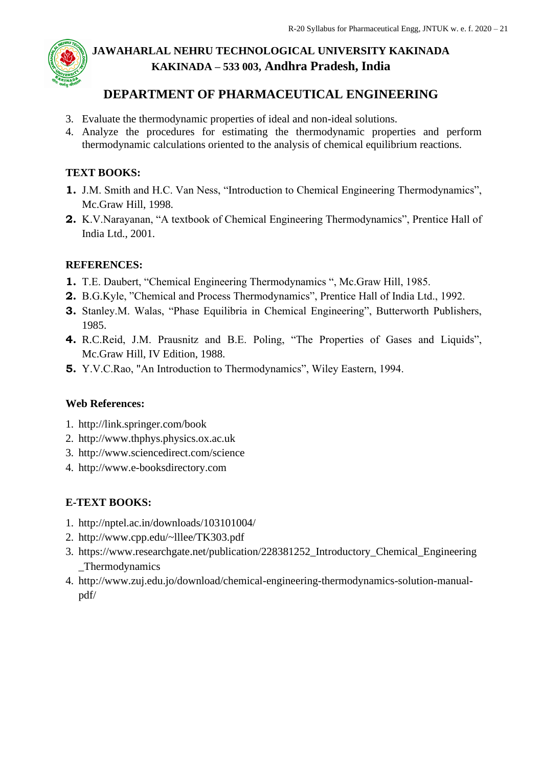3. Evaluate the thermodynamic properties of ideal and non-ideal solutions.
4. Analyze the procedures for estimating the thermodynamic properties and perform thermodynamic calculations oriented to the analysis of chemical equilibrium reactions.

**TEXT BOOKS:**

1. J.M. Smith and H.C. Van Ness, "Introduction to Chemical Engineering Thermodynamics", Mc.Graw Hill, 1998.
2. K.V.Narayanan, "A textbook of Chemical Engineering Thermodynamics", Prentice Hall of India Ltd., 2001.

**REFERENCES:**

1. T.E. Daubert, "Chemical Engineering Thermodynamics ", Mc.Graw Hill, 1985.
2. B.G.Kyle, "Chemical and Process Thermodynamics", Prentice Hall of India Ltd., 1992.
3. Stanley.M. Walas, "Phase Equilibria in Chemical Engineering", Butterworth Publishers, 1985.
4. R.C.Reid, J.M. Prausnitz and B.E. Poling, "The Properties of Gases and Liquids", Mc.Graw Hill, IV Edition, 1988.
5. Y.V.C.Rao, "An Introduction to Thermodynamics", Wiley Eastern, 1994.

**Web References:**

1. http://link.springer.com/book
2. http://www.thphys.physics.ox.ac.uk
3. http://www.sciencedirect.com/science
4. http://www.e-booksdirectory.com

**E-TEXT BOOKS:**

1. http://nptel.ac.in/downloads/103101004/
2. http://www.cpp.edu/~lllee/TK303.pdf
3. https://www.researchgate.net/publication/228381252_Introductory_Chemical_Engineering_Thermodynamics
4. http://www.zuj.edu.jo/download/chemical-engineering-thermodynamics-solution-manual-pdf/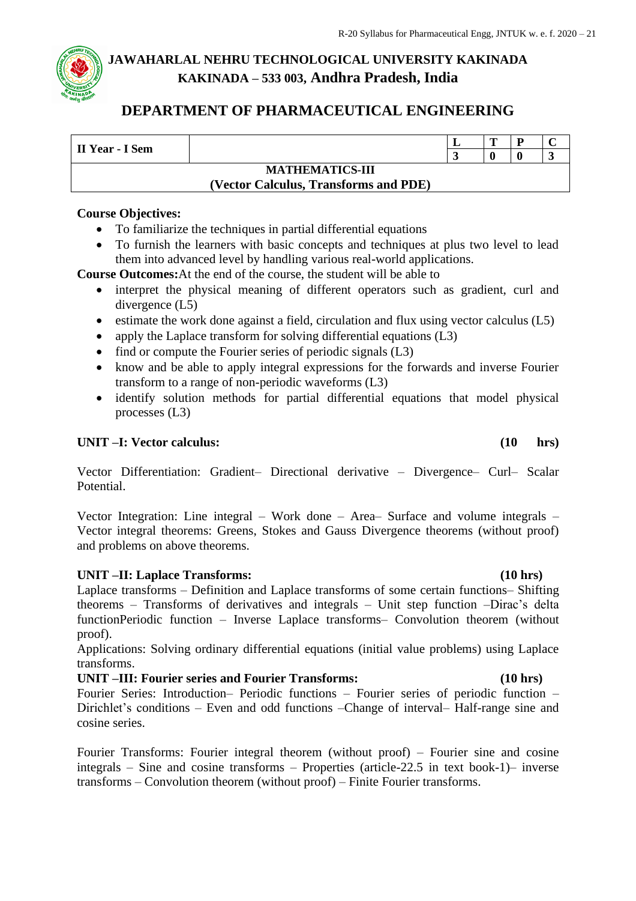# JAWAHARLAL NEHRU TECHNOLOGICAL UNIVERSITY KAKINADA
## KAKINADA – 533 003, Andhra Pradesh, India

## DEPARTMENT OF PHARMACEUTICAL ENGINEERING

| II Year - I Sem | | L | T | P | C |
|---|---|---|---|---|---|
| | | 3 | 0 | 0 | 3 |
| **MATHEMATICS-III (Vector Calculus, Transforms and PDE)** | | | | | |

**Course Objectives:**

- To familiarize the techniques in partial differential equations
- To furnish the learners with basic concepts and techniques at plus two level to lead them into advanced level by handling various real-world applications.

**Course Outcomes:**At the end of the course, the student will be able to

- interpret the physical meaning of different operators such as gradient, curl and divergence (L5)
- estimate the work done against a field, circulation and flux using vector calculus (L5)
- apply the Laplace transform for solving differential equations (L3)
- find or compute the Fourier series of periodic signals (L3)
- know and be able to apply integral expressions for the forwards and inverse Fourier transform to a range of non-periodic waveforms (L3)
- identify solution methods for partial differential equations that model physical processes (L3)

**UNIT –I: Vector calculus: (10 hrs)**

Vector Differentiation: Gradient– Directional derivative – Divergence– Curl– Scalar Potential.

Vector Integration: Line integral – Work done – Area– Surface and volume integrals – Vector integral theorems: Greens, Stokes and Gauss Divergence theorems (without proof) and problems on above theorems.

**UNIT –II: Laplace Transforms: (10 hrs)**

Laplace transforms – Definition and Laplace transforms of some certain functions– Shifting theorems – Transforms of derivatives and integrals – Unit step function –Dirac's delta functionPeriodic function – Inverse Laplace transforms– Convolution theorem (without proof).

Applications: Solving ordinary differential equations (initial value problems) using Laplace transforms.

**UNIT –III: Fourier series and Fourier Transforms: (10 hrs)**

Fourier Series: Introduction– Periodic functions – Fourier series of periodic function – Dirichlet's conditions – Even and odd functions –Change of interval– Half-range sine and cosine series.

Fourier Transforms: Fourier integral theorem (without proof) – Fourier sine and cosine integrals – Sine and cosine transforms – Properties (article-22.5 in text book-1)– inverse transforms – Convolution theorem (without proof) – Finite Fourier transforms.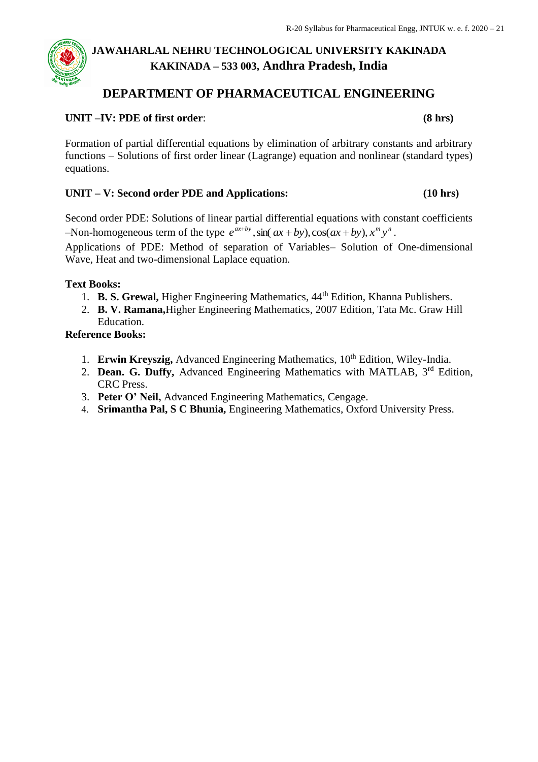# JAWAHARLAL NEHRU TECHNOLOGICAL UNIVERSITY KAKINADA

## KAKINADA – 533 003, Andhra Pradesh, India

## DEPARTMENT OF PHARMACEUTICAL ENGINEERING

**UNIT –IV: PDE of first order**: **(8 hrs)**

Formation of partial differential equations by elimination of arbitrary constants and arbitrary functions – Solutions of first order linear (Lagrange) equation and nonlinear (standard types) equations.

**UNIT – V: Second order PDE and Applications:** **(10 hrs)**

Second order PDE: Solutions of linear partial differential equations with constant coefficients –Non-homogeneous term of the type $e^{ax+by}, \sin(ax+by), \cos(ax+by), x^m y^n$.

Applications of PDE: Method of separation of Variables– Solution of One-dimensional Wave, Heat and two-dimensional Laplace equation.

**Text Books:**

1. **B. S. Grewal,** Higher Engineering Mathematics, 44th Edition, Khanna Publishers.
2. **B. V. Ramana,**Higher Engineering Mathematics, 2007 Edition, Tata Mc. Graw Hill Education.

**Reference Books:**

1. **Erwin Kreyszig,** Advanced Engineering Mathematics, 10th Edition, Wiley-India.
2. **Dean. G. Duffy,** Advanced Engineering Mathematics with MATLAB, 3rd Edition, CRC Press.
3. **Peter O' Neil,** Advanced Engineering Mathematics, Cengage.
4. **Srimantha Pal, S C Bhunia,** Engineering Mathematics, Oxford University Press.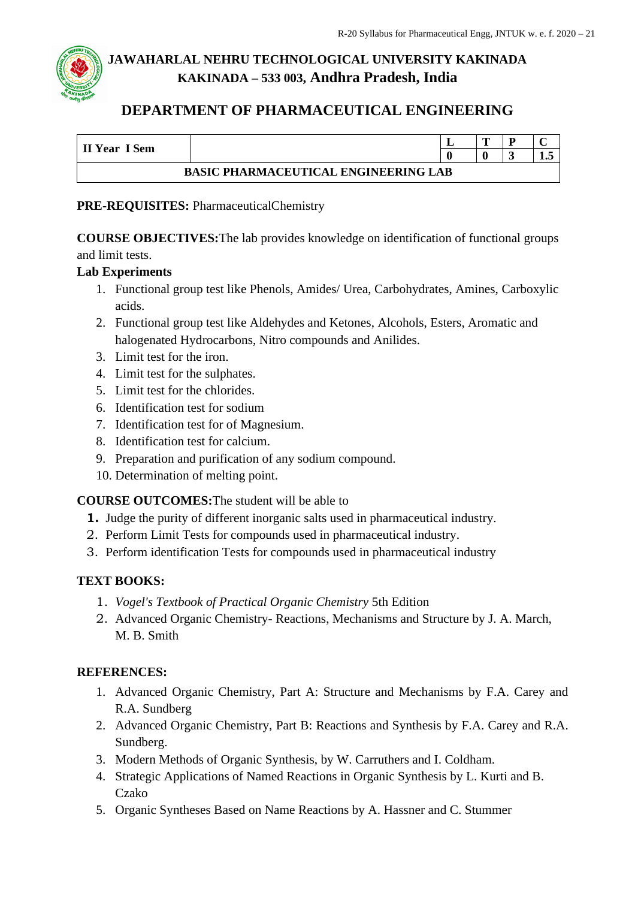# JAWAHARLAL NEHRU TECHNOLOGICAL UNIVERSITY KAKINADA
## KAKINADA – 533 003, Andhra Pradesh, India

## DEPARTMENT OF PHARMACEUTICAL ENGINEERING

| II Year I Sem | | L | T | P | C |
|---|---|---|---|---|---|
| | | 0 | 0 | 3 | 1.5 |
| BASIC PHARMACEUTICAL ENGINEERING LAB | | | | | |

**PRE-REQUISITES:** PharmaceuticalChemistry

**COURSE OBJECTIVES:**The lab provides knowledge on identification of functional groups and limit tests.

**Lab Experiments**

1. Functional group test like Phenols, Amides/ Urea, Carbohydrates, Amines, Carboxylic acids.
2. Functional group test like Aldehydes and Ketones, Alcohols, Esters, Aromatic and halogenated Hydrocarbons, Nitro compounds and Anilides.
3. Limit test for the iron.
4. Limit test for the sulphates.
5. Limit test for the chlorides.
6. Identification test for sodium
7. Identification test for of Magnesium.
8. Identification test for calcium.
9. Preparation and purification of any sodium compound.
10. Determination of melting point.

**COURSE OUTCOMES:**The student will be able to

1. Judge the purity of different inorganic salts used in pharmaceutical industry.
2. Perform Limit Tests for compounds used in pharmaceutical industry.
3. Perform identification Tests for compounds used in pharmaceutical industry

**TEXT BOOKS:**

1. *Vogel's Textbook of Practical Organic Chemistry* 5th Edition
2. Advanced Organic Chemistry- Reactions, Mechanisms and Structure by J. A. March, M. B. Smith

**REFERENCES:**

1. Advanced Organic Chemistry, Part A: Structure and Mechanisms by F.A. Carey and R.A. Sundberg
2. Advanced Organic Chemistry, Part B: Reactions and Synthesis by F.A. Carey and R.A. Sundberg.
3. Modern Methods of Organic Synthesis, by W. Carruthers and I. Coldham.
4. Strategic Applications of Named Reactions in Organic Synthesis by L. Kurti and B. Czako
5. Organic Syntheses Based on Name Reactions by A. Hassner and C. Stummer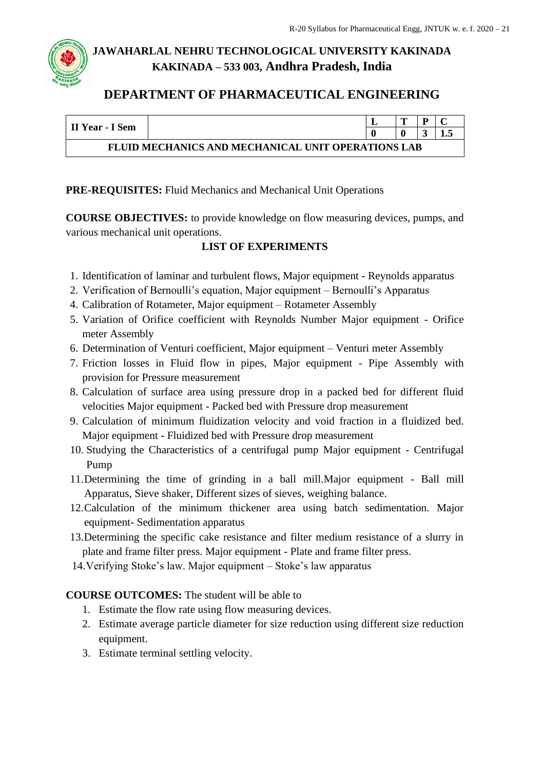# JAWAHARLAL NEHRU TECHNOLOGICAL UNIVERSITY KAKINADA
## KAKINADA – 533 003, Andhra Pradesh, India

## DEPARTMENT OF PHARMACEUTICAL ENGINEERING

| II Year - I Sem | | L | T | P | C |
|---|---|---|---|---|---|
| | | 0 | 0 | 3 | 1.5 |
| **FLUID MECHANICS AND MECHANICAL UNIT OPERATIONS LAB** | | | | | |

**PRE-REQUISITES:** Fluid Mechanics and Mechanical Unit Operations

**COURSE OBJECTIVES:** to provide knowledge on flow measuring devices, pumps, and various mechanical unit operations.

**LIST OF EXPERIMENTS**

1. Identification of laminar and turbulent flows, Major equipment - Reynolds apparatus
2. Verification of Bernoulli's equation, Major equipment – Bernoulli's Apparatus
4. Calibration of Rotameter, Major equipment – Rotameter Assembly
5. Variation of Orifice coefficient with Reynolds Number Major equipment - Orifice meter Assembly
6. Determination of Venturi coefficient, Major equipment – Venturi meter Assembly
7. Friction losses in Fluid flow in pipes, Major equipment - Pipe Assembly with provision for Pressure measurement
8. Calculation of surface area using pressure drop in a packed bed for different fluid velocities Major equipment - Packed bed with Pressure drop measurement
9. Calculation of minimum fluidization velocity and void fraction in a fluidized bed. Major equipment - Fluidized bed with Pressure drop measurement
10. Studying the Characteristics of a centrifugal pump Major equipment - Centrifugal Pump
11. Determining the time of grinding in a ball mill.Major equipment - Ball mill Apparatus, Sieve shaker, Different sizes of sieves, weighing balance.
12. Calculation of the minimum thickener area using batch sedimentation. Major equipment- Sedimentation apparatus
13. Determining the specific cake resistance and filter medium resistance of a slurry in plate and frame filter press. Major equipment - Plate and frame filter press.
14. Verifying Stoke's law. Major equipment – Stoke's law apparatus

**COURSE OUTCOMES:** The student will be able to

1. Estimate the flow rate using flow measuring devices.
2. Estimate average particle diameter for size reduction using different size reduction equipment.
3. Estimate terminal settling velocity.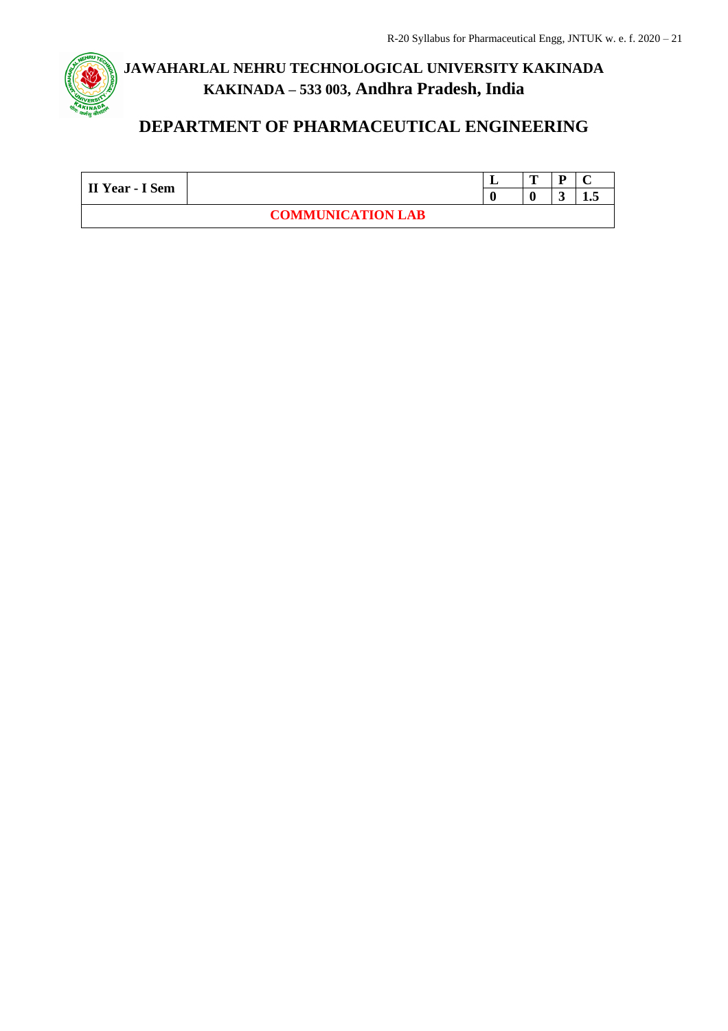# JAWAHARLAL NEHRU TECHNOLOGICAL UNIVERSITY KAKINADA

## KAKINADA – 533 003, Andhra Pradesh, India

## DEPARTMENT OF PHARMACEUTICAL ENGINEERING

| II Year - I Sem | | L | T | P | C |
|---|---|---|---|---|---|
| | | 0 | 0 | 3 | 1.5 |
| **COMMUNICATION LAB** | | | | | |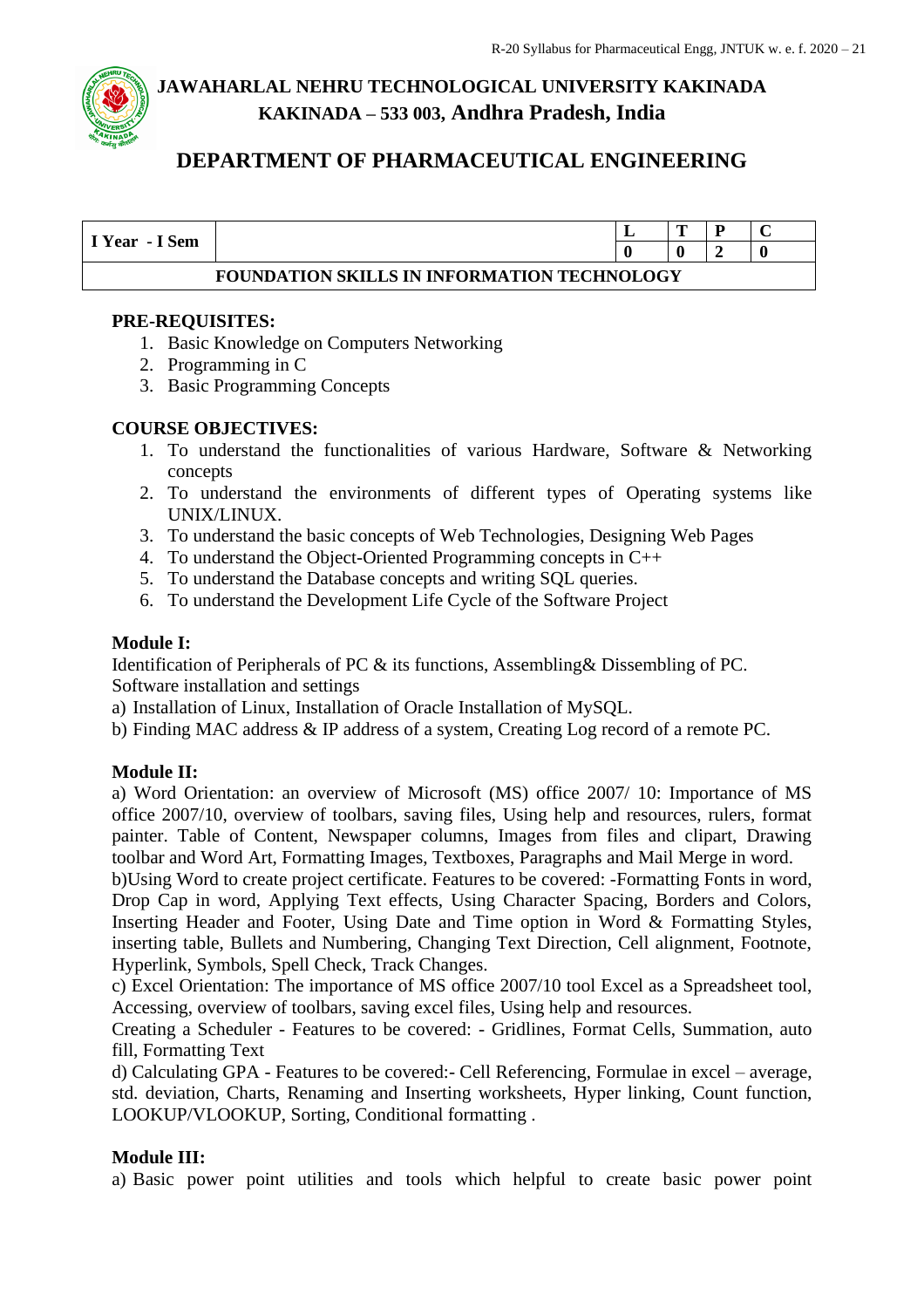## JAWAHARLAL NEHRU TECHNOLOGICAL UNIVERSITY KAKINADA
## KAKINADA – 533 003, Andhra Pradesh, India

## DEPARTMENT OF PHARMACEUTICAL ENGINEERING

| I Year - I Sem | | L | T | P | C |
|---|---|---|---|---|---|
| | | 0 | 0 | 2 | 0 |
| **FOUNDATION SKILLS IN INFORMATION TECHNOLOGY** | | | | | |

**PRE-REQUISITES:**

1. Basic Knowledge on Computers Networking
2. Programming in C
3. Basic Programming Concepts

**COURSE OBJECTIVES:**

1. To understand the functionalities of various Hardware, Software & Networking concepts
2. To understand the environments of different types of Operating systems like UNIX/LINUX.
3. To understand the basic concepts of Web Technologies, Designing Web Pages
4. To understand the Object-Oriented Programming concepts in C++
5. To understand the Database concepts and writing SQL queries.
6. To understand the Development Life Cycle of the Software Project

**Module I:**

Identification of Peripherals of PC & its functions, Assembling& Dissembling of PC.
Software installation and settings

a) Installation of Linux, Installation of Oracle Installation of MySQL.
b) Finding MAC address & IP address of a system, Creating Log record of a remote PC.

**Module II:**

a) Word Orientation: an overview of Microsoft (MS) office 2007/ 10: Importance of MS office 2007/10, overview of toolbars, saving files, Using help and resources, rulers, format painter. Table of Content, Newspaper columns, Images from files and clipart, Drawing toolbar and Word Art, Formatting Images, Textboxes, Paragraphs and Mail Merge in word.
b)Using Word to create project certificate. Features to be covered: -Formatting Fonts in word, Drop Cap in word, Applying Text effects, Using Character Spacing, Borders and Colors, Inserting Header and Footer, Using Date and Time option in Word & Formatting Styles, inserting table, Bullets and Numbering, Changing Text Direction, Cell alignment, Footnote, Hyperlink, Symbols, Spell Check, Track Changes.
c) Excel Orientation: The importance of MS office 2007/10 tool Excel as a Spreadsheet tool, Accessing, overview of toolbars, saving excel files, Using help and resources.
Creating a Scheduler - Features to be covered: - Gridlines, Format Cells, Summation, auto fill, Formatting Text
d) Calculating GPA - Features to be covered:- Cell Referencing, Formulae in excel – average, std. deviation, Charts, Renaming and Inserting worksheets, Hyper linking, Count function, LOOKUP/VLOOKUP, Sorting, Conditional formatting .

**Module III:**

a) Basic power point utilities and tools which helpful to create basic power point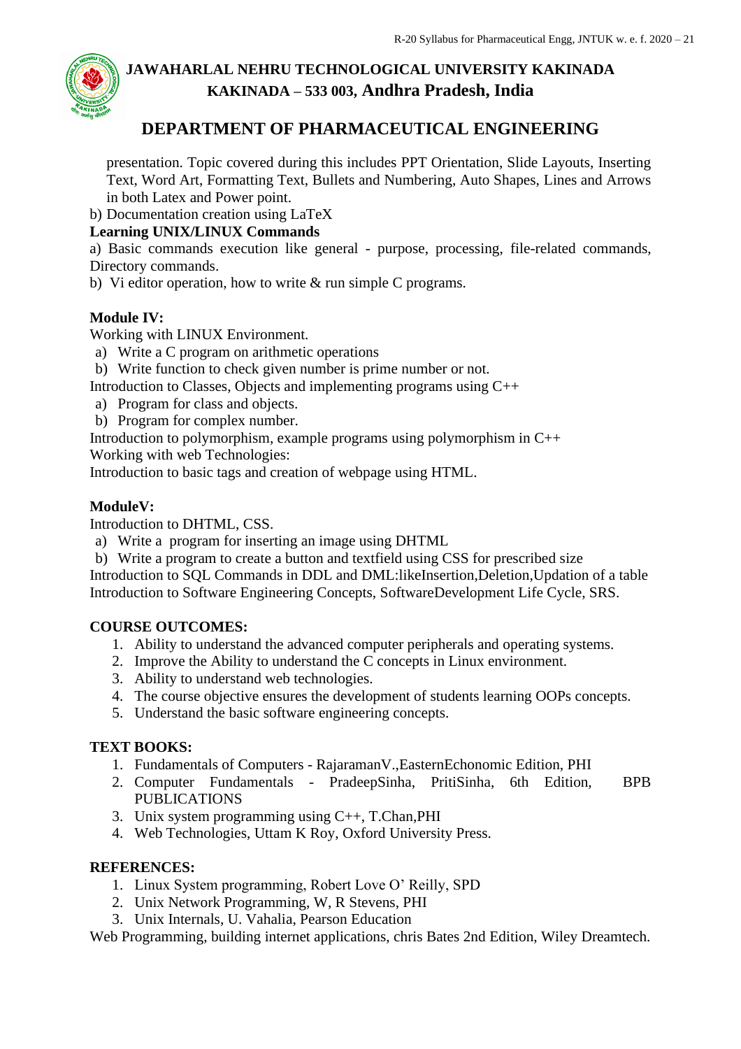presentation. Topic covered during this includes PPT Orientation, Slide Layouts, Inserting Text, Word Art, Formatting Text, Bullets and Numbering, Auto Shapes, Lines and Arrows in both Latex and Power point.

b) Documentation creation using LaTeX

**Learning UNIX/LINUX Commands**

a) Basic commands execution like general - purpose, processing, file-related commands, Directory commands.

b) Vi editor operation, how to write & run simple C programs.

**Module IV:**

Working with LINUX Environment.

a) Write a C program on arithmetic operations
b) Write function to check given number is prime number or not.

Introduction to Classes, Objects and implementing programs using C++

a) Program for class and objects.
b) Program for complex number.

Introduction to polymorphism, example programs using polymorphism in C++

Working with web Technologies:

Introduction to basic tags and creation of webpage using HTML.

**ModuleV:**

Introduction to DHTML, CSS.

a) Write a program for inserting an image using DHTML
b) Write a program to create a button and textfield using CSS for prescribed size

Introduction to SQL Commands in DDL and DML:likeInsertion,Deletion,Updation of a table

Introduction to Software Engineering Concepts, SoftwareDevelopment Life Cycle, SRS.

**COURSE OUTCOMES:**

1. Ability to understand the advanced computer peripherals and operating systems.
2. Improve the Ability to understand the C concepts in Linux environment.
3. Ability to understand web technologies.
4. The course objective ensures the development of students learning OOPs concepts.
5. Understand the basic software engineering concepts.

**TEXT BOOKS:**

1. Fundamentals of Computers - RajaramanV.,EasternEchonomic Edition, PHI
2. Computer Fundamentals - PradeepSinha, PritiSinha, 6th Edition, BPB PUBLICATIONS
3. Unix system programming using C++, T.Chan,PHI
4. Web Technologies, Uttam K Roy, Oxford University Press.

**REFERENCES:**

1. Linux System programming, Robert Love O' Reilly, SPD
2. Unix Network Programming, W, R Stevens, PHI
3. Unix Internals, U. Vahalia, Pearson Education

Web Programming, building internet applications, chris Bates 2nd Edition, Wiley Dreamtech.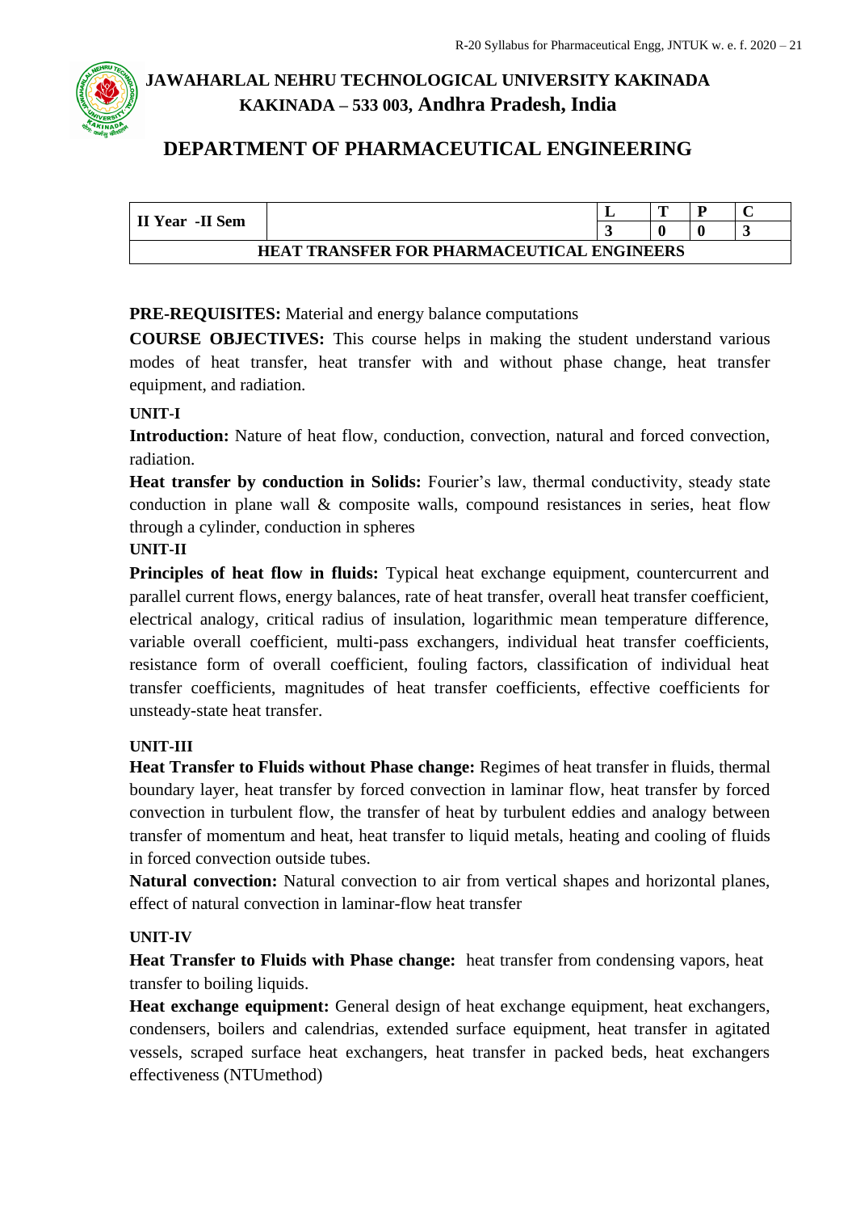# JAWAHARLAL NEHRU TECHNOLOGICAL UNIVERSITY KAKINADA
## KAKINADA – 533 003, Andhra Pradesh, India

## DEPARTMENT OF PHARMACEUTICAL ENGINEERING

| II Year -II Sem | | L | T | P | C |
|---|---|---|---|---|---|
| | | 3 | 0 | 0 | 3 |
| HEAT TRANSFER FOR PHARMACEUTICAL ENGINEERS | | | | | |

**PRE-REQUISITES:** Material and energy balance computations

**COURSE OBJECTIVES:** This course helps in making the student understand various modes of heat transfer, heat transfer with and without phase change, heat transfer equipment, and radiation.

**UNIT-I**

**Introduction:** Nature of heat flow, conduction, convection, natural and forced convection, radiation.

**Heat transfer by conduction in Solids:** Fourier's law, thermal conductivity, steady state conduction in plane wall & composite walls, compound resistances in series, heat flow through a cylinder, conduction in spheres

**UNIT-II**

**Principles of heat flow in fluids:** Typical heat exchange equipment, countercurrent and parallel current flows, energy balances, rate of heat transfer, overall heat transfer coefficient, electrical analogy, critical radius of insulation, logarithmic mean temperature difference, variable overall coefficient, multi-pass exchangers, individual heat transfer coefficients, resistance form of overall coefficient, fouling factors, classification of individual heat transfer coefficients, magnitudes of heat transfer coefficients, effective coefficients for unsteady-state heat transfer.

**UNIT-III**

**Heat Transfer to Fluids without Phase change:** Regimes of heat transfer in fluids, thermal boundary layer, heat transfer by forced convection in laminar flow, heat transfer by forced convection in turbulent flow, the transfer of heat by turbulent eddies and analogy between transfer of momentum and heat, heat transfer to liquid metals, heating and cooling of fluids in forced convection outside tubes.

**Natural convection:** Natural convection to air from vertical shapes and horizontal planes, effect of natural convection in laminar-flow heat transfer

**UNIT-IV**

**Heat Transfer to Fluids with Phase change:** heat transfer from condensing vapors, heat transfer to boiling liquids.

**Heat exchange equipment:** General design of heat exchange equipment, heat exchangers, condensers, boilers and calendrias, extended surface equipment, heat transfer in agitated vessels, scraped surface heat exchangers, heat transfer in packed beds, heat exchangers effectiveness (NTUmethod)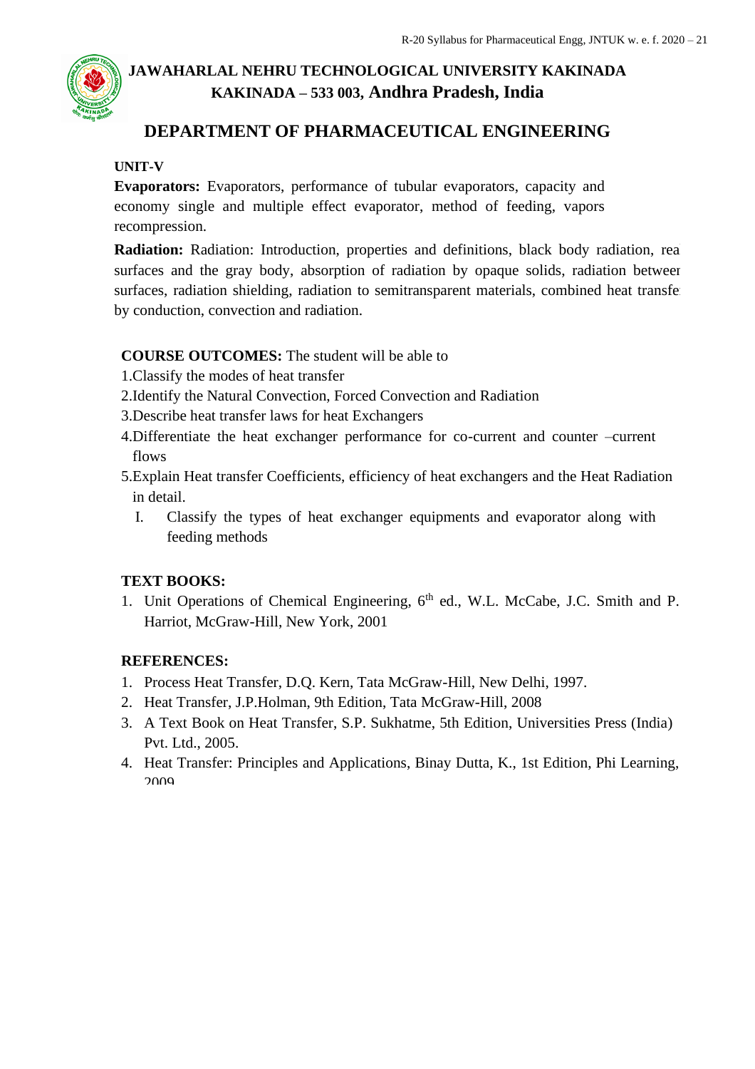# JAWAHARLAL NEHRU TECHNOLOGICAL UNIVERSITY KAKINADA
## KAKINADA – 533 003, Andhra Pradesh, India

## DEPARTMENT OF PHARMACEUTICAL ENGINEERING

**UNIT-V**

**Evaporators:** Evaporators, performance of tubular evaporators, capacity and economy single and multiple effect evaporator, method of feeding, vapors recompression.

**Radiation:** Radiation: Introduction, properties and definitions, black body radiation, real surfaces and the gray body, absorption of radiation by opaque solids, radiation between surfaces, radiation shielding, radiation to semitransparent materials, combined heat transfer by conduction, convection and radiation.

**COURSE OUTCOMES:** The student will be able to

1. Classify the modes of heat transfer
2. Identify the Natural Convection, Forced Convection and Radiation
3. Describe heat transfer laws for heat Exchangers
4. Differentiate the heat exchanger performance for co-current and counter –current flows
5. Explain Heat transfer Coefficients, efficiency of heat exchangers and the Heat Radiation in detail.
   I. Classify the types of heat exchanger equipments and evaporator along with feeding methods

**TEXT BOOKS:**

1. Unit Operations of Chemical Engineering, 6th ed., W.L. McCabe, J.C. Smith and P. Harriot, McGraw-Hill, New York, 2001

**REFERENCES:**

1. Process Heat Transfer, D.Q. Kern, Tata McGraw-Hill, New Delhi, 1997.
2. Heat Transfer, J.P.Holman, 9th Edition, Tata McGraw-Hill, 2008
3. A Text Book on Heat Transfer, S.P. Sukhatme, 5th Edition, Universities Press (India) Pvt. Ltd., 2005.
4. Heat Transfer: Principles and Applications, Binay Dutta, K., 1st Edition, Phi Learning, 2009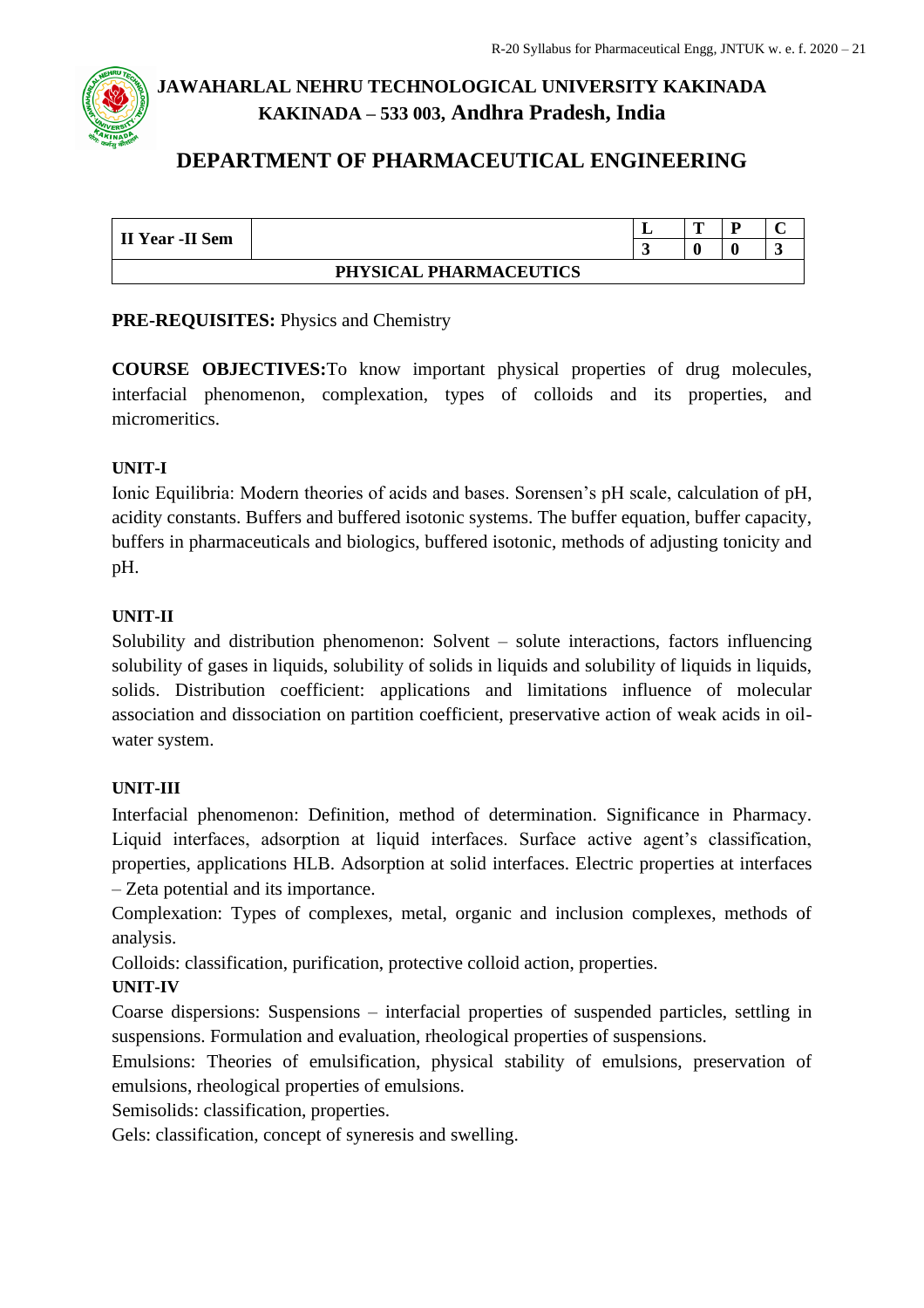# JAWAHARLAL NEHRU TECHNOLOGICAL UNIVERSITY KAKINADA
## KAKINADA – 533 003, Andhra Pradesh, India

## DEPARTMENT OF PHARMACEUTICAL ENGINEERING

| II Year -II Sem | | L | T | P | C |
|---|---|---|---|---|---|
| | | 3 | 0 | 0 | 3 |
| PHYSICAL PHARMACEUTICS | | | | | |

**PRE-REQUISITES:** Physics and Chemistry

**COURSE OBJECTIVES:** To know important physical properties of drug molecules, interfacial phenomenon, complexation, types of colloids and its properties, and micromeritics.

**UNIT-I**

Ionic Equilibria: Modern theories of acids and bases. Sorensen's pH scale, calculation of pH, acidity constants. Buffers and buffered isotonic systems. The buffer equation, buffer capacity, buffers in pharmaceuticals and biologics, buffered isotonic, methods of adjusting tonicity and pH.

**UNIT-II**

Solubility and distribution phenomenon: Solvent – solute interactions, factors influencing solubility of gases in liquids, solubility of solids in liquids and solubility of liquids in liquids, solids. Distribution coefficient: applications and limitations influence of molecular association and dissociation on partition coefficient, preservative action of weak acids in oil-water system.

**UNIT-III**

Interfacial phenomenon: Definition, method of determination. Significance in Pharmacy. Liquid interfaces, adsorption at liquid interfaces. Surface active agent's classification, properties, applications HLB. Adsorption at solid interfaces. Electric properties at interfaces – Zeta potential and its importance.

Complexation: Types of complexes, metal, organic and inclusion complexes, methods of analysis.

Colloids: classification, purification, protective colloid action, properties.

**UNIT-IV**

Coarse dispersions: Suspensions – interfacial properties of suspended particles, settling in suspensions. Formulation and evaluation, rheological properties of suspensions.

Emulsions: Theories of emulsification, physical stability of emulsions, preservation of emulsions, rheological properties of emulsions.

Semisolids: classification, properties.

Gels: classification, concept of syneresis and swelling.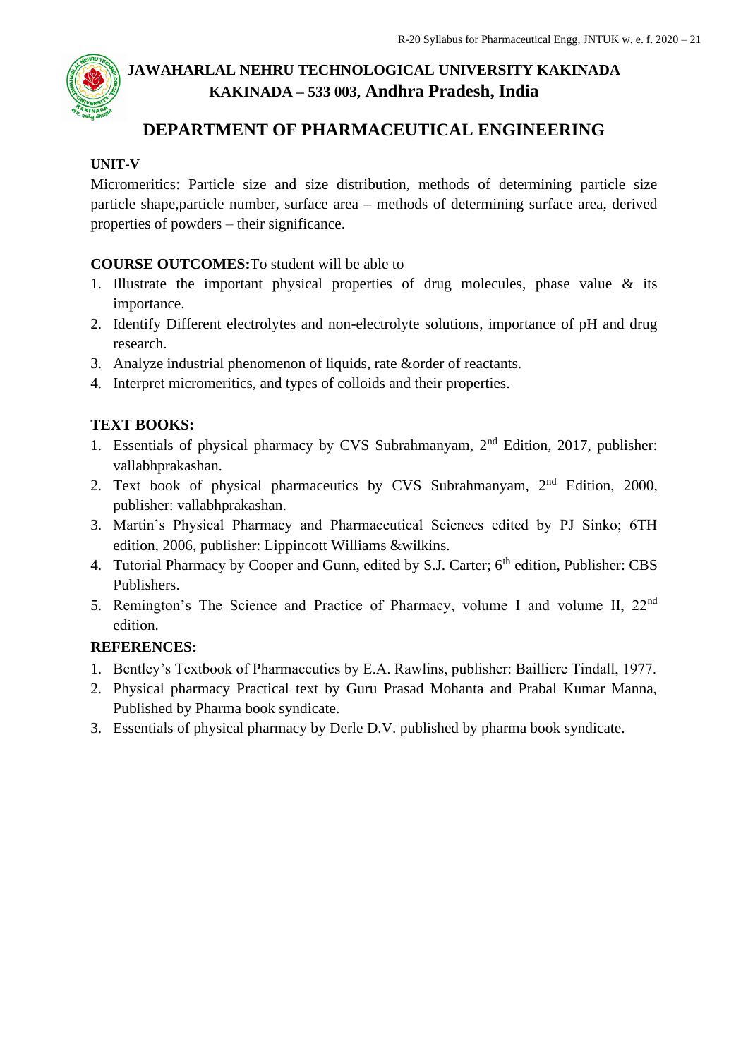# JAWAHARLAL NEHRU TECHNOLOGICAL UNIVERSITY KAKINADA
## KAKINADA – 533 003, Andhra Pradesh, India

## DEPARTMENT OF PHARMACEUTICAL ENGINEERING

**UNIT-V**

Micromeritics: Particle size and size distribution, methods of determining particle size particle shape,particle number, surface area – methods of determining surface area, derived properties of powders – their significance.

**COURSE OUTCOMES:**To student will be able to

1. Illustrate the important physical properties of drug molecules, phase value & its importance.
2. Identify Different electrolytes and non-electrolyte solutions, importance of pH and drug research.
3. Analyze industrial phenomenon of liquids, rate &order of reactants.
4. Interpret micromeritics, and types of colloids and their properties.

**TEXT BOOKS:**

1. Essentials of physical pharmacy by CVS Subrahmanyam, 2nd Edition, 2017, publisher: vallabhprakashan.
2. Text book of physical pharmaceutics by CVS Subrahmanyam, 2nd Edition, 2000, publisher: vallabhprakashan.
3. Martin's Physical Pharmacy and Pharmaceutical Sciences edited by PJ Sinko; 6TH edition, 2006, publisher: Lippincott Williams &wilkins.
4. Tutorial Pharmacy by Cooper and Gunn, edited by S.J. Carter; 6th edition, Publisher: CBS Publishers.
5. Remington's The Science and Practice of Pharmacy, volume I and volume II, 22nd edition.

**REFERENCES:**

1. Bentley's Textbook of Pharmaceutics by E.A. Rawlins, publisher: Bailliere Tindall, 1977.
2. Physical pharmacy Practical text by Guru Prasad Mohanta and Prabal Kumar Manna, Published by Pharma book syndicate.
3. Essentials of physical pharmacy by Derle D.V. published by pharma book syndicate.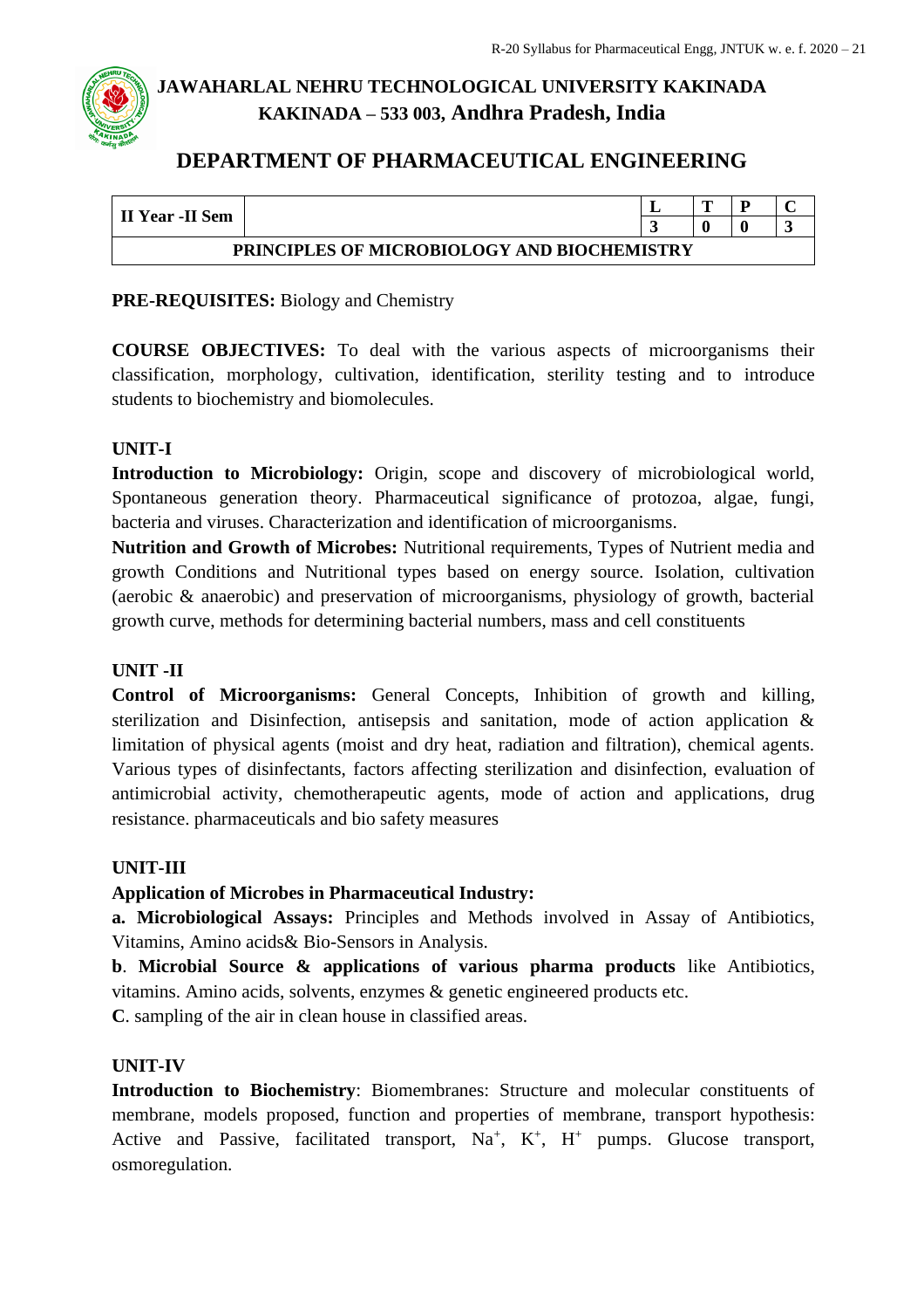# JAWAHARLAL NEHRU TECHNOLOGICAL UNIVERSITY KAKINADA
## KAKINADA – 533 003, Andhra Pradesh, India

## DEPARTMENT OF PHARMACEUTICAL ENGINEERING

| II Year -II Sem | | L | T | P | C |
|---|---|---|---|---|---|
| | | 3 | 0 | 0 | 3 |
| **PRINCIPLES OF MICROBIOLOGY AND BIOCHEMISTRY** | | | | | |

**PRE-REQUISITES:** Biology and Chemistry

**COURSE OBJECTIVES:** To deal with the various aspects of microorganisms their classification, morphology, cultivation, identification, sterility testing and to introduce students to biochemistry and biomolecules.

**UNIT-I**

**Introduction to Microbiology:** Origin, scope and discovery of microbiological world, Spontaneous generation theory. Pharmaceutical significance of protozoa, algae, fungi, bacteria and viruses. Characterization and identification of microorganisms.

**Nutrition and Growth of Microbes:** Nutritional requirements, Types of Nutrient media and growth Conditions and Nutritional types based on energy source. Isolation, cultivation (aerobic & anaerobic) and preservation of microorganisms, physiology of growth, bacterial growth curve, methods for determining bacterial numbers, mass and cell constituents

**UNIT -II**

**Control of Microorganisms:** General Concepts, Inhibition of growth and killing, sterilization and Disinfection, antisepsis and sanitation, mode of action application & limitation of physical agents (moist and dry heat, radiation and filtration), chemical agents. Various types of disinfectants, factors affecting sterilization and disinfection, evaluation of antimicrobial activity, chemotherapeutic agents, mode of action and applications, drug resistance. pharmaceuticals and bio safety measures

**UNIT-III**

**Application of Microbes in Pharmaceutical Industry:**

**a. Microbiological Assays:** Principles and Methods involved in Assay of Antibiotics, Vitamins, Amino acids& Bio-Sensors in Analysis.

**b**. **Microbial Source & applications of various pharma products** like Antibiotics, vitamins. Amino acids, solvents, enzymes & genetic engineered products etc.

**C**. sampling of the air in clean house in classified areas.

**UNIT-IV**

**Introduction to Biochemistry**: Biomembranes: Structure and molecular constituents of membrane, models proposed, function and properties of membrane, transport hypothesis: Active and Passive, facilitated transport, $Na^+$, $K^+$, $H^+$ pumps. Glucose transport, osmoregulation.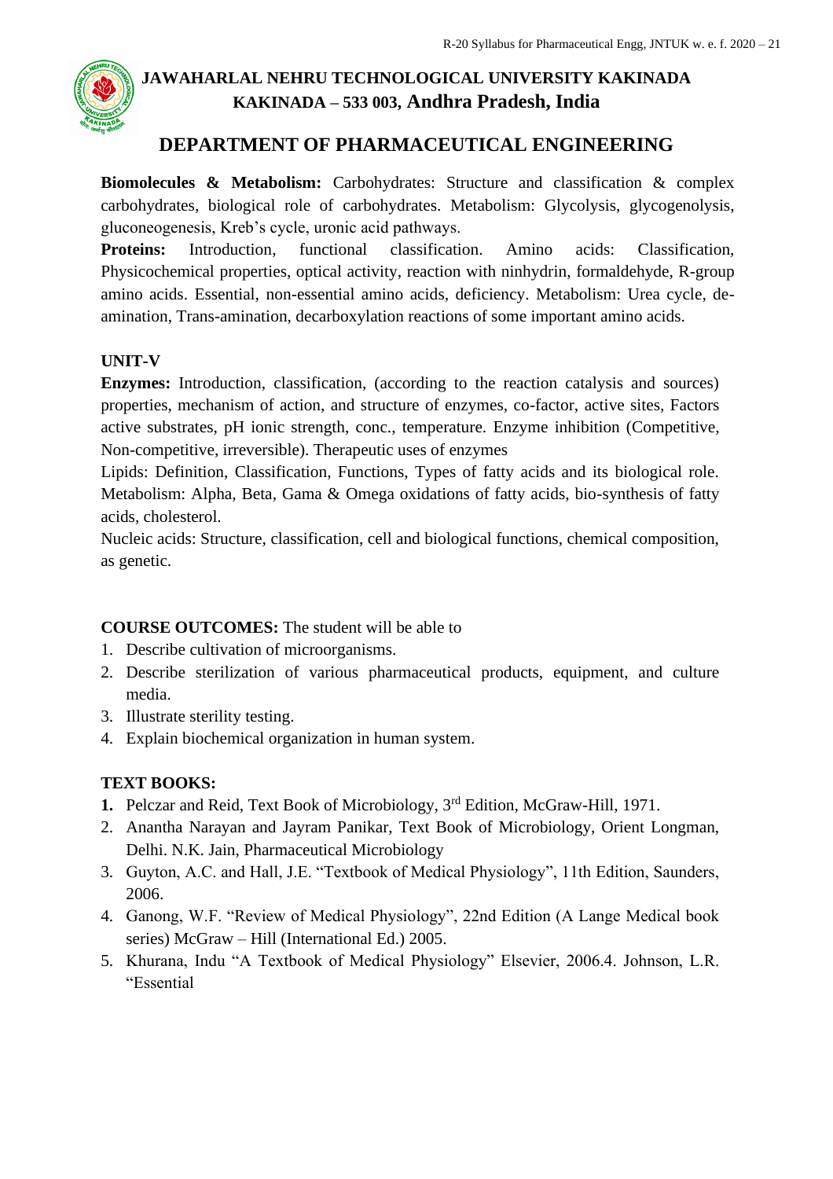**Biomolecules & Metabolism:** Carbohydrates: Structure and classification & complex carbohydrates, biological role of carbohydrates. Metabolism: Glycolysis, glycogenolysis, gluconeogenesis, Kreb's cycle, uronic acid pathways.

**Proteins:** Introduction, functional classification. Amino acids: Classification, Physicochemical properties, optical activity, reaction with ninhydrin, formaldehyde, R-group amino acids. Essential, non-essential amino acids, deficiency. Metabolism: Urea cycle, de-amination, Trans-amination, decarboxylation reactions of some important amino acids.

**UNIT-V**

**Enzymes:** Introduction, classification, (according to the reaction catalysis and sources) properties, mechanism of action, and structure of enzymes, co-factor, active sites, Factors active substrates, pH ionic strength, conc., temperature. Enzyme inhibition (Competitive, Non-competitive, irreversible). Therapeutic uses of enzymes

Lipids: Definition, Classification, Functions, Types of fatty acids and its biological role. Metabolism: Alpha, Beta, Gama & Omega oxidations of fatty acids, bio-synthesis of fatty acids, cholesterol.

Nucleic acids: Structure, classification, cell and biological functions, chemical composition, as genetic.

**COURSE OUTCOMES:** The student will be able to

1. Describe cultivation of microorganisms.
2. Describe sterilization of various pharmaceutical products, equipment, and culture media.
3. Illustrate sterility testing.
4. Explain biochemical organization in human system.

**TEXT BOOKS:**

1. Pelczar and Reid, Text Book of Microbiology, 3rd Edition, McGraw-Hill, 1971.
2. Anantha Narayan and Jayram Panikar, Text Book of Microbiology, Orient Longman, Delhi. N.K. Jain, Pharmaceutical Microbiology
3. Guyton, A.C. and Hall, J.E. "Textbook of Medical Physiology", 11th Edition, Saunders, 2006.
4. Ganong, W.F. "Review of Medical Physiology", 22nd Edition (A Lange Medical book series) McGraw – Hill (International Ed.) 2005.
5. Khurana, Indu "A Textbook of Medical Physiology" Elsevier, 2006.4. Johnson, L.R. "Essential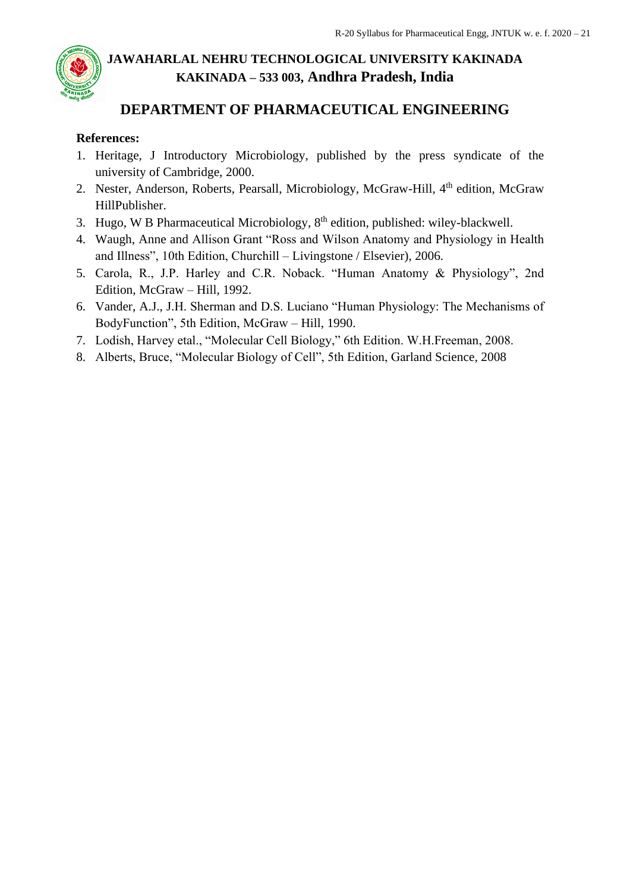**References:**

1. Heritage, J Introductory Microbiology, published by the press syndicate of the university of Cambridge, 2000.
2. Nester, Anderson, Roberts, Pearsall, Microbiology, McGraw-Hill, 4th edition, McGraw HillPublisher.
3. Hugo, W B Pharmaceutical Microbiology, 8th edition, published: wiley-blackwell.
4. Waugh, Anne and Allison Grant "Ross and Wilson Anatomy and Physiology in Health and Illness", 10th Edition, Churchill – Livingstone / Elsevier), 2006.
5. Carola, R., J.P. Harley and C.R. Noback. "Human Anatomy & Physiology", 2nd Edition, McGraw – Hill, 1992.
6. Vander, A.J., J.H. Sherman and D.S. Luciano "Human Physiology: The Mechanisms of BodyFunction", 5th Edition, McGraw – Hill, 1990.
7. Lodish, Harvey etal., "Molecular Cell Biology," 6th Edition. W.H.Freeman, 2008.
8. Alberts, Bruce, "Molecular Biology of Cell", 5th Edition, Garland Science, 2008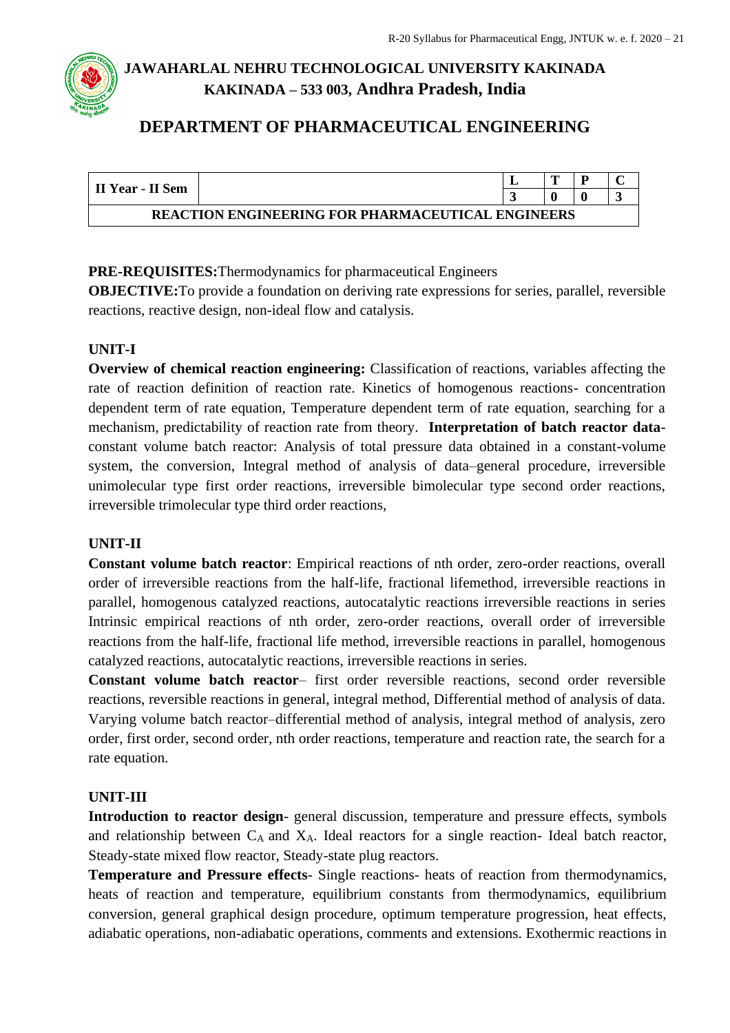# JAWAHARLAL NEHRU TECHNOLOGICAL UNIVERSITY KAKINADA

## KAKINADA – 533 003, Andhra Pradesh, India

## DEPARTMENT OF PHARMACEUTICAL ENGINEERING

| II Year - II Sem | | L | T | P | C |
|---|---|---|---|---|---|
| | | 3 | 0 | 0 | 3 |
| **REACTION ENGINEERING FOR PHARMACEUTICAL ENGINEERS** | | | | | |

**PRE-REQUISITES:**Thermodynamics for pharmaceutical Engineers

**OBJECTIVE:**To provide a foundation on deriving rate expressions for series, parallel, reversible reactions, reactive design, non-ideal flow and catalysis.

**UNIT-I**

**Overview of chemical reaction engineering:** Classification of reactions, variables affecting the rate of reaction definition of reaction rate. Kinetics of homogenous reactions- concentration dependent term of rate equation, Temperature dependent term of rate equation, searching for a mechanism, predictability of reaction rate from theory. **Interpretation of batch reactor data**-constant volume batch reactor: Analysis of total pressure data obtained in a constant-volume system, the conversion, Integral method of analysis of data–general procedure, irreversible unimolecular type first order reactions, irreversible bimolecular type second order reactions, irreversible trimolecular type third order reactions,

**UNIT-II**

**Constant volume batch reactor**: Empirical reactions of nth order, zero-order reactions, overall order of irreversible reactions from the half-life, fractional lifemethod, irreversible reactions in parallel, homogenous catalyzed reactions, autocatalytic reactions irreversible reactions in series Intrinsic empirical reactions of nth order, zero-order reactions, overall order of irreversible reactions from the half-life, fractional life method, irreversible reactions in parallel, homogenous catalyzed reactions, autocatalytic reactions, irreversible reactions in series.

**Constant volume batch reactor**– first order reversible reactions, second order reversible reactions, reversible reactions in general, integral method, Differential method of analysis of data. Varying volume batch reactor–differential method of analysis, integral method of analysis, zero order, first order, second order, nth order reactions, temperature and reaction rate, the search for a rate equation.

**UNIT-III**

**Introduction to reactor design**- general discussion, temperature and pressure effects, symbols and relationship between $C_A$ and $X_A$. Ideal reactors for a single reaction- Ideal batch reactor, Steady-state mixed flow reactor, Steady-state plug reactors.

**Temperature and Pressure effects**- Single reactions- heats of reaction from thermodynamics, heats of reaction and temperature, equilibrium constants from thermodynamics, equilibrium conversion, general graphical design procedure, optimum temperature progression, heat effects, adiabatic operations, non-adiabatic operations, comments and extensions. Exothermic reactions in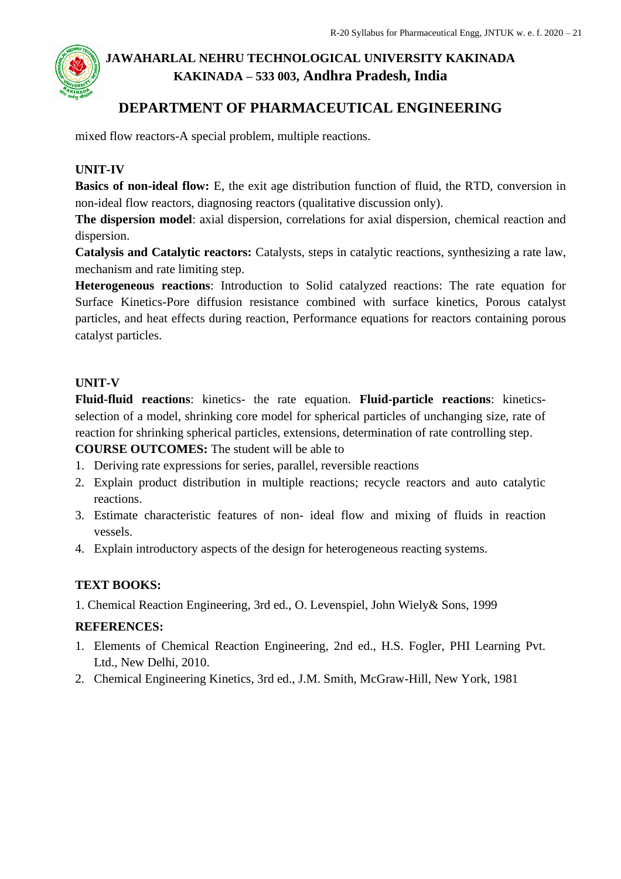mixed flow reactors-A special problem, multiple reactions.

**UNIT-IV**

**Basics of non-ideal flow:** E, the exit age distribution function of fluid, the RTD, conversion in non-ideal flow reactors, diagnosing reactors (qualitative discussion only).

**The dispersion model**: axial dispersion, correlations for axial dispersion, chemical reaction and dispersion.

**Catalysis and Catalytic reactors:** Catalysts, steps in catalytic reactions, synthesizing a rate law, mechanism and rate limiting step.

**Heterogeneous reactions**: Introduction to Solid catalyzed reactions: The rate equation for Surface Kinetics-Pore diffusion resistance combined with surface kinetics, Porous catalyst particles, and heat effects during reaction, Performance equations for reactors containing porous catalyst particles.

**UNIT-V**

**Fluid-fluid reactions**: kinetics- the rate equation. **Fluid-particle reactions**: kinetics- selection of a model, shrinking core model for spherical particles of unchanging size, rate of reaction for shrinking spherical particles, extensions, determination of rate controlling step.

**COURSE OUTCOMES:** The student will be able to

1. Deriving rate expressions for series, parallel, reversible reactions
2. Explain product distribution in multiple reactions; recycle reactors and auto catalytic reactions.
3. Estimate characteristic features of non- ideal flow and mixing of fluids in reaction vessels.
4. Explain introductory aspects of the design for heterogeneous reacting systems.

**TEXT BOOKS:**

1. Chemical Reaction Engineering, 3rd ed., O. Levenspiel, John Wiely& Sons, 1999

**REFERENCES:**

1. Elements of Chemical Reaction Engineering, 2nd ed., H.S. Fogler, PHI Learning Pvt. Ltd., New Delhi, 2010.
2. Chemical Engineering Kinetics, 3rd ed., J.M. Smith, McGraw-Hill, New York, 1981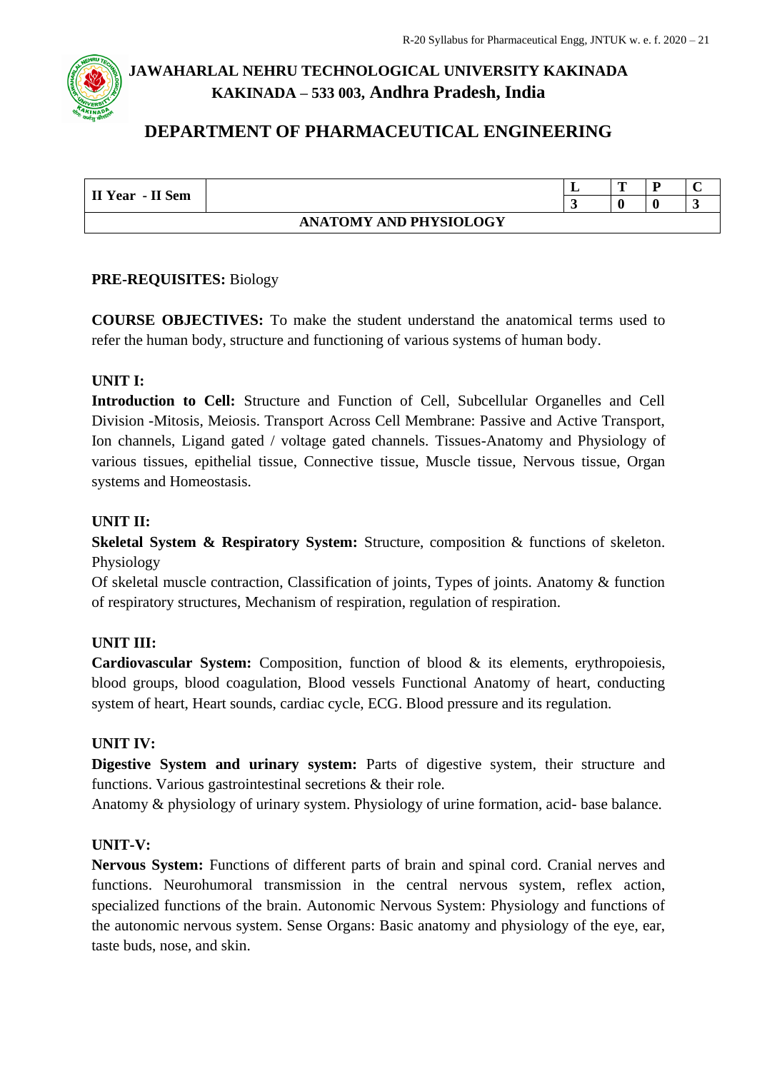# JAWAHARLAL NEHRU TECHNOLOGICAL UNIVERSITY KAKINADA
## KAKINADA – 533 003, Andhra Pradesh, India

## DEPARTMENT OF PHARMACEUTICAL ENGINEERING

| II Year - II Sem | | L | T | P | C |
|---|---|---|---|---|---|
| | | 3 | 0 | 0 | 3 |
| **ANATOMY AND PHYSIOLOGY** | | | | | |

**PRE-REQUISITES:** Biology

**COURSE OBJECTIVES:** To make the student understand the anatomical terms used to refer the human body, structure and functioning of various systems of human body.

**UNIT I:**

**Introduction to Cell:** Structure and Function of Cell, Subcellular Organelles and Cell Division -Mitosis, Meiosis. Transport Across Cell Membrane: Passive and Active Transport, Ion channels, Ligand gated / voltage gated channels. Tissues-Anatomy and Physiology of various tissues, epithelial tissue, Connective tissue, Muscle tissue, Nervous tissue, Organ systems and Homeostasis.

**UNIT II:**

**Skeletal System & Respiratory System:** Structure, composition & functions of skeleton. Physiology

Of skeletal muscle contraction, Classification of joints, Types of joints. Anatomy & function of respiratory structures, Mechanism of respiration, regulation of respiration.

**UNIT III:**

**Cardiovascular System:** Composition, function of blood & its elements, erythropoiesis, blood groups, blood coagulation, Blood vessels Functional Anatomy of heart, conducting system of heart, Heart sounds, cardiac cycle, ECG. Blood pressure and its regulation.

**UNIT IV:**

**Digestive System and urinary system:** Parts of digestive system, their structure and functions. Various gastrointestinal secretions & their role.

Anatomy & physiology of urinary system. Physiology of urine formation, acid- base balance.

**UNIT-V:**

**Nervous System:** Functions of different parts of brain and spinal cord. Cranial nerves and functions. Neurohumoral transmission in the central nervous system, reflex action, specialized functions of the brain. Autonomic Nervous System: Physiology and functions of the autonomic nervous system. Sense Organs: Basic anatomy and physiology of the eye, ear, taste buds, nose, and skin.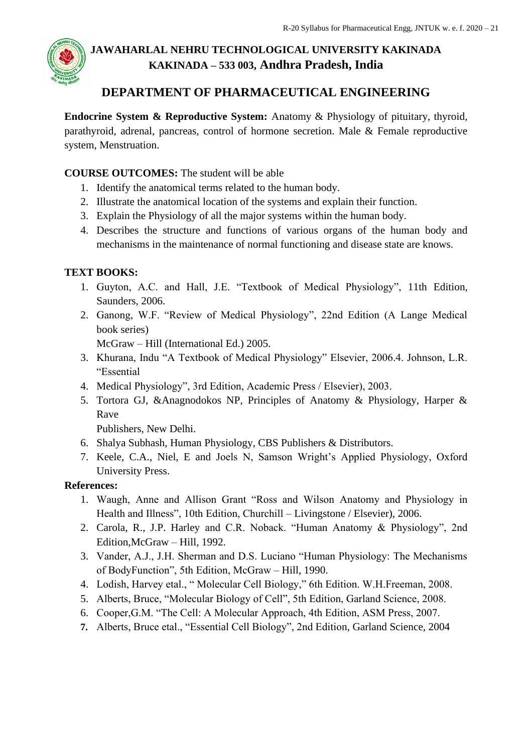**Endocrine System & Reproductive System:** Anatomy & Physiology of pituitary, thyroid, parathyroid, adrenal, pancreas, control of hormone secretion. Male & Female reproductive system, Menstruation.

**COURSE OUTCOMES:** The student will be able

1. Identify the anatomical terms related to the human body.
2. Illustrate the anatomical location of the systems and explain their function.
3. Explain the Physiology of all the major systems within the human body.
4. Describes the structure and functions of various organs of the human body and mechanisms in the maintenance of normal functioning and disease state are knows.

**TEXT BOOKS:**

1. Guyton, A.C. and Hall, J.E. "Textbook of Medical Physiology", 11th Edition, Saunders, 2006.
2. Ganong, W.F. "Review of Medical Physiology", 22nd Edition (A Lange Medical book series)
   McGraw – Hill (International Ed.) 2005.
3. Khurana, Indu "A Textbook of Medical Physiology" Elsevier, 2006.4. Johnson, L.R. "Essential
4. Medical Physiology", 3rd Edition, Academic Press / Elsevier), 2003.
5. Tortora GJ, &Anagnodokos NP, Principles of Anatomy & Physiology, Harper & Rave
   Publishers, New Delhi.
6. Shalya Subhash, Human Physiology, CBS Publishers & Distributors.
7. Keele, C.A., Niel, E and Joels N, Samson Wright's Applied Physiology, Oxford University Press.

**References:**

1. Waugh, Anne and Allison Grant "Ross and Wilson Anatomy and Physiology in Health and Illness", 10th Edition, Churchill – Livingstone / Elsevier), 2006.
2. Carola, R., J.P. Harley and C.R. Noback. "Human Anatomy & Physiology", 2nd Edition,McGraw – Hill, 1992.
3. Vander, A.J., J.H. Sherman and D.S. Luciano "Human Physiology: The Mechanisms of BodyFunction", 5th Edition, McGraw – Hill, 1990.
4. Lodish, Harvey etal., " Molecular Cell Biology," 6th Edition. W.H.Freeman, 2008.
5. Alberts, Bruce, "Molecular Biology of Cell", 5th Edition, Garland Science, 2008.
6. Cooper,G.M. "The Cell: A Molecular Approach, 4th Edition, ASM Press, 2007.
7. Alberts, Bruce etal., "Essential Cell Biology", 2nd Edition, Garland Science, 2004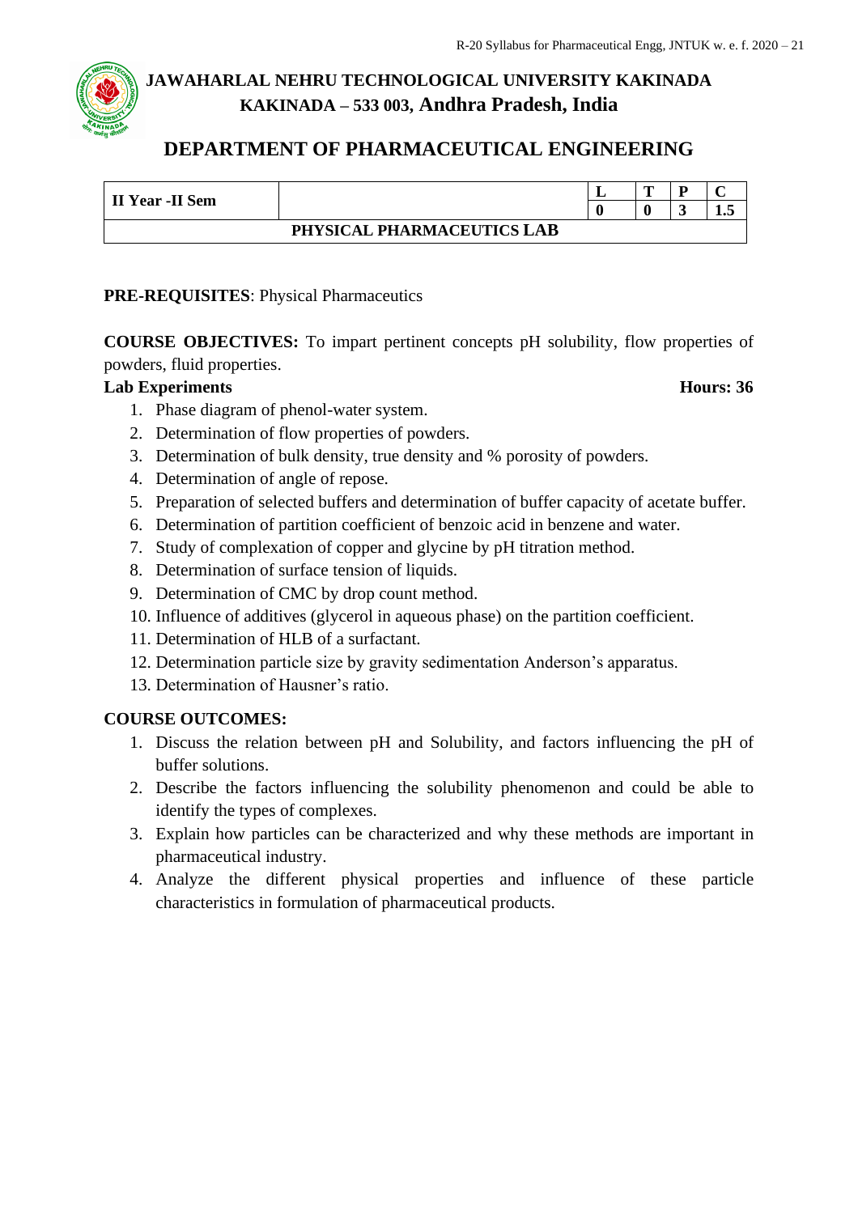## JAWAHARLAL NEHRU TECHNOLOGICAL UNIVERSITY KAKINADA
## KAKINADA – 533 003, Andhra Pradesh, India

## DEPARTMENT OF PHARMACEUTICAL ENGINEERING

| II Year -II Sem | | L | T | P | C |
|---|---|---|---|---|---|
| | | 0 | 0 | 3 | 1.5 |
| PHYSICAL PHARMACEUTICS LAB | | | | | |

**PRE-REQUISITES**: Physical Pharmaceutics

**COURSE OBJECTIVES:** To impart pertinent concepts pH solubility, flow properties of powders, fluid properties.

**Lab Experiments** **Hours: 36**

1. Phase diagram of phenol-water system.
2. Determination of flow properties of powders.
3. Determination of bulk density, true density and % porosity of powders.
4. Determination of angle of repose.
5. Preparation of selected buffers and determination of buffer capacity of acetate buffer.
6. Determination of partition coefficient of benzoic acid in benzene and water.
7. Study of complexation of copper and glycine by pH titration method.
8. Determination of surface tension of liquids.
9. Determination of CMC by drop count method.
10. Influence of additives (glycerol in aqueous phase) on the partition coefficient.
11. Determination of HLB of a surfactant.
12. Determination particle size by gravity sedimentation Anderson's apparatus.
13. Determination of Hausner's ratio.

**COURSE OUTCOMES:**

1. Discuss the relation between pH and Solubility, and factors influencing the pH of buffer solutions.
2. Describe the factors influencing the solubility phenomenon and could be able to identify the types of complexes.
3. Explain how particles can be characterized and why these methods are important in pharmaceutical industry.
4. Analyze the different physical properties and influence of these particle characteristics in formulation of pharmaceutical products.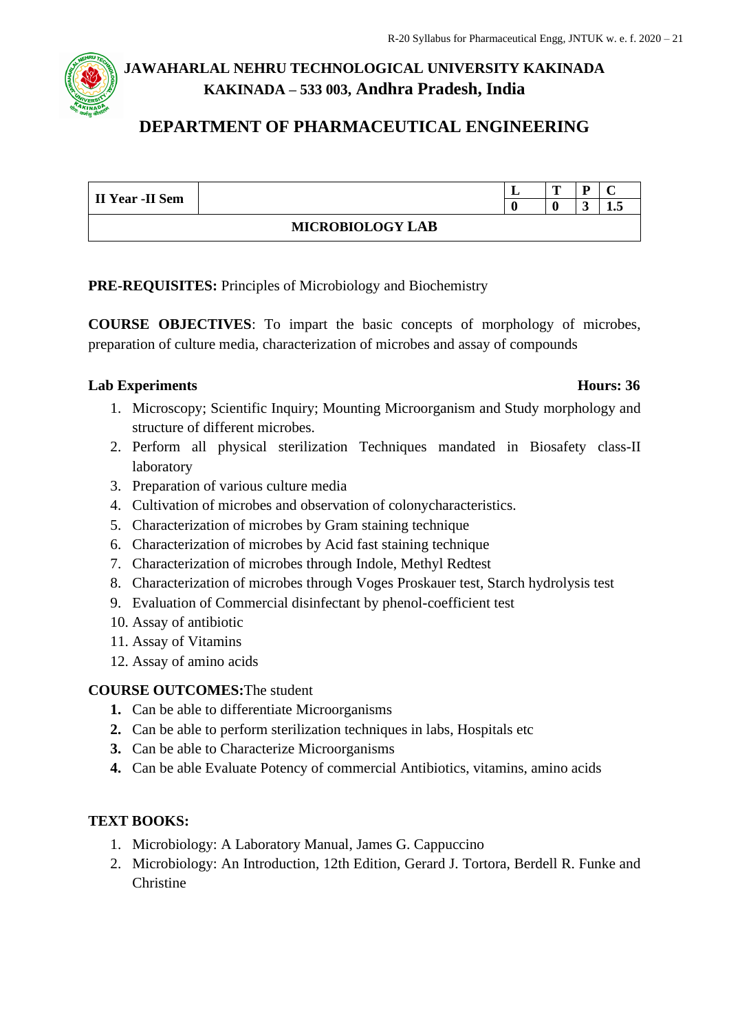# JAWAHARLAL NEHRU TECHNOLOGICAL UNIVERSITY KAKINADA
## KAKINADA – 533 003, Andhra Pradesh, India

## DEPARTMENT OF PHARMACEUTICAL ENGINEERING

| II Year -II Sem | | L | T | P | C |
|---|---|---|---|---|---|
| | | 0 | 0 | 3 | 1.5 |
| **MICROBIOLOGY LAB** | | | | | |

**PRE-REQUISITES:** Principles of Microbiology and Biochemistry

**COURSE OBJECTIVES**: To impart the basic concepts of morphology of microbes, preparation of culture media, characterization of microbes and assay of compounds

**Lab Experiments** **Hours: 36**

1. Microscopy; Scientific Inquiry; Mounting Microorganism and Study morphology and structure of different microbes.
2. Perform all physical sterilization Techniques mandated in Biosafety class-II laboratory
3. Preparation of various culture media
4. Cultivation of microbes and observation of colonycharacteristics.
5. Characterization of microbes by Gram staining technique
6. Characterization of microbes by Acid fast staining technique
7. Characterization of microbes through Indole, Methyl Redtest
8. Characterization of microbes through Voges Proskauer test, Starch hydrolysis test
9. Evaluation of Commercial disinfectant by phenol-coefficient test
10. Assay of antibiotic
11. Assay of Vitamins
12. Assay of amino acids

**COURSE OUTCOMES:**The student

1. Can be able to differentiate Microorganisms
2. Can be able to perform sterilization techniques in labs, Hospitals etc
3. Can be able to Characterize Microorganisms
4. Can be able Evaluate Potency of commercial Antibiotics, vitamins, amino acids

**TEXT BOOKS:**

1. Microbiology: A Laboratory Manual, James G. Cappuccino
2. Microbiology: An Introduction, 12th Edition, Gerard J. Tortora, Berdell R. Funke and Christine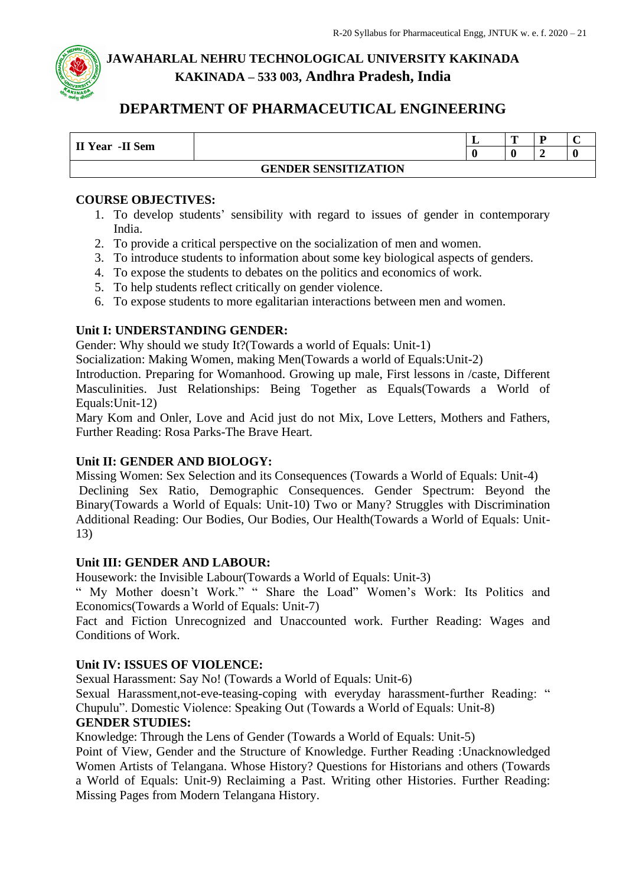# JAWAHARLAL NEHRU TECHNOLOGICAL UNIVERSITY KAKINADA
## KAKINADA – 533 003, Andhra Pradesh, India

## DEPARTMENT OF PHARMACEUTICAL ENGINEERING

| II Year -II Sem | | L | T | P | C |
|---|---|---|---|---|---|
| | | 0 | 0 | 2 | 0 |
| **GENDER SENSITIZATION** | | | | | |

**COURSE OBJECTIVES:**

1. To develop students' sensibility with regard to issues of gender in contemporary India.
2. To provide a critical perspective on the socialization of men and women.
3. To introduce students to information about some key biological aspects of genders.
4. To expose the students to debates on the politics and economics of work.
5. To help students reflect critically on gender violence.
6. To expose students to more egalitarian interactions between men and women.

**Unit I: UNDERSTANDING GENDER:**

Gender: Why should we study It?(Towards a world of Equals: Unit-1)
Socialization: Making Women, making Men(Towards a world of Equals:Unit-2)
Introduction. Preparing for Womanhood. Growing up male, First lessons in /caste, Different Masculinities. Just Relationships: Being Together as Equals(Towards a World of Equals:Unit-12)
Mary Kom and Onler, Love and Acid just do not Mix, Love Letters, Mothers and Fathers, Further Reading: Rosa Parks-The Brave Heart.

**Unit II: GENDER AND BIOLOGY:**

Missing Women: Sex Selection and its Consequences (Towards a World of Equals: Unit-4)
Declining Sex Ratio, Demographic Consequences. Gender Spectrum: Beyond the Binary(Towards a World of Equals: Unit-10) Two or Many? Struggles with Discrimination Additional Reading: Our Bodies, Our Bodies, Our Health(Towards a World of Equals: Unit-13)

**Unit III: GENDER AND LABOUR:**

Housework: the Invisible Labour(Towards a World of Equals: Unit-3)
" My Mother doesn't Work." " Share the Load" Women's Work: Its Politics and Economics(Towards a World of Equals: Unit-7)
Fact and Fiction Unrecognized and Unaccounted work. Further Reading: Wages and Conditions of Work.

**Unit IV: ISSUES OF VIOLENCE:**

Sexual Harassment: Say No! (Towards a World of Equals: Unit-6)
Sexual Harassment,not-eve-teasing-coping with everyday harassment-further Reading: " Chupulu". Domestic Violence: Speaking Out (Towards a World of Equals: Unit-8)

**GENDER STUDIES:**

Knowledge: Through the Lens of Gender (Towards a World of Equals: Unit-5)
Point of View, Gender and the Structure of Knowledge. Further Reading :Unacknowledged Women Artists of Telangana. Whose History? Questions for Historians and others (Towards a World of Equals: Unit-9) Reclaiming a Past. Writing other Histories. Further Reading: Missing Pages from Modern Telangana History.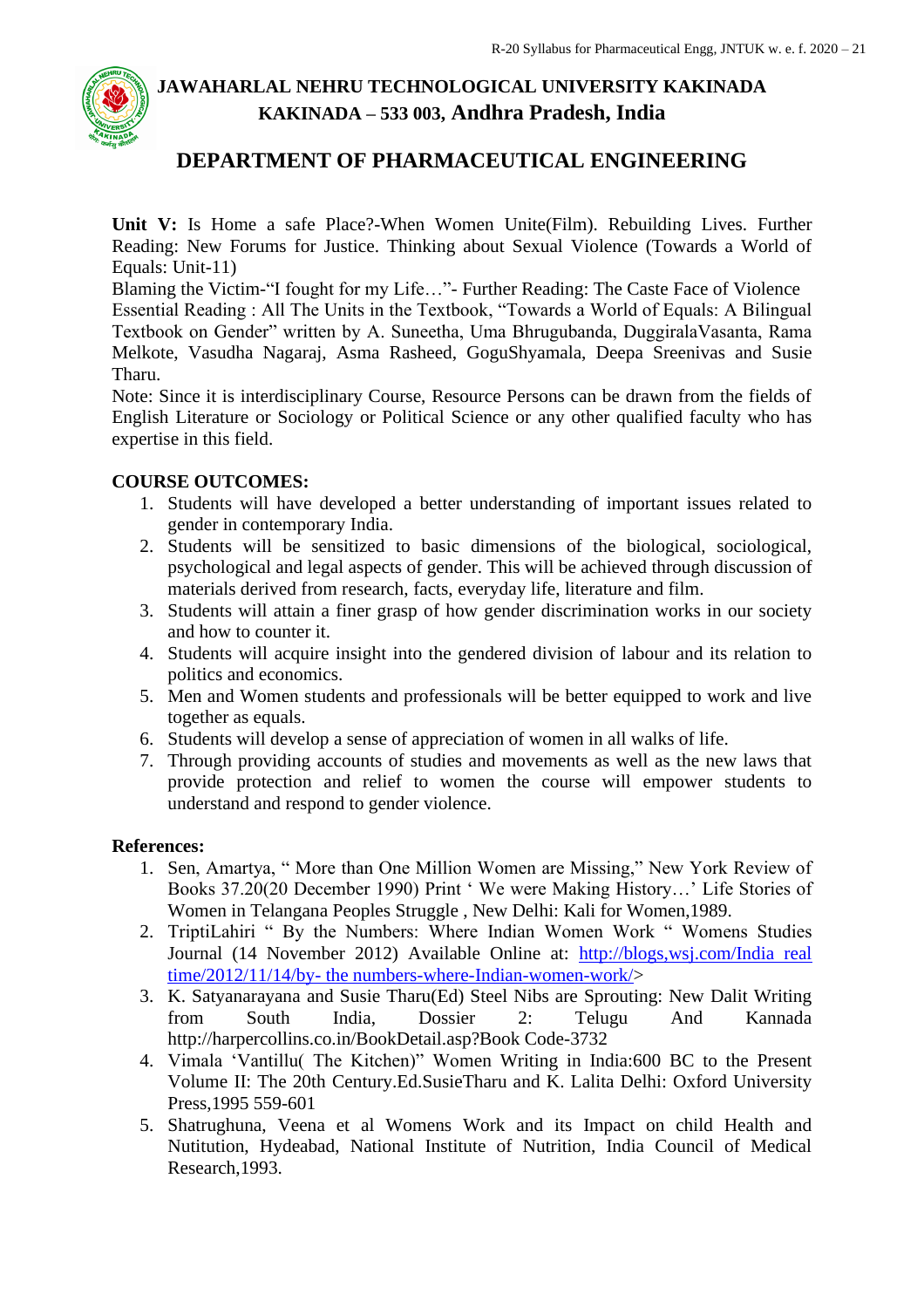**Unit V:** Is Home a safe Place?-When Women Unite(Film). Rebuilding Lives. Further Reading: New Forums for Justice. Thinking about Sexual Violence (Towards a World of Equals: Unit-11)

Blaming the Victim-"I fought for my Life…"- Further Reading: The Caste Face of Violence

Essential Reading : All The Units in the Textbook, "Towards a World of Equals: A Bilingual Textbook on Gender" written by A. Suneetha, Uma Bhrugubanda, DuggiralaVasanta, Rama Melkote, Vasudha Nagaraj, Asma Rasheed, GoguShyamala, Deepa Sreenivas and Susie Tharu.

Note: Since it is interdisciplinary Course, Resource Persons can be drawn from the fields of English Literature or Sociology or Political Science or any other qualified faculty who has expertise in this field.

**COURSE OUTCOMES:**

1. Students will have developed a better understanding of important issues related to gender in contemporary India.
2. Students will be sensitized to basic dimensions of the biological, sociological, psychological and legal aspects of gender. This will be achieved through discussion of materials derived from research, facts, everyday life, literature and film.
3. Students will attain a finer grasp of how gender discrimination works in our society and how to counter it.
4. Students will acquire insight into the gendered division of labour and its relation to politics and economics.
5. Men and Women students and professionals will be better equipped to work and live together as equals.
6. Students will develop a sense of appreciation of women in all walks of life.
7. Through providing accounts of studies and movements as well as the new laws that provide protection and relief to women the course will empower students to understand and respond to gender violence.

**References:**

1. Sen, Amartya, " More than One Million Women are Missing," New York Review of Books 37.20(20 December 1990) Print ' We were Making History…' Life Stories of Women in Telangana Peoples Struggle , New Delhi: Kali for Women,1989.
2. TriptiLahiri " By the Numbers: Where Indian Women Work " Womens Studies Journal (14 November 2012) Available Online at: http://blogs,wsj.com/India real time/2012/11/14/by- the numbers-where-Indian-women-work/>
3. K. Satyanarayana and Susie Tharu(Ed) Steel Nibs are Sprouting: New Dalit Writing from South India, Dossier 2: Telugu And Kannada http://harpercollins.co.in/BookDetail.asp?Book Code-3732
4. Vimala 'Vantillu( The Kitchen)" Women Writing in India:600 BC to the Present Volume II: The 20th Century.Ed.SusieTharu and K. Lalita Delhi: Oxford University Press,1995 559-601
5. Shatrughuna, Veena et al Womens Work and its Impact on child Health and Nutitution, Hydeabad, National Institute of Nutrition, India Council of Medical Research,1993.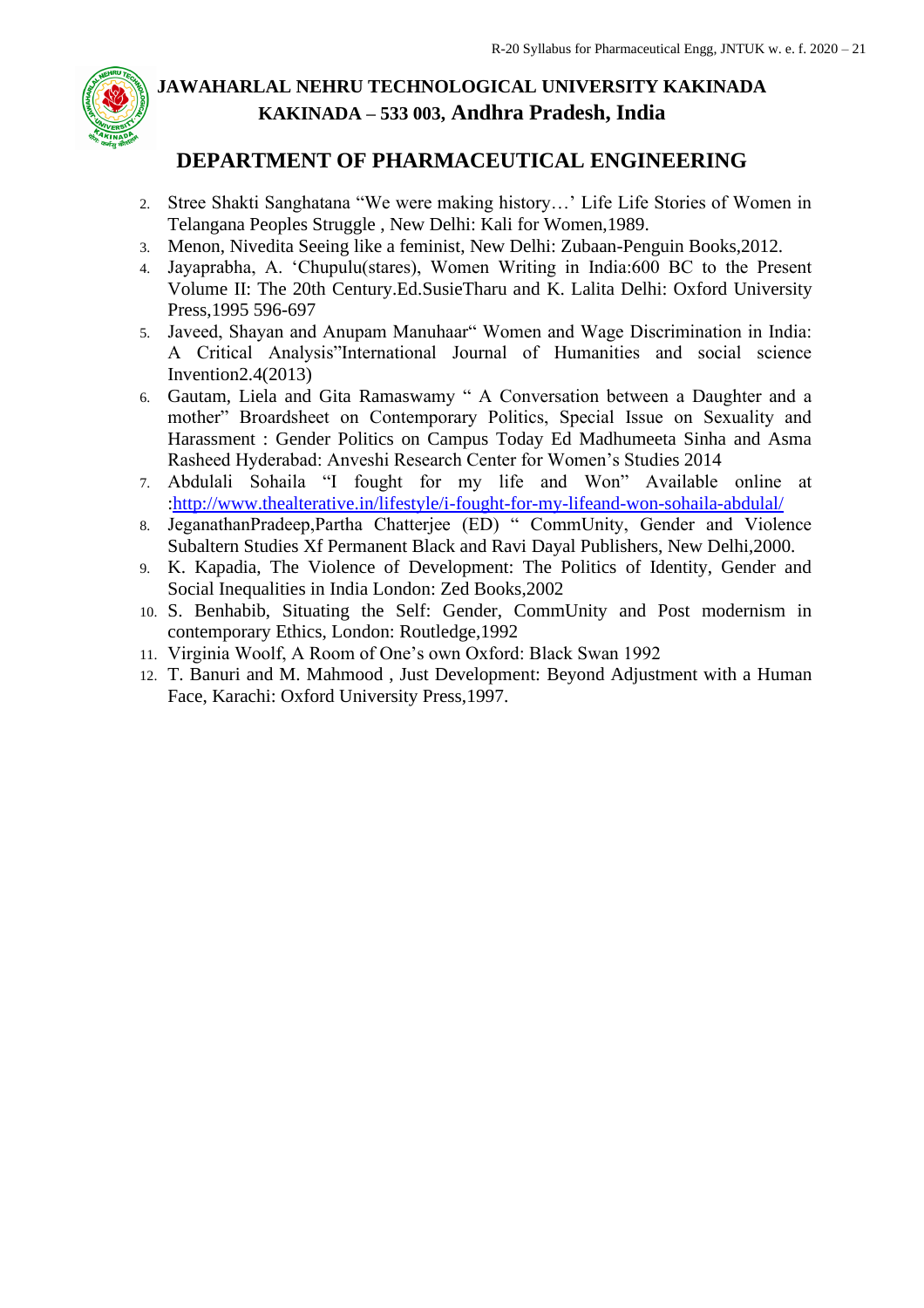# JAWAHARLAL NEHRU TECHNOLOGICAL UNIVERSITY KAKINADA

## KAKINADA – 533 003, Andhra Pradesh, India

## DEPARTMENT OF PHARMACEUTICAL ENGINEERING

2. Stree Shakti Sanghatana "We were making history…' Life Life Stories of Women in Telangana Peoples Struggle , New Delhi: Kali for Women,1989.
3. Menon, Nivedita Seeing like a feminist, New Delhi: Zubaan-Penguin Books,2012.
4. Jayaprabha, A. 'Chupulu(stares), Women Writing in India:600 BC to the Present Volume II: The 20th Century.Ed.SusieTharu and K. Lalita Delhi: Oxford University Press,1995 596-697
5. Javeed, Shayan and Anupam Manuhaar" Women and Wage Discrimination in India: A Critical Analysis"International Journal of Humanities and social science Invention2.4(2013)
6. Gautam, Liela and Gita Ramaswamy " A Conversation between a Daughter and a mother" Broardsheet on Contemporary Politics, Special Issue on Sexuality and Harassment : Gender Politics on Campus Today Ed Madhumeeta Sinha and Asma Rasheed Hyderabad: Anveshi Research Center for Women's Studies 2014
7. Abdulali Sohaila "I fought for my life and Won" Available online at :http://www.thealterative.in/lifestyle/i-fought-for-my-lifeand-won-sohaila-abdulal/
8. JeganathanPradeep,Partha Chatterjee (ED) " CommUnity, Gender and Violence Subaltern Studies Xf Permanent Black and Ravi Dayal Publishers, New Delhi,2000.
9. K. Kapadia, The Violence of Development: The Politics of Identity, Gender and Social Inequalities in India London: Zed Books,2002
10. S. Benhabib, Situating the Self: Gender, CommUnity and Post modernism in contemporary Ethics, London: Routledge,1992
11. Virginia Woolf, A Room of One's own Oxford: Black Swan 1992
12. T. Banuri and M. Mahmood , Just Development: Beyond Adjustment with a Human Face, Karachi: Oxford University Press,1997.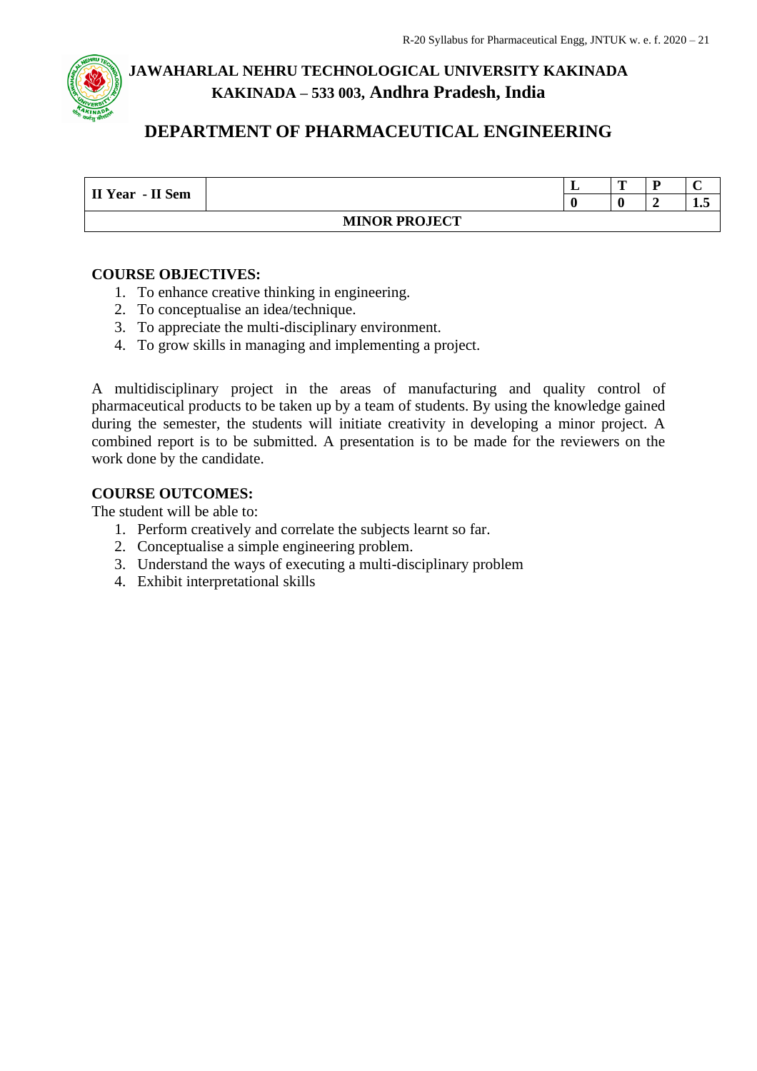# JAWAHARLAL NEHRU TECHNOLOGICAL UNIVERSITY KAKINADA
## KAKINADA – 533 003, Andhra Pradesh, India

## DEPARTMENT OF PHARMACEUTICAL ENGINEERING

| II Year - II Sem | | L | T | P | C |
|---|---|---|---|---|---|
| | | 0 | 0 | 2 | 1.5 |
| **MINOR PROJECT** | | | | | |

**COURSE OBJECTIVES:**

1. To enhance creative thinking in engineering.
2. To conceptualise an idea/technique.
3. To appreciate the multi-disciplinary environment.
4. To grow skills in managing and implementing a project.

A multidisciplinary project in the areas of manufacturing and quality control of pharmaceutical products to be taken up by a team of students. By using the knowledge gained during the semester, the students will initiate creativity in developing a minor project. A combined report is to be submitted. A presentation is to be made for the reviewers on the work done by the candidate.

**COURSE OUTCOMES:**

The student will be able to:

1. Perform creatively and correlate the subjects learnt so far.
2. Conceptualise a simple engineering problem.
3. Understand the ways of executing a multi-disciplinary problem
4. Exhibit interpretational skills